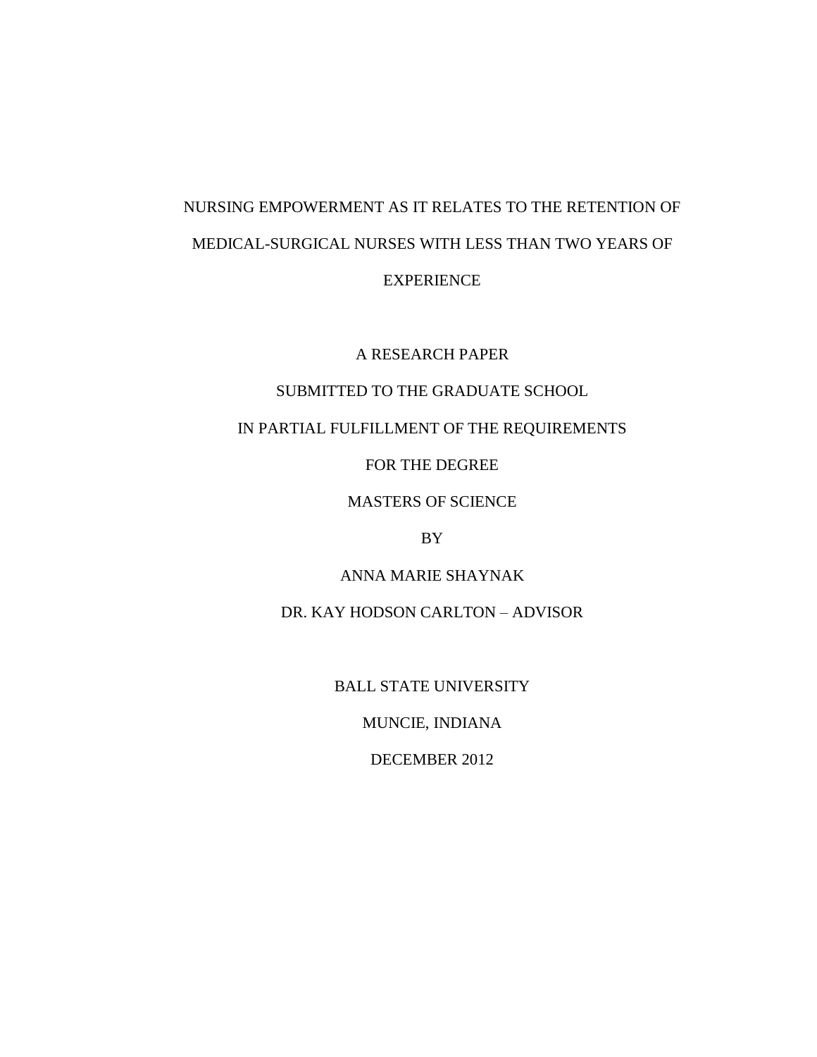# NURSING EMPOWERMENT AS IT RELATES TO THE RETENTION OF MEDICAL-SURGICAL NURSES WITH LESS THAN TWO YEARS OF EXPERIENCE

A RESEARCH PAPER

SUBMITTED TO THE GRADUATE SCHOOL

IN PARTIAL FULFILLMENT OF THE REQUIREMENTS

FOR THE DEGREE

MASTERS OF SCIENCE

BY

ANNA MARIE SHAYNAK

DR. KAY HODSON CARLTON – ADVISOR

BALL STATE UNIVERSITY

MUNCIE, INDIANA

DECEMBER 2012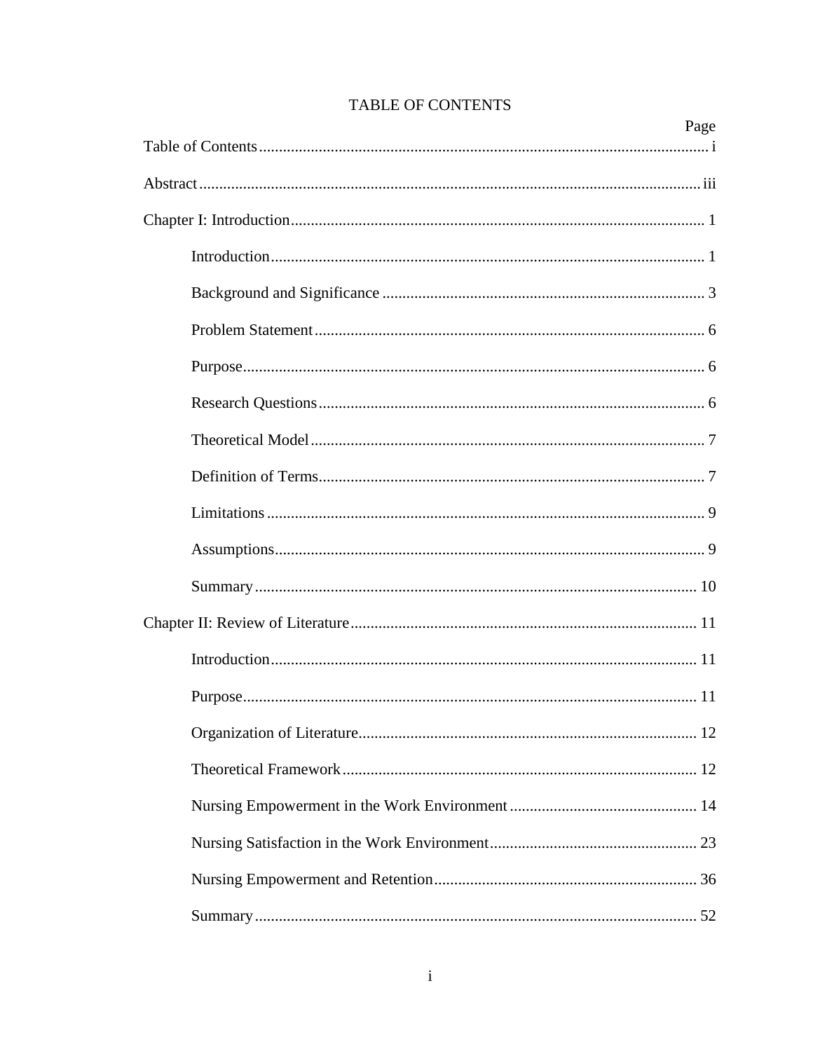# TABLE OF CONTENTS

| | Page |
|---|---|
| Table of Contents | i |
| Abstract | iii |
| Chapter I: Introduction | 1 |
| Introduction | 1 |
| Background and Significance | 3 |
| Problem Statement | 6 |
| Purpose | 6 |
| Research Questions | 6 |
| Theoretical Model | 7 |
| Definition of Terms | 7 |
| Limitations | 9 |
| Assumptions | 9 |
| Summary | 10 |
| Chapter II: Review of Literature | 11 |
| Introduction | 11 |
| Purpose | 11 |
| Organization of Literature | 12 |
| Theoretical Framework | 12 |
| Nursing Empowerment in the Work Environment | 14 |
| Nursing Satisfaction in the Work Environment | 23 |
| Nursing Empowerment and Retention | 36 |
| Summary | 52 |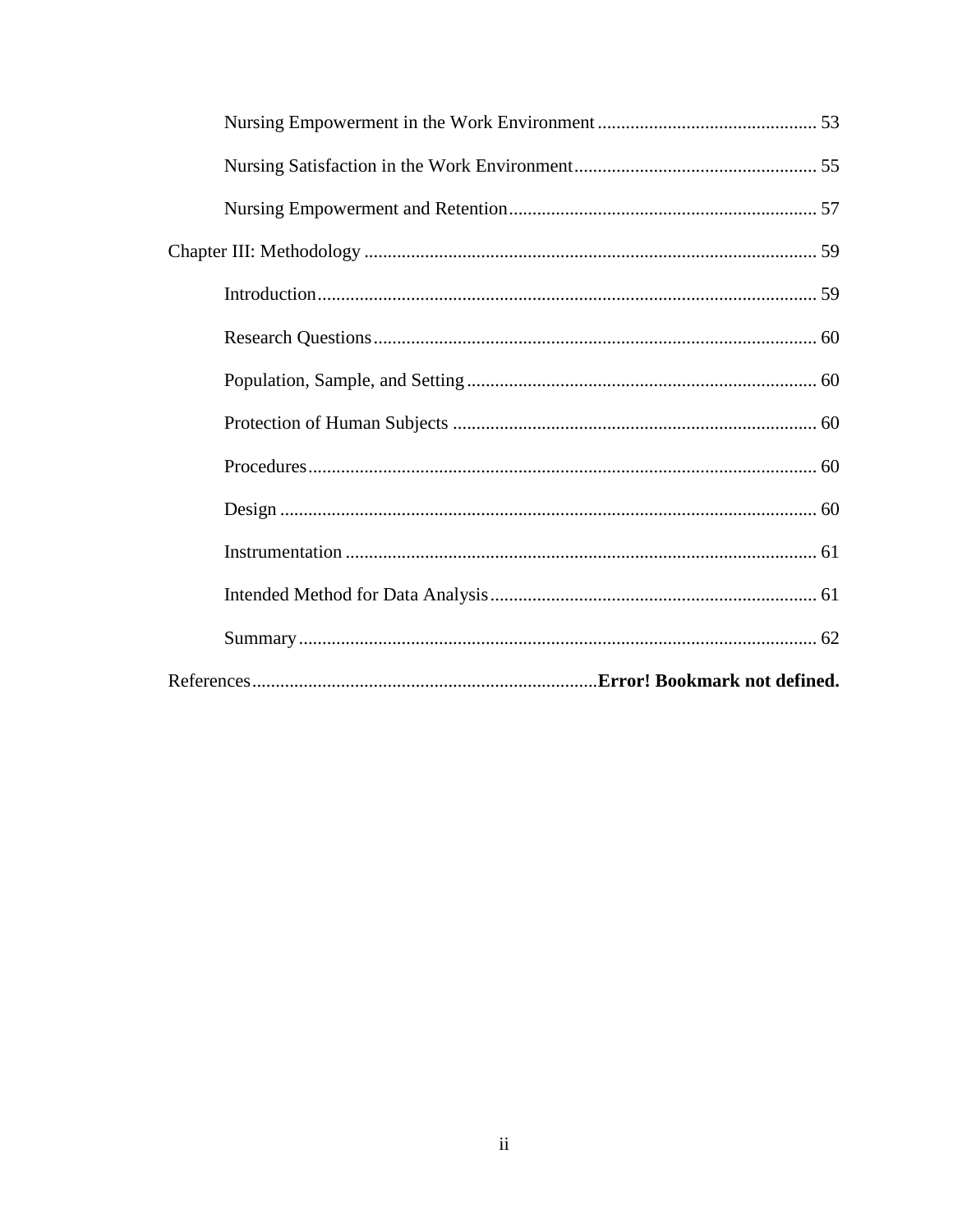Nursing Empowerment in the Work Environment .............................................. 53

Nursing Satisfaction in the Work Environment .................................................. 55

Nursing Empowerment and Retention ................................................................ 57

Chapter III: Methodology ............................................................................................ 59

Introduction ......................................................................................................... 59

Research Questions ............................................................................................. 60

Population, Sample, and Setting ......................................................................... 60

Protection of Human Subjects ............................................................................ 60

Procedures ........................................................................................................... 60

Design ................................................................................................................. 60

Instrumentation ................................................................................................... 61

Intended Method for Data Analysis .................................................................... 61

Summary ............................................................................................................. 62

References ......................................................................... **Error! Bookmark not defined.**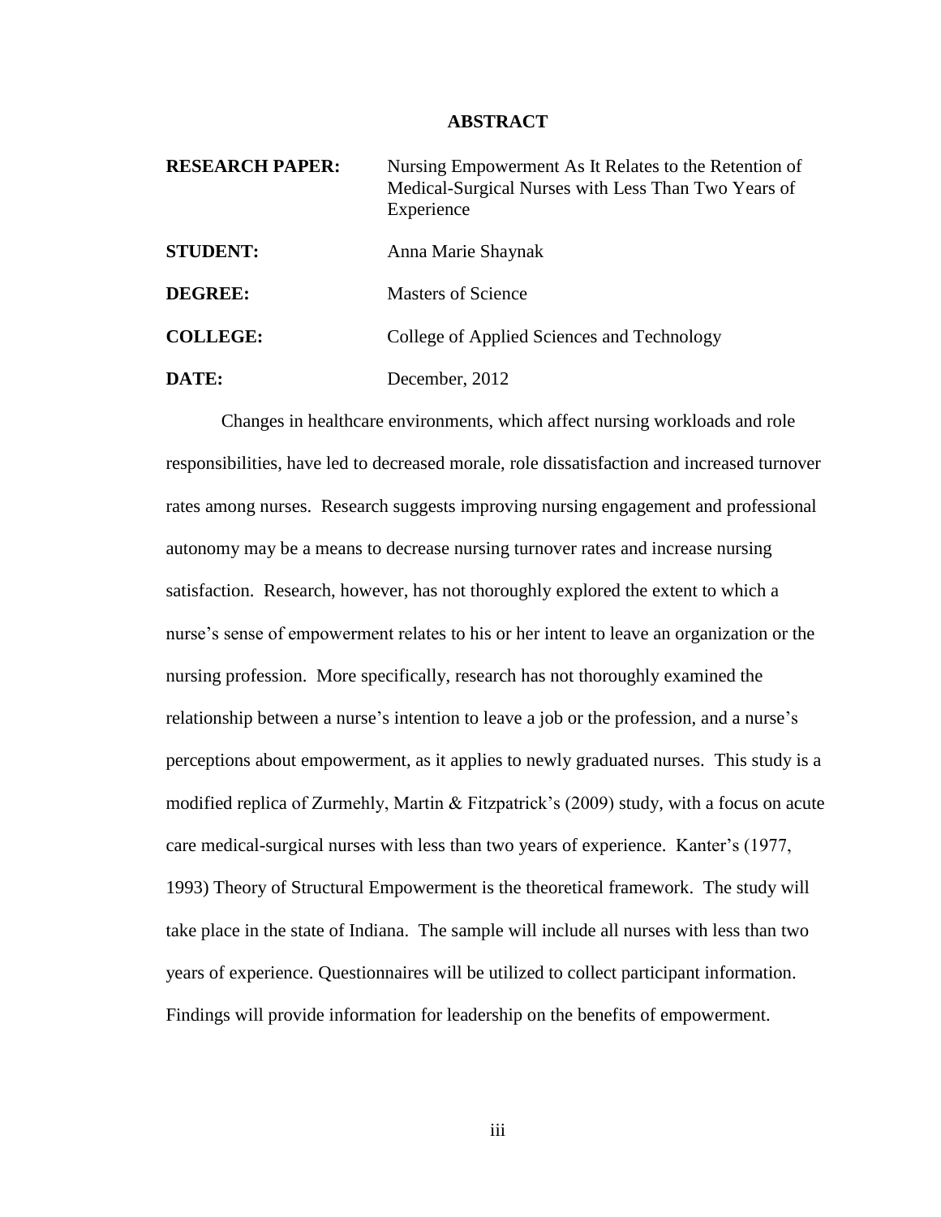# ABSTRACT

**RESEARCH PAPER:** Nursing Empowerment As It Relates to the Retention of Medical-Surgical Nurses with Less Than Two Years of Experience

**STUDENT:** Anna Marie Shaynak

**DEGREE:** Masters of Science

**COLLEGE:** College of Applied Sciences and Technology

**DATE:** December, 2012

Changes in healthcare environments, which affect nursing workloads and role responsibilities, have led to decreased morale, role dissatisfaction and increased turnover rates among nurses. Research suggests improving nursing engagement and professional autonomy may be a means to decrease nursing turnover rates and increase nursing satisfaction. Research, however, has not thoroughly explored the extent to which a nurse's sense of empowerment relates to his or her intent to leave an organization or the nursing profession. More specifically, research has not thoroughly examined the relationship between a nurse's intention to leave a job or the profession, and a nurse's perceptions about empowerment, as it applies to newly graduated nurses. This study is a modified replica of Zurmehly, Martin & Fitzpatrick's (2009) study, with a focus on acute care medical-surgical nurses with less than two years of experience. Kanter's (1977, 1993) Theory of Structural Empowerment is the theoretical framework. The study will take place in the state of Indiana. The sample will include all nurses with less than two years of experience. Questionnaires will be utilized to collect participant information. Findings will provide information for leadership on the benefits of empowerment.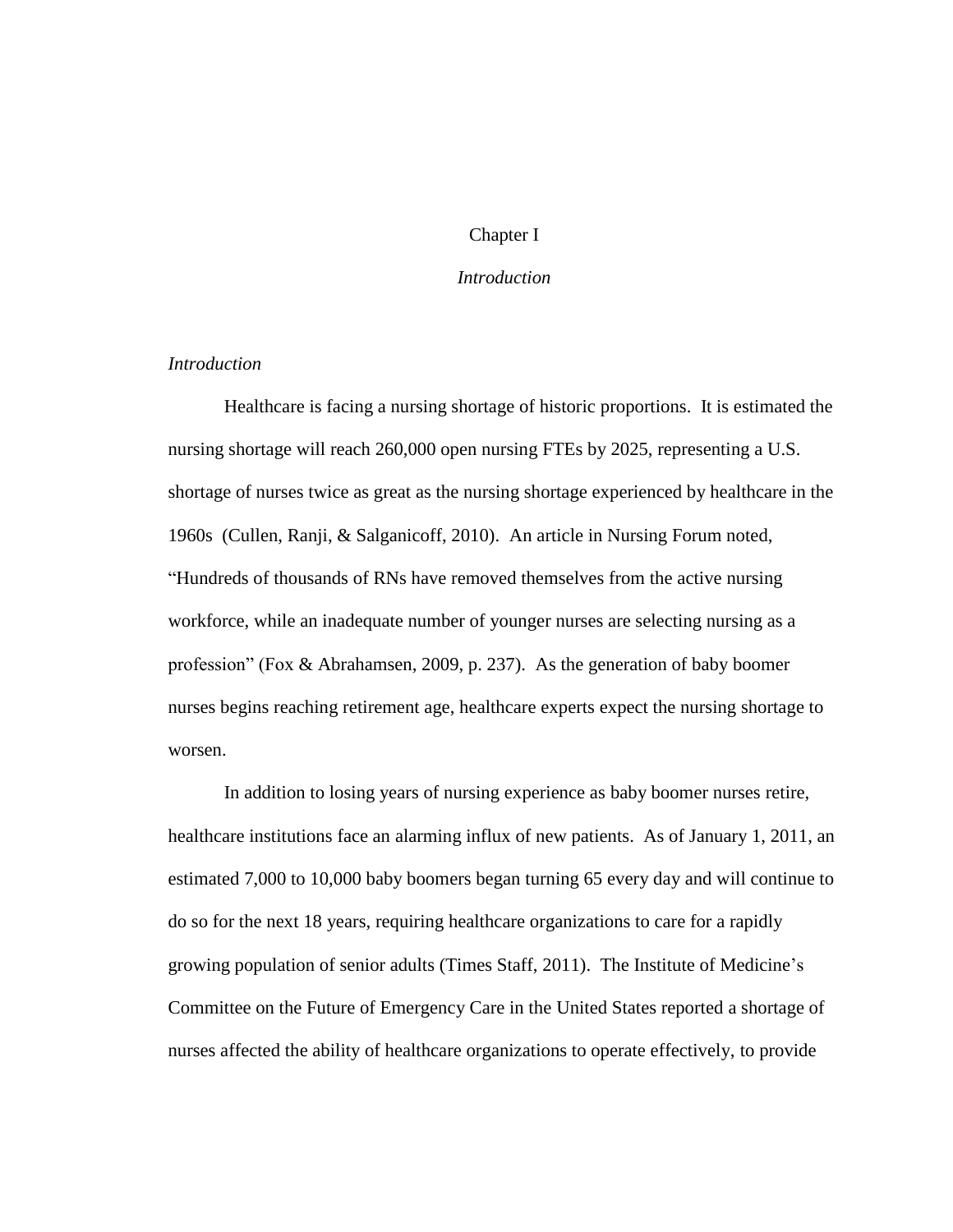# Chapter I

## *Introduction*

### *Introduction*

Healthcare is facing a nursing shortage of historic proportions. It is estimated the nursing shortage will reach 260,000 open nursing FTEs by 2025, representing a U.S. shortage of nurses twice as great as the nursing shortage experienced by healthcare in the 1960s (Cullen, Ranji, & Salganicoff, 2010). An article in Nursing Forum noted, "Hundreds of thousands of RNs have removed themselves from the active nursing workforce, while an inadequate number of younger nurses are selecting nursing as a profession" (Fox & Abrahamsen, 2009, p. 237). As the generation of baby boomer nurses begins reaching retirement age, healthcare experts expect the nursing shortage to worsen.

In addition to losing years of nursing experience as baby boomer nurses retire, healthcare institutions face an alarming influx of new patients. As of January 1, 2011, an estimated 7,000 to 10,000 baby boomers began turning 65 every day and will continue to do so for the next 18 years, requiring healthcare organizations to care for a rapidly growing population of senior adults (Times Staff, 2011). The Institute of Medicine's Committee on the Future of Emergency Care in the United States reported a shortage of nurses affected the ability of healthcare organizations to operate effectively, to provide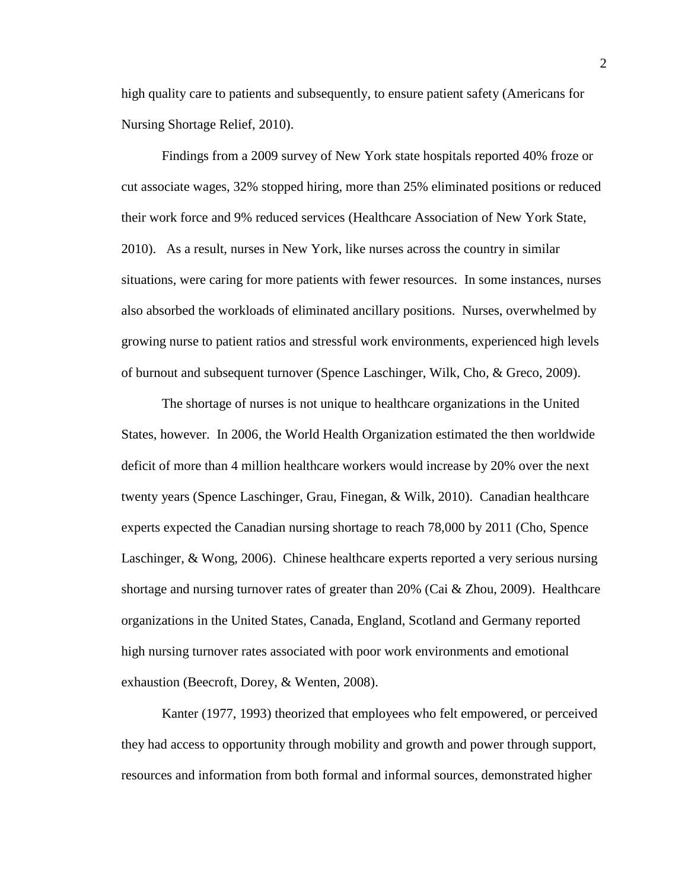high quality care to patients and subsequently, to ensure patient safety (Americans for Nursing Shortage Relief, 2010).

Findings from a 2009 survey of New York state hospitals reported 40% froze or cut associate wages, 32% stopped hiring, more than 25% eliminated positions or reduced their work force and 9% reduced services (Healthcare Association of New York State, 2010). As a result, nurses in New York, like nurses across the country in similar situations, were caring for more patients with fewer resources. In some instances, nurses also absorbed the workloads of eliminated ancillary positions. Nurses, overwhelmed by growing nurse to patient ratios and stressful work environments, experienced high levels of burnout and subsequent turnover (Spence Laschinger, Wilk, Cho, & Greco, 2009).

The shortage of nurses is not unique to healthcare organizations in the United States, however. In 2006, the World Health Organization estimated the then worldwide deficit of more than 4 million healthcare workers would increase by 20% over the next twenty years (Spence Laschinger, Grau, Finegan, & Wilk, 2010). Canadian healthcare experts expected the Canadian nursing shortage to reach 78,000 by 2011 (Cho, Spence Laschinger, & Wong, 2006). Chinese healthcare experts reported a very serious nursing shortage and nursing turnover rates of greater than 20% (Cai & Zhou, 2009). Healthcare organizations in the United States, Canada, England, Scotland and Germany reported high nursing turnover rates associated with poor work environments and emotional exhaustion (Beecroft, Dorey, & Wenten, 2008).

Kanter (1977, 1993) theorized that employees who felt empowered, or perceived they had access to opportunity through mobility and growth and power through support, resources and information from both formal and informal sources, demonstrated higher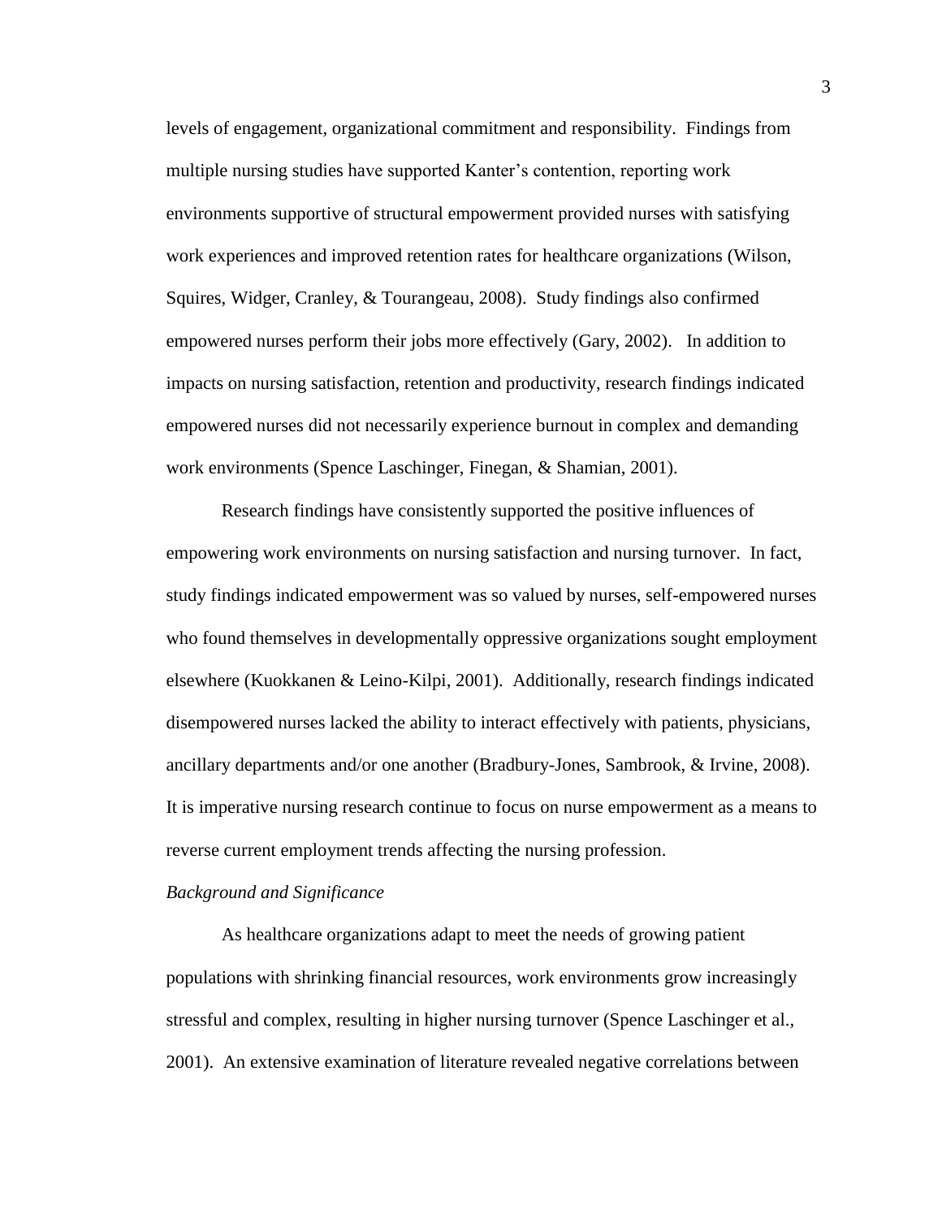levels of engagement, organizational commitment and responsibility. Findings from multiple nursing studies have supported Kanter's contention, reporting work environments supportive of structural empowerment provided nurses with satisfying work experiences and improved retention rates for healthcare organizations (Wilson, Squires, Widger, Cranley, & Tourangeau, 2008). Study findings also confirmed empowered nurses perform their jobs more effectively (Gary, 2002). In addition to impacts on nursing satisfaction, retention and productivity, research findings indicated empowered nurses did not necessarily experience burnout in complex and demanding work environments (Spence Laschinger, Finegan, & Shamian, 2001).

Research findings have consistently supported the positive influences of empowering work environments on nursing satisfaction and nursing turnover. In fact, study findings indicated empowerment was so valued by nurses, self-empowered nurses who found themselves in developmentally oppressive organizations sought employment elsewhere (Kuokkanen & Leino-Kilpi, 2001). Additionally, research findings indicated disempowered nurses lacked the ability to interact effectively with patients, physicians, ancillary departments and/or one another (Bradbury-Jones, Sambrook, & Irvine, 2008). It is imperative nursing research continue to focus on nurse empowerment as a means to reverse current employment trends affecting the nursing profession.

*Background and Significance*

As healthcare organizations adapt to meet the needs of growing patient populations with shrinking financial resources, work environments grow increasingly stressful and complex, resulting in higher nursing turnover (Spence Laschinger et al., 2001). An extensive examination of literature revealed negative correlations between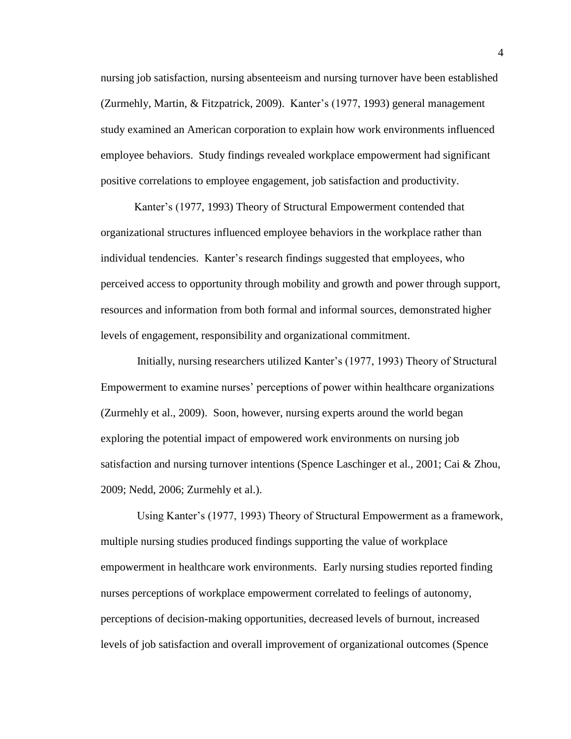nursing job satisfaction, nursing absenteeism and nursing turnover have been established (Zurmehly, Martin, & Fitzpatrick, 2009). Kanter's (1977, 1993) general management study examined an American corporation to explain how work environments influenced employee behaviors. Study findings revealed workplace empowerment had significant positive correlations to employee engagement, job satisfaction and productivity.

Kanter's (1977, 1993) Theory of Structural Empowerment contended that organizational structures influenced employee behaviors in the workplace rather than individual tendencies. Kanter's research findings suggested that employees, who perceived access to opportunity through mobility and growth and power through support, resources and information from both formal and informal sources, demonstrated higher levels of engagement, responsibility and organizational commitment.

Initially, nursing researchers utilized Kanter's (1977, 1993) Theory of Structural Empowerment to examine nurses' perceptions of power within healthcare organizations (Zurmehly et al., 2009). Soon, however, nursing experts around the world began exploring the potential impact of empowered work environments on nursing job satisfaction and nursing turnover intentions (Spence Laschinger et al., 2001; Cai & Zhou, 2009; Nedd, 2006; Zurmehly et al.).

Using Kanter's (1977, 1993) Theory of Structural Empowerment as a framework, multiple nursing studies produced findings supporting the value of workplace empowerment in healthcare work environments. Early nursing studies reported finding nurses perceptions of workplace empowerment correlated to feelings of autonomy, perceptions of decision-making opportunities, decreased levels of burnout, increased levels of job satisfaction and overall improvement of organizational outcomes (Spence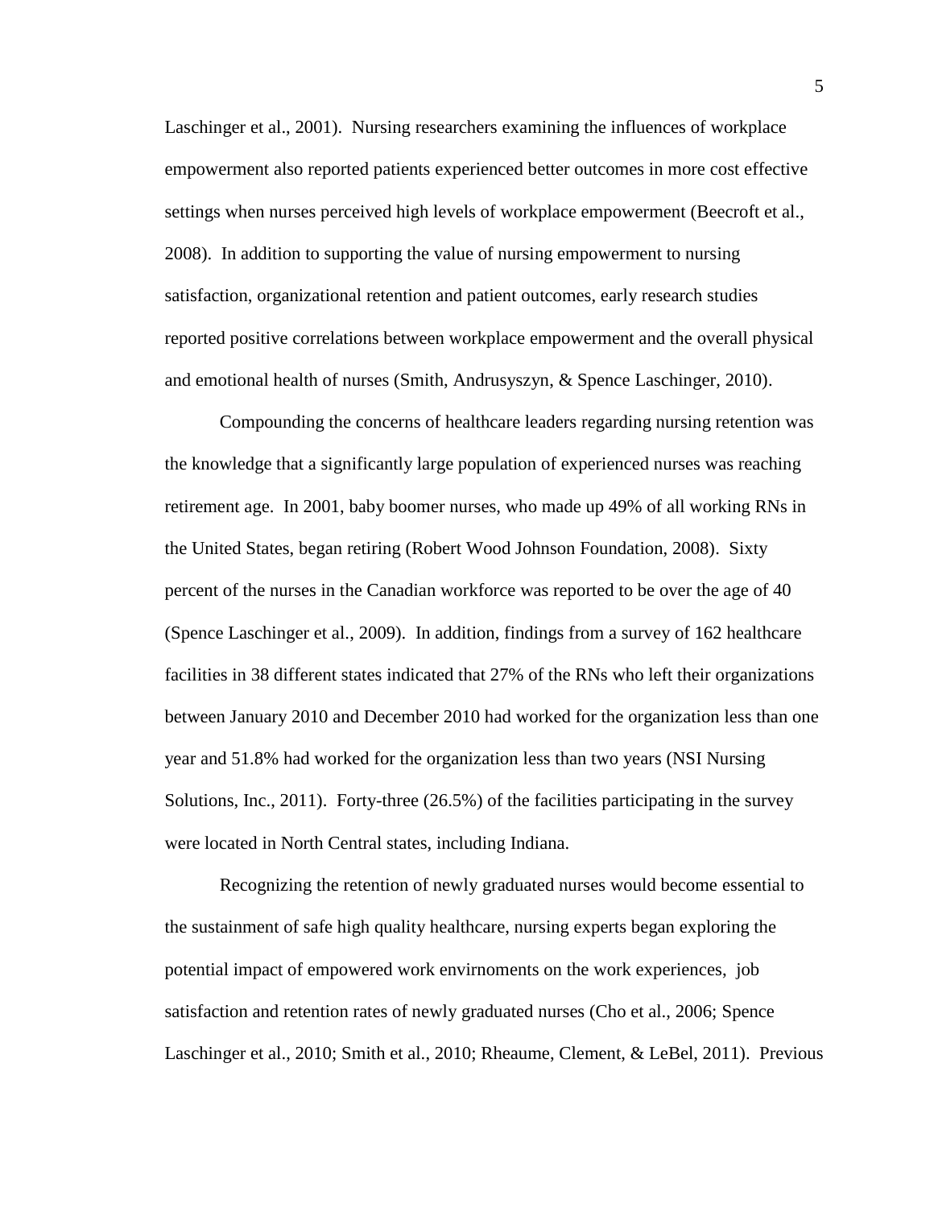Laschinger et al., 2001). Nursing researchers examining the influences of workplace empowerment also reported patients experienced better outcomes in more cost effective settings when nurses perceived high levels of workplace empowerment (Beecroft et al., 2008). In addition to supporting the value of nursing empowerment to nursing satisfaction, organizational retention and patient outcomes, early research studies reported positive correlations between workplace empowerment and the overall physical and emotional health of nurses (Smith, Andrusyszyn, & Spence Laschinger, 2010).

Compounding the concerns of healthcare leaders regarding nursing retention was the knowledge that a significantly large population of experienced nurses was reaching retirement age. In 2001, baby boomer nurses, who made up 49% of all working RNs in the United States, began retiring (Robert Wood Johnson Foundation, 2008). Sixty percent of the nurses in the Canadian workforce was reported to be over the age of 40 (Spence Laschinger et al., 2009). In addition, findings from a survey of 162 healthcare facilities in 38 different states indicated that 27% of the RNs who left their organizations between January 2010 and December 2010 had worked for the organization less than one year and 51.8% had worked for the organization less than two years (NSI Nursing Solutions, Inc., 2011). Forty-three (26.5%) of the facilities participating in the survey were located in North Central states, including Indiana.

Recognizing the retention of newly graduated nurses would become essential to the sustainment of safe high quality healthcare, nursing experts began exploring the potential impact of empowered work envirnoments on the work experiences, job satisfaction and retention rates of newly graduated nurses (Cho et al., 2006; Spence Laschinger et al., 2010; Smith et al., 2010; Rheaume, Clement, & LeBel, 2011). Previous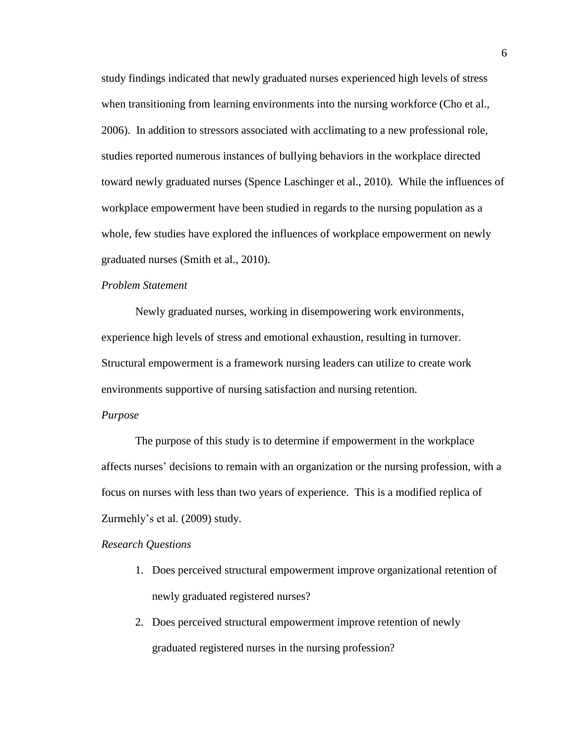study findings indicated that newly graduated nurses experienced high levels of stress when transitioning from learning environments into the nursing workforce (Cho et al., 2006). In addition to stressors associated with acclimating to a new professional role, studies reported numerous instances of bullying behaviors in the workplace directed toward newly graduated nurses (Spence Laschinger et al., 2010). While the influences of workplace empowerment have been studied in regards to the nursing population as a whole, few studies have explored the influences of workplace empowerment on newly graduated nurses (Smith et al., 2010).

*Problem Statement*

Newly graduated nurses, working in disempowering work environments, experience high levels of stress and emotional exhaustion, resulting in turnover. Structural empowerment is a framework nursing leaders can utilize to create work environments supportive of nursing satisfaction and nursing retention.

*Purpose*

The purpose of this study is to determine if empowerment in the workplace affects nurses' decisions to remain with an organization or the nursing profession, with a focus on nurses with less than two years of experience. This is a modified replica of Zurmehly's et al. (2009) study.

*Research Questions*

1. Does perceived structural empowerment improve organizational retention of newly graduated registered nurses?
2. Does perceived structural empowerment improve retention of newly graduated registered nurses in the nursing profession?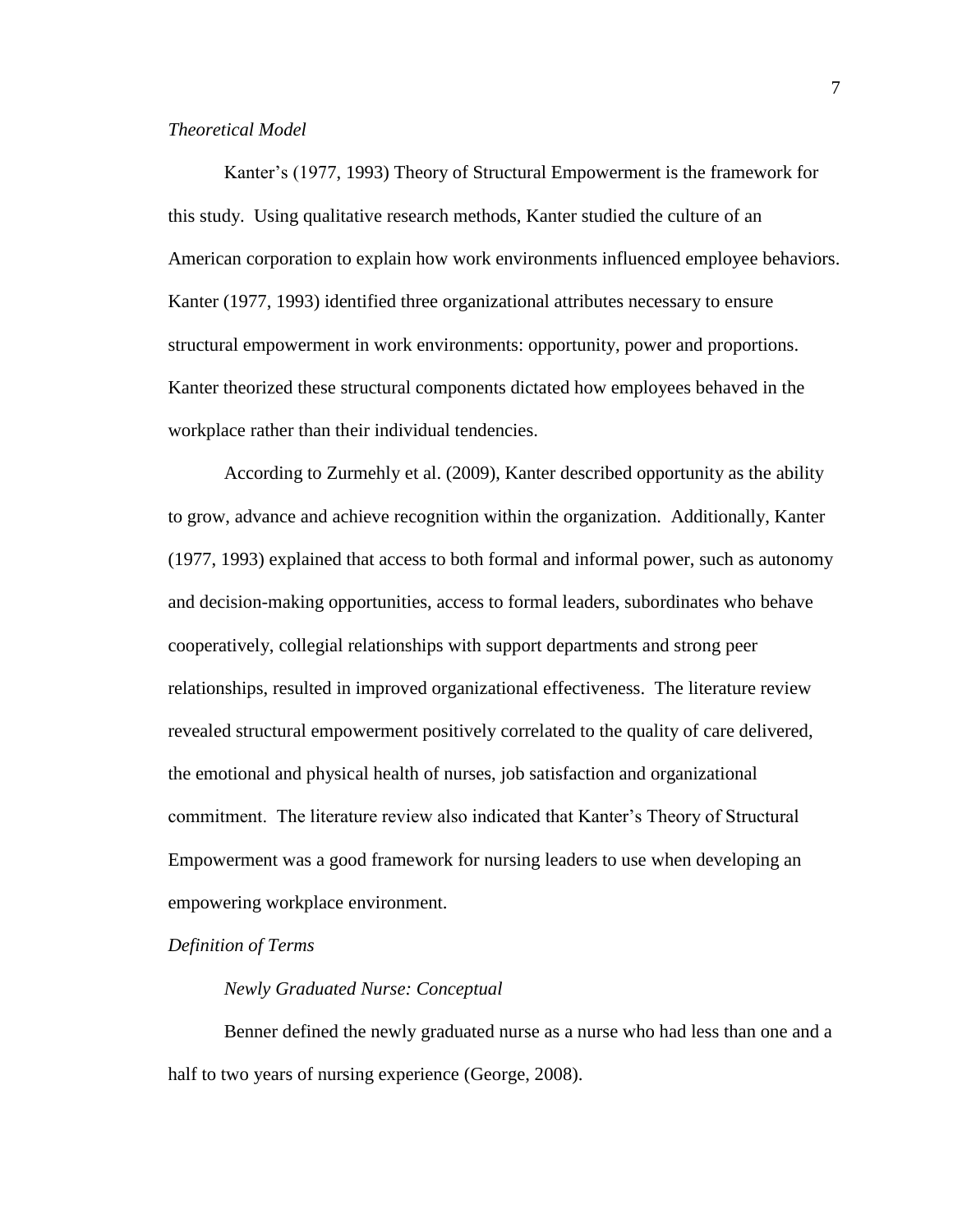*Theoretical Model*

Kanter's (1977, 1993) Theory of Structural Empowerment is the framework for this study. Using qualitative research methods, Kanter studied the culture of an American corporation to explain how work environments influenced employee behaviors. Kanter (1977, 1993) identified three organizational attributes necessary to ensure structural empowerment in work environments: opportunity, power and proportions. Kanter theorized these structural components dictated how employees behaved in the workplace rather than their individual tendencies.

According to Zurmehly et al. (2009), Kanter described opportunity as the ability to grow, advance and achieve recognition within the organization. Additionally, Kanter (1977, 1993) explained that access to both formal and informal power, such as autonomy and decision-making opportunities, access to formal leaders, subordinates who behave cooperatively, collegial relationships with support departments and strong peer relationships, resulted in improved organizational effectiveness. The literature review revealed structural empowerment positively correlated to the quality of care delivered, the emotional and physical health of nurses, job satisfaction and organizational commitment. The literature review also indicated that Kanter's Theory of Structural Empowerment was a good framework for nursing leaders to use when developing an empowering workplace environment.

*Definition of Terms*

*Newly Graduated Nurse: Conceptual*

Benner defined the newly graduated nurse as a nurse who had less than one and a half to two years of nursing experience (George, 2008).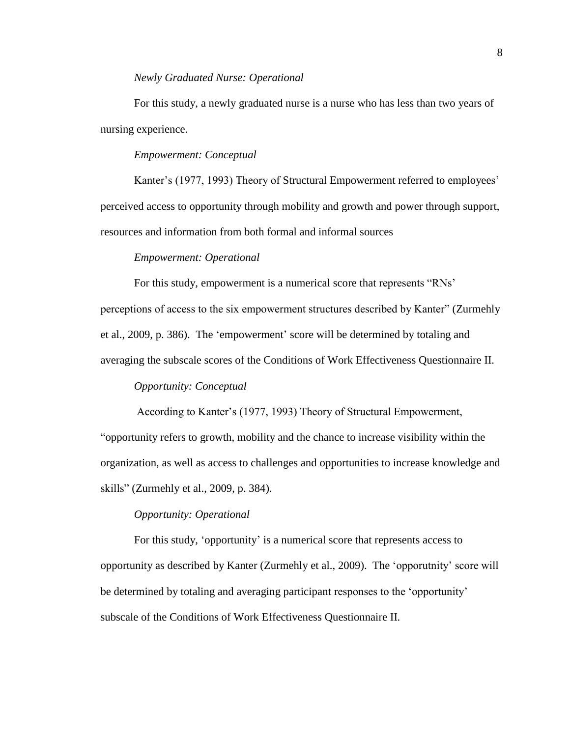*Newly Graduated Nurse: Operational*

For this study, a newly graduated nurse is a nurse who has less than two years of nursing experience.

*Empowerment: Conceptual*

Kanter's (1977, 1993) Theory of Structural Empowerment referred to employees' perceived access to opportunity through mobility and growth and power through support, resources and information from both formal and informal sources

*Empowerment: Operational*

For this study, empowerment is a numerical score that represents "RNs' perceptions of access to the six empowerment structures described by Kanter" (Zurmehly et al., 2009, p. 386). The 'empowerment' score will be determined by totaling and averaging the subscale scores of the Conditions of Work Effectiveness Questionnaire II.

*Opportunity: Conceptual*

According to Kanter's (1977, 1993) Theory of Structural Empowerment, "opportunity refers to growth, mobility and the chance to increase visibility within the organization, as well as access to challenges and opportunities to increase knowledge and skills" (Zurmehly et al., 2009, p. 384).

*Opportunity: Operational*

For this study, 'opportunity' is a numerical score that represents access to opportunity as described by Kanter (Zurmehly et al., 2009). The 'opporutnity' score will be determined by totaling and averaging participant responses to the 'opportunity' subscale of the Conditions of Work Effectiveness Questionnaire II.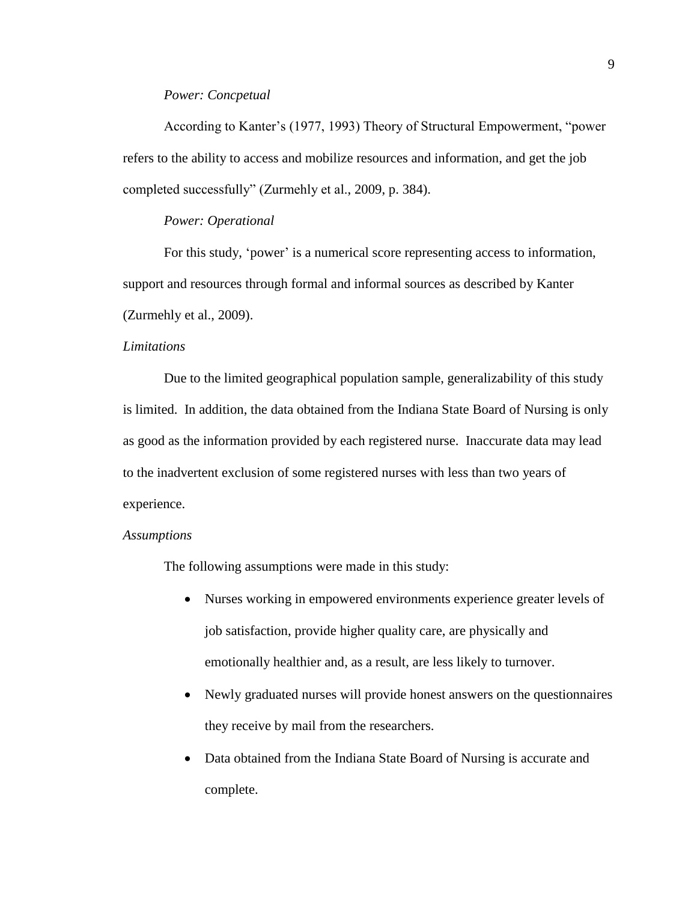*Power: Concpetual*

According to Kanter's (1977, 1993) Theory of Structural Empowerment, "power refers to the ability to access and mobilize resources and information, and get the job completed successfully" (Zurmehly et al., 2009, p. 384).

*Power: Operational*

For this study, 'power' is a numerical score representing access to information, support and resources through formal and informal sources as described by Kanter (Zurmehly et al., 2009).

*Limitations*

Due to the limited geographical population sample, generalizability of this study is limited. In addition, the data obtained from the Indiana State Board of Nursing is only as good as the information provided by each registered nurse. Inaccurate data may lead to the inadvertent exclusion of some registered nurses with less than two years of experience.

*Assumptions*

The following assumptions were made in this study:

- Nurses working in empowered environments experience greater levels of job satisfaction, provide higher quality care, are physically and emotionally healthier and, as a result, are less likely to turnover.
- Newly graduated nurses will provide honest answers on the questionnaires they receive by mail from the researchers.
- Data obtained from the Indiana State Board of Nursing is accurate and complete.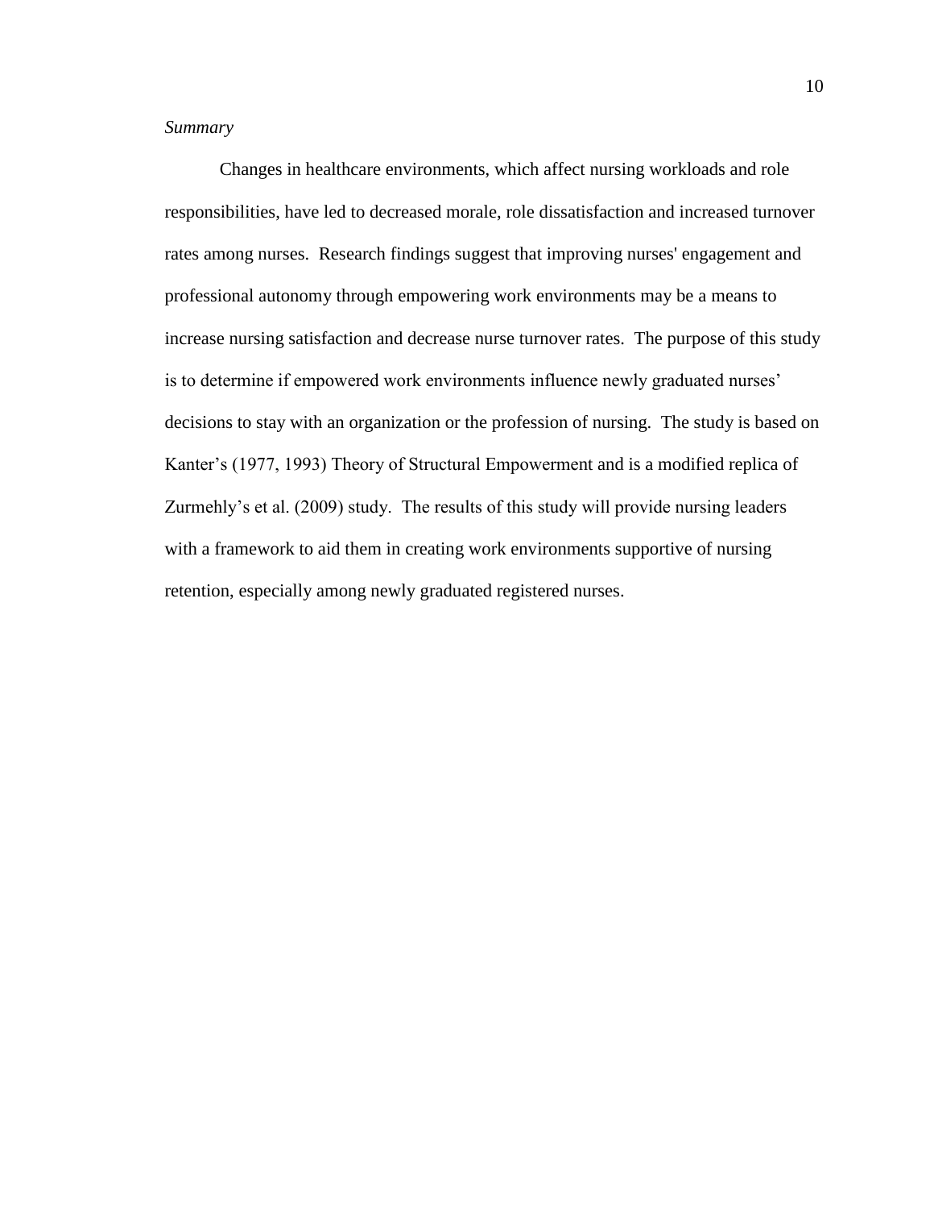*Summary*

Changes in healthcare environments, which affect nursing workloads and role responsibilities, have led to decreased morale, role dissatisfaction and increased turnover rates among nurses. Research findings suggest that improving nurses' engagement and professional autonomy through empowering work environments may be a means to increase nursing satisfaction and decrease nurse turnover rates. The purpose of this study is to determine if empowered work environments influence newly graduated nurses' decisions to stay with an organization or the profession of nursing. The study is based on Kanter's (1977, 1993) Theory of Structural Empowerment and is a modified replica of Zurmehly's et al. (2009) study. The results of this study will provide nursing leaders with a framework to aid them in creating work environments supportive of nursing retention, especially among newly graduated registered nurses.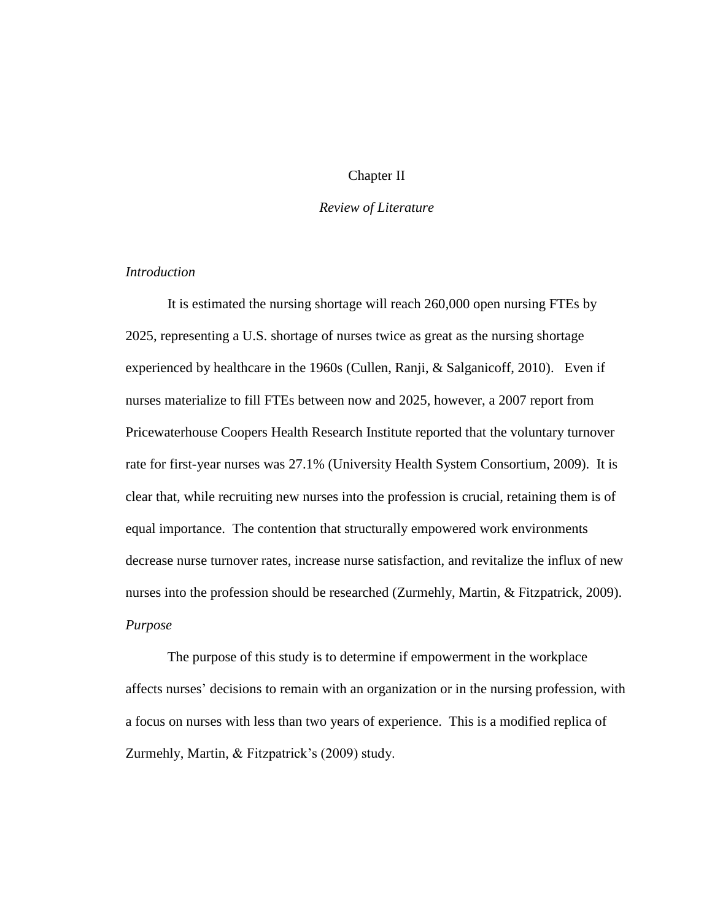# Chapter II

## *Review of Literature*

### *Introduction*

It is estimated the nursing shortage will reach 260,000 open nursing FTEs by 2025, representing a U.S. shortage of nurses twice as great as the nursing shortage experienced by healthcare in the 1960s (Cullen, Ranji, & Salganicoff, 2010). Even if nurses materialize to fill FTEs between now and 2025, however, a 2007 report from Pricewaterhouse Coopers Health Research Institute reported that the voluntary turnover rate for first-year nurses was 27.1% (University Health System Consortium, 2009). It is clear that, while recruiting new nurses into the profession is crucial, retaining them is of equal importance. The contention that structurally empowered work environments decrease nurse turnover rates, increase nurse satisfaction, and revitalize the influx of new nurses into the profession should be researched (Zurmehly, Martin, & Fitzpatrick, 2009).

### *Purpose*

The purpose of this study is to determine if empowerment in the workplace affects nurses' decisions to remain with an organization or in the nursing profession, with a focus on nurses with less than two years of experience. This is a modified replica of Zurmehly, Martin, & Fitzpatrick's (2009) study.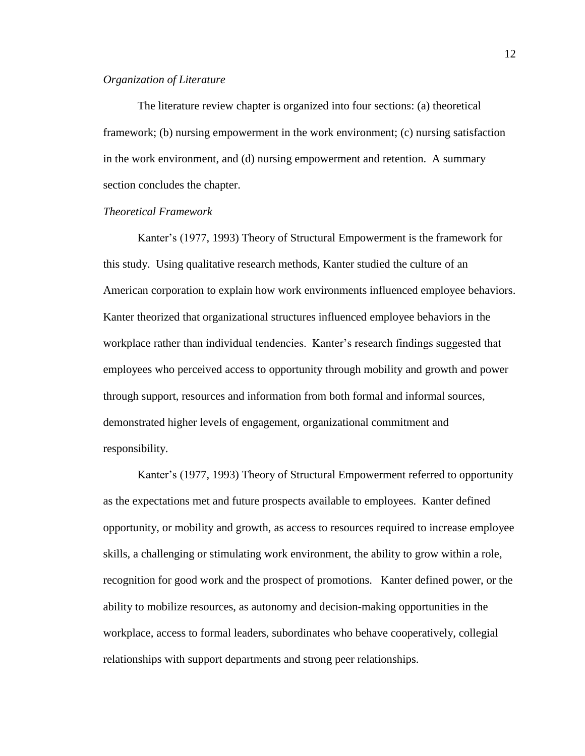*Organization of Literature*

The literature review chapter is organized into four sections: (a) theoretical framework; (b) nursing empowerment in the work environment; (c) nursing satisfaction in the work environment, and (d) nursing empowerment and retention. A summary section concludes the chapter.

*Theoretical Framework*

Kanter's (1977, 1993) Theory of Structural Empowerment is the framework for this study. Using qualitative research methods, Kanter studied the culture of an American corporation to explain how work environments influenced employee behaviors. Kanter theorized that organizational structures influenced employee behaviors in the workplace rather than individual tendencies. Kanter's research findings suggested that employees who perceived access to opportunity through mobility and growth and power through support, resources and information from both formal and informal sources, demonstrated higher levels of engagement, organizational commitment and responsibility.

Kanter's (1977, 1993) Theory of Structural Empowerment referred to opportunity as the expectations met and future prospects available to employees. Kanter defined opportunity, or mobility and growth, as access to resources required to increase employee skills, a challenging or stimulating work environment, the ability to grow within a role, recognition for good work and the prospect of promotions. Kanter defined power, or the ability to mobilize resources, as autonomy and decision-making opportunities in the workplace, access to formal leaders, subordinates who behave cooperatively, collegial relationships with support departments and strong peer relationships.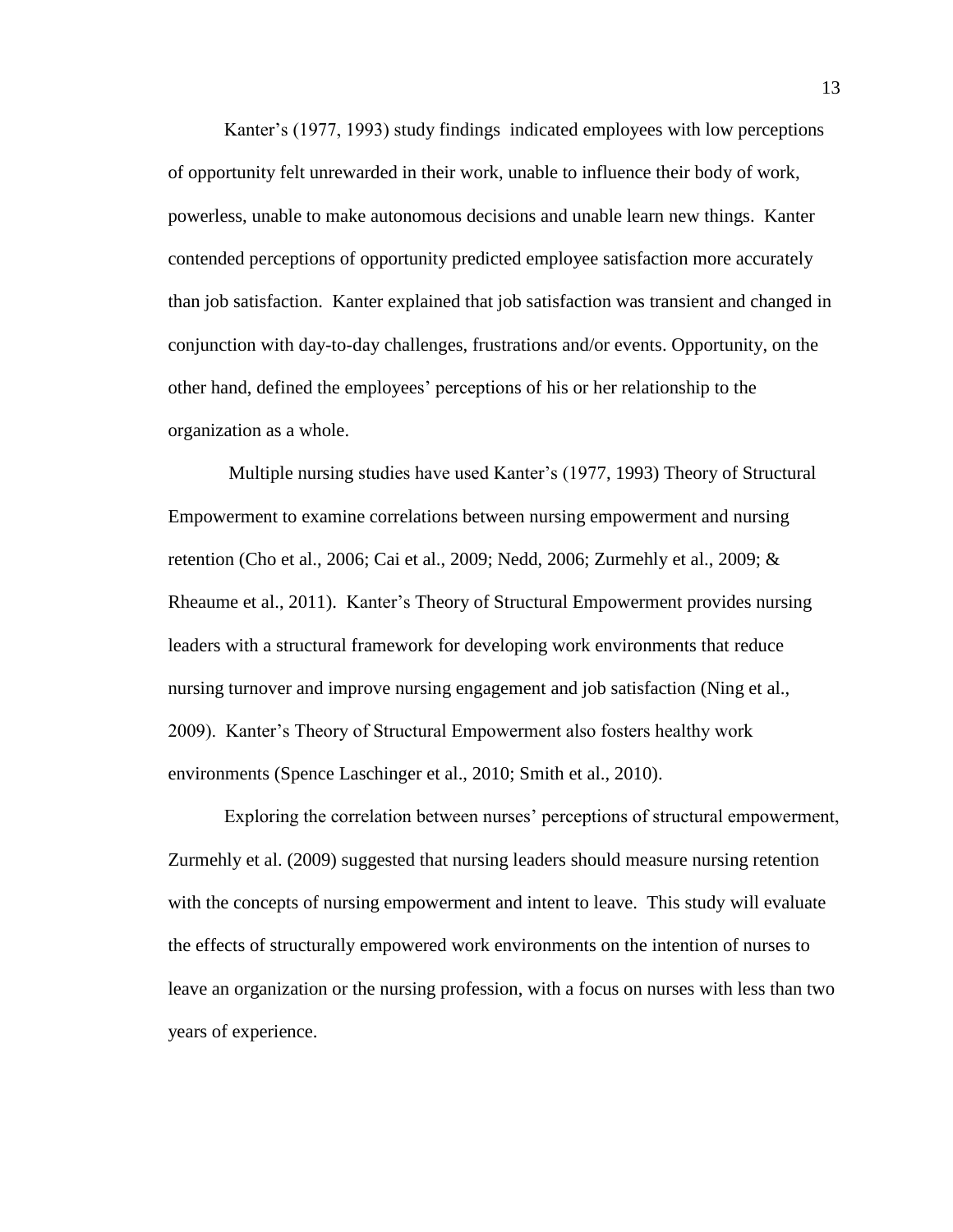Kanter's (1977, 1993) study findings indicated employees with low perceptions of opportunity felt unrewarded in their work, unable to influence their body of work, powerless, unable to make autonomous decisions and unable learn new things. Kanter contended perceptions of opportunity predicted employee satisfaction more accurately than job satisfaction. Kanter explained that job satisfaction was transient and changed in conjunction with day-to-day challenges, frustrations and/or events. Opportunity, on the other hand, defined the employees' perceptions of his or her relationship to the organization as a whole.

Multiple nursing studies have used Kanter's (1977, 1993) Theory of Structural Empowerment to examine correlations between nursing empowerment and nursing retention (Cho et al., 2006; Cai et al., 2009; Nedd, 2006; Zurmehly et al., 2009; & Rheaume et al., 2011). Kanter's Theory of Structural Empowerment provides nursing leaders with a structural framework for developing work environments that reduce nursing turnover and improve nursing engagement and job satisfaction (Ning et al., 2009). Kanter's Theory of Structural Empowerment also fosters healthy work environments (Spence Laschinger et al., 2010; Smith et al., 2010).

Exploring the correlation between nurses' perceptions of structural empowerment, Zurmehly et al. (2009) suggested that nursing leaders should measure nursing retention with the concepts of nursing empowerment and intent to leave. This study will evaluate the effects of structurally empowered work environments on the intention of nurses to leave an organization or the nursing profession, with a focus on nurses with less than two years of experience.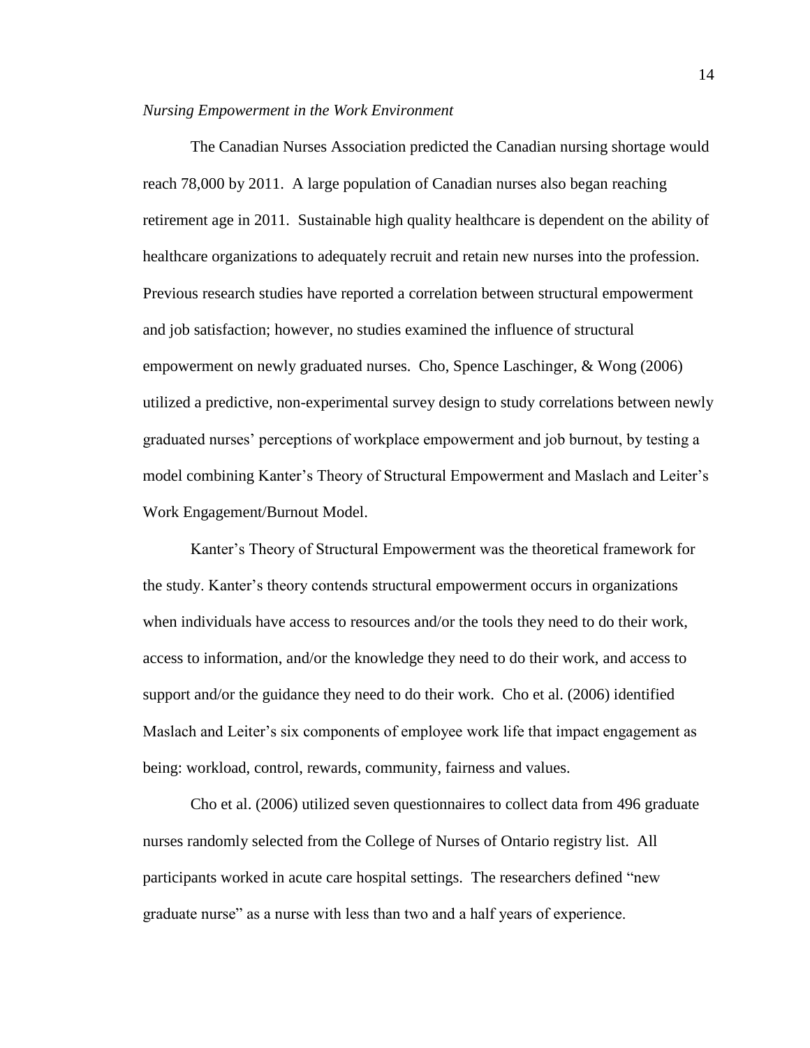*Nursing Empowerment in the Work Environment*

The Canadian Nurses Association predicted the Canadian nursing shortage would reach 78,000 by 2011. A large population of Canadian nurses also began reaching retirement age in 2011. Sustainable high quality healthcare is dependent on the ability of healthcare organizations to adequately recruit and retain new nurses into the profession. Previous research studies have reported a correlation between structural empowerment and job satisfaction; however, no studies examined the influence of structural empowerment on newly graduated nurses. Cho, Spence Laschinger, & Wong (2006) utilized a predictive, non-experimental survey design to study correlations between newly graduated nurses' perceptions of workplace empowerment and job burnout, by testing a model combining Kanter's Theory of Structural Empowerment and Maslach and Leiter's Work Engagement/Burnout Model.

Kanter's Theory of Structural Empowerment was the theoretical framework for the study. Kanter's theory contends structural empowerment occurs in organizations when individuals have access to resources and/or the tools they need to do their work, access to information, and/or the knowledge they need to do their work, and access to support and/or the guidance they need to do their work. Cho et al. (2006) identified Maslach and Leiter's six components of employee work life that impact engagement as being: workload, control, rewards, community, fairness and values.

Cho et al. (2006) utilized seven questionnaires to collect data from 496 graduate nurses randomly selected from the College of Nurses of Ontario registry list. All participants worked in acute care hospital settings. The researchers defined "new graduate nurse" as a nurse with less than two and a half years of experience.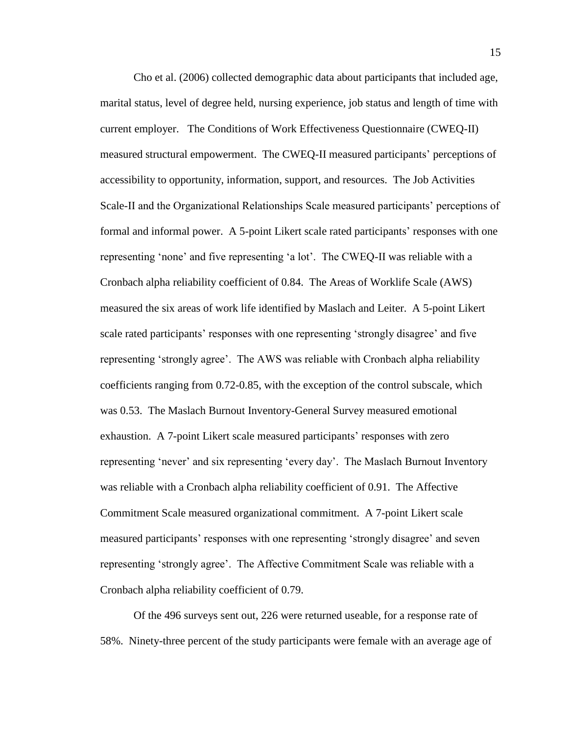Cho et al. (2006) collected demographic data about participants that included age, marital status, level of degree held, nursing experience, job status and length of time with current employer. The Conditions of Work Effectiveness Questionnaire (CWEQ-II) measured structural empowerment. The CWEQ-II measured participants' perceptions of accessibility to opportunity, information, support, and resources. The Job Activities Scale-II and the Organizational Relationships Scale measured participants' perceptions of formal and informal power. A 5-point Likert scale rated participants' responses with one representing 'none' and five representing 'a lot'. The CWEQ-II was reliable with a Cronbach alpha reliability coefficient of 0.84. The Areas of Worklife Scale (AWS) measured the six areas of work life identified by Maslach and Leiter. A 5-point Likert scale rated participants' responses with one representing 'strongly disagree' and five representing 'strongly agree'. The AWS was reliable with Cronbach alpha reliability coefficients ranging from 0.72-0.85, with the exception of the control subscale, which was 0.53. The Maslach Burnout Inventory-General Survey measured emotional exhaustion. A 7-point Likert scale measured participants' responses with zero representing 'never' and six representing 'every day'. The Maslach Burnout Inventory was reliable with a Cronbach alpha reliability coefficient of 0.91. The Affective Commitment Scale measured organizational commitment. A 7-point Likert scale measured participants' responses with one representing 'strongly disagree' and seven representing 'strongly agree'. The Affective Commitment Scale was reliable with a Cronbach alpha reliability coefficient of 0.79.

Of the 496 surveys sent out, 226 were returned useable, for a response rate of 58%. Ninety-three percent of the study participants were female with an average age of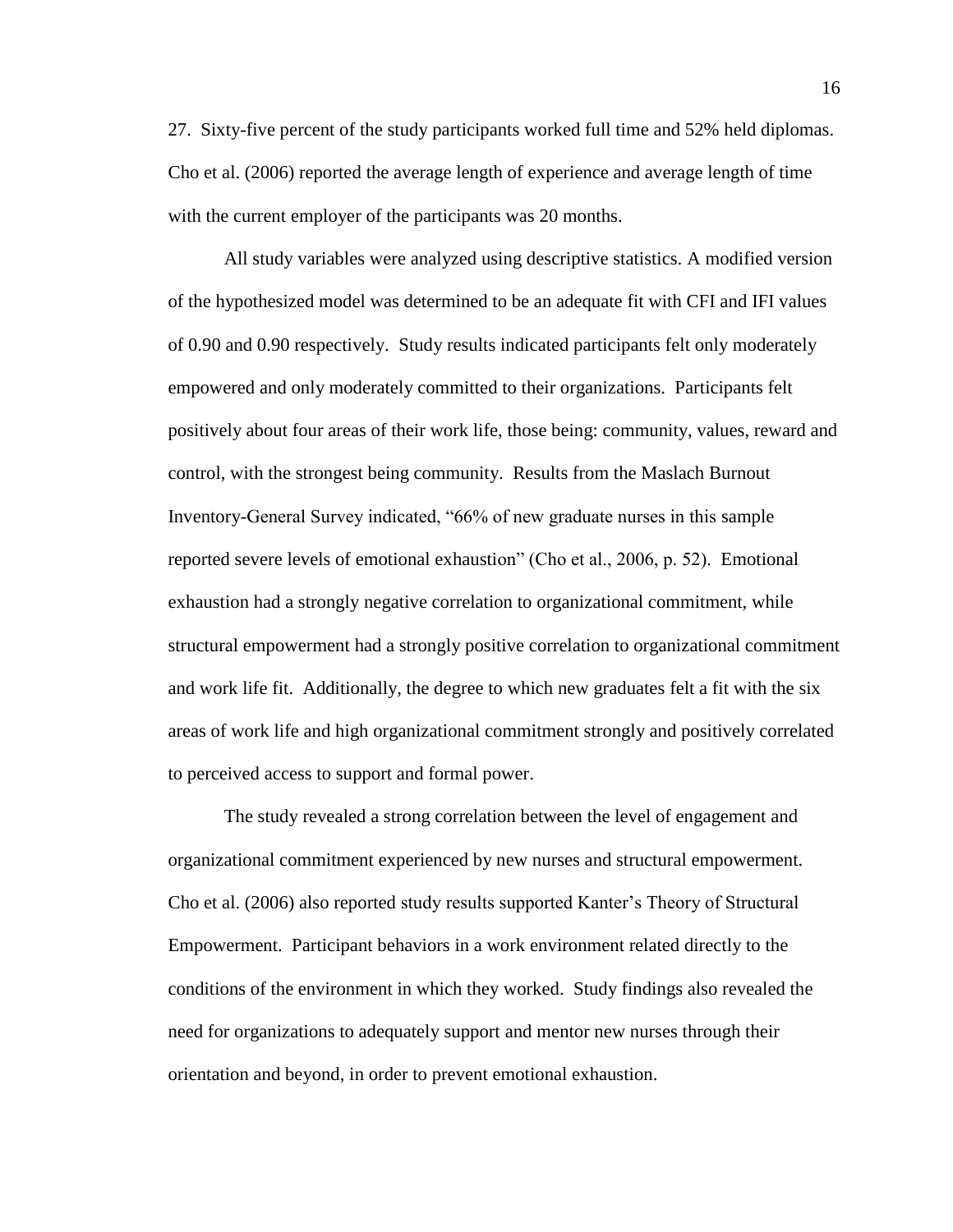27. Sixty-five percent of the study participants worked full time and 52% held diplomas. Cho et al. (2006) reported the average length of experience and average length of time with the current employer of the participants was 20 months.

All study variables were analyzed using descriptive statistics. A modified version of the hypothesized model was determined to be an adequate fit with CFI and IFI values of 0.90 and 0.90 respectively. Study results indicated participants felt only moderately empowered and only moderately committed to their organizations. Participants felt positively about four areas of their work life, those being: community, values, reward and control, with the strongest being community. Results from the Maslach Burnout Inventory-General Survey indicated, "66% of new graduate nurses in this sample reported severe levels of emotional exhaustion" (Cho et al., 2006, p. 52). Emotional exhaustion had a strongly negative correlation to organizational commitment, while structural empowerment had a strongly positive correlation to organizational commitment and work life fit. Additionally, the degree to which new graduates felt a fit with the six areas of work life and high organizational commitment strongly and positively correlated to perceived access to support and formal power.

The study revealed a strong correlation between the level of engagement and organizational commitment experienced by new nurses and structural empowerment. Cho et al. (2006) also reported study results supported Kanter's Theory of Structural Empowerment. Participant behaviors in a work environment related directly to the conditions of the environment in which they worked. Study findings also revealed the need for organizations to adequately support and mentor new nurses through their orientation and beyond, in order to prevent emotional exhaustion.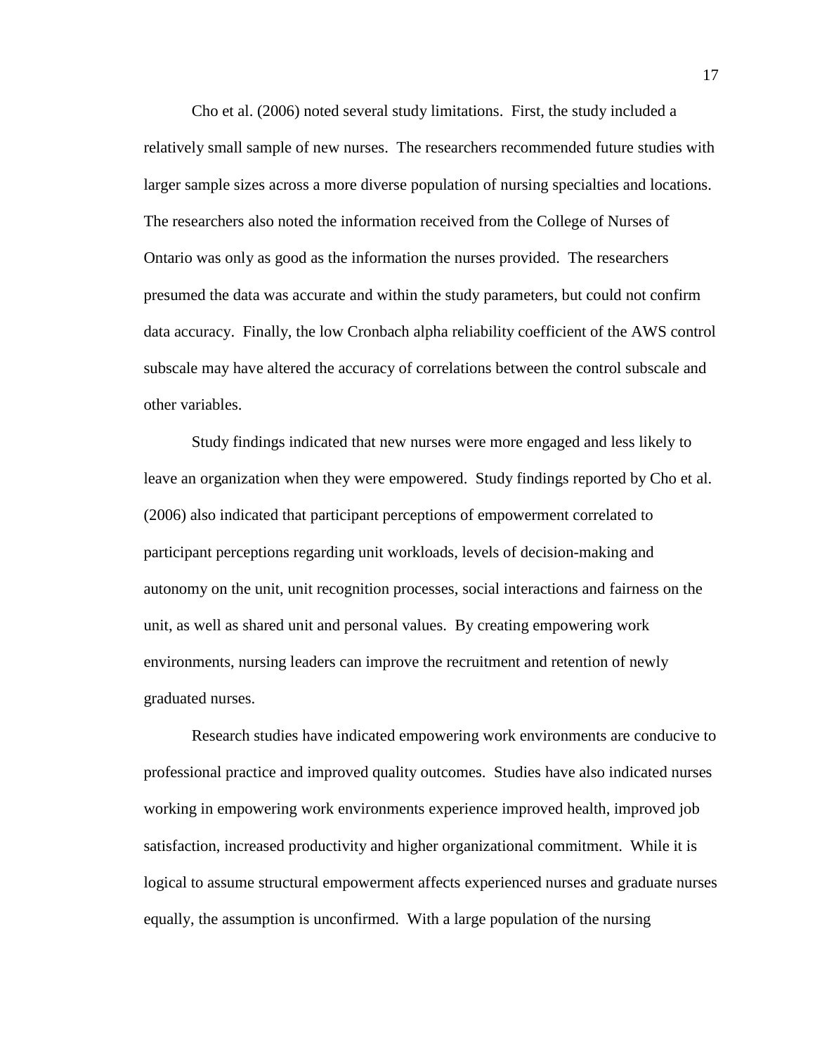Cho et al. (2006) noted several study limitations. First, the study included a relatively small sample of new nurses. The researchers recommended future studies with larger sample sizes across a more diverse population of nursing specialties and locations. The researchers also noted the information received from the College of Nurses of Ontario was only as good as the information the nurses provided. The researchers presumed the data was accurate and within the study parameters, but could not confirm data accuracy. Finally, the low Cronbach alpha reliability coefficient of the AWS control subscale may have altered the accuracy of correlations between the control subscale and other variables.

Study findings indicated that new nurses were more engaged and less likely to leave an organization when they were empowered. Study findings reported by Cho et al. (2006) also indicated that participant perceptions of empowerment correlated to participant perceptions regarding unit workloads, levels of decision-making and autonomy on the unit, unit recognition processes, social interactions and fairness on the unit, as well as shared unit and personal values. By creating empowering work environments, nursing leaders can improve the recruitment and retention of newly graduated nurses.

Research studies have indicated empowering work environments are conducive to professional practice and improved quality outcomes. Studies have also indicated nurses working in empowering work environments experience improved health, improved job satisfaction, increased productivity and higher organizational commitment. While it is logical to assume structural empowerment affects experienced nurses and graduate nurses equally, the assumption is unconfirmed. With a large population of the nursing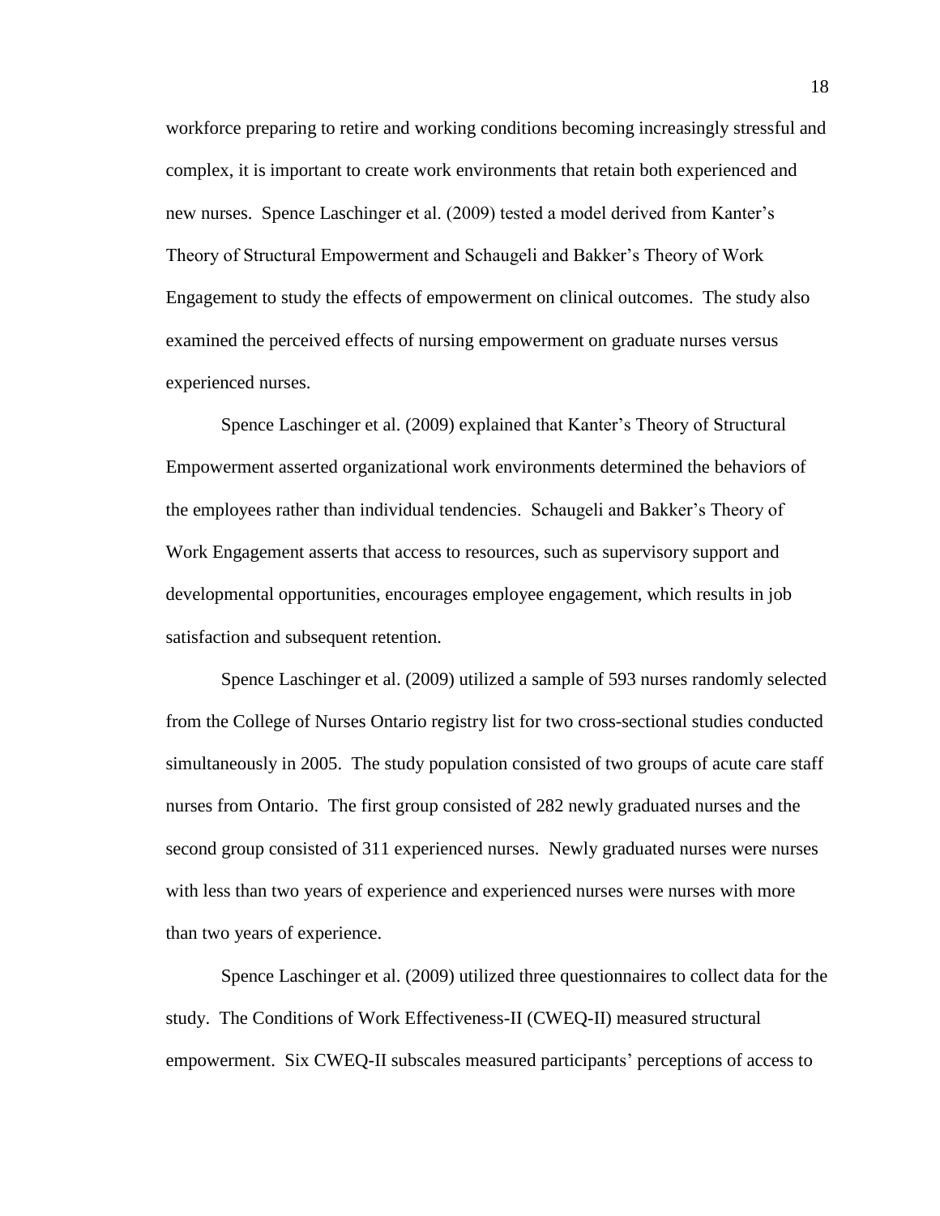workforce preparing to retire and working conditions becoming increasingly stressful and complex, it is important to create work environments that retain both experienced and new nurses. Spence Laschinger et al. (2009) tested a model derived from Kanter's Theory of Structural Empowerment and Schaugeli and Bakker's Theory of Work Engagement to study the effects of empowerment on clinical outcomes. The study also examined the perceived effects of nursing empowerment on graduate nurses versus experienced nurses.

Spence Laschinger et al. (2009) explained that Kanter's Theory of Structural Empowerment asserted organizational work environments determined the behaviors of the employees rather than individual tendencies. Schaugeli and Bakker's Theory of Work Engagement asserts that access to resources, such as supervisory support and developmental opportunities, encourages employee engagement, which results in job satisfaction and subsequent retention.

Spence Laschinger et al. (2009) utilized a sample of 593 nurses randomly selected from the College of Nurses Ontario registry list for two cross-sectional studies conducted simultaneously in 2005. The study population consisted of two groups of acute care staff nurses from Ontario. The first group consisted of 282 newly graduated nurses and the second group consisted of 311 experienced nurses. Newly graduated nurses were nurses with less than two years of experience and experienced nurses were nurses with more than two years of experience.

Spence Laschinger et al. (2009) utilized three questionnaires to collect data for the study. The Conditions of Work Effectiveness-II (CWEQ-II) measured structural empowerment. Six CWEQ-II subscales measured participants' perceptions of access to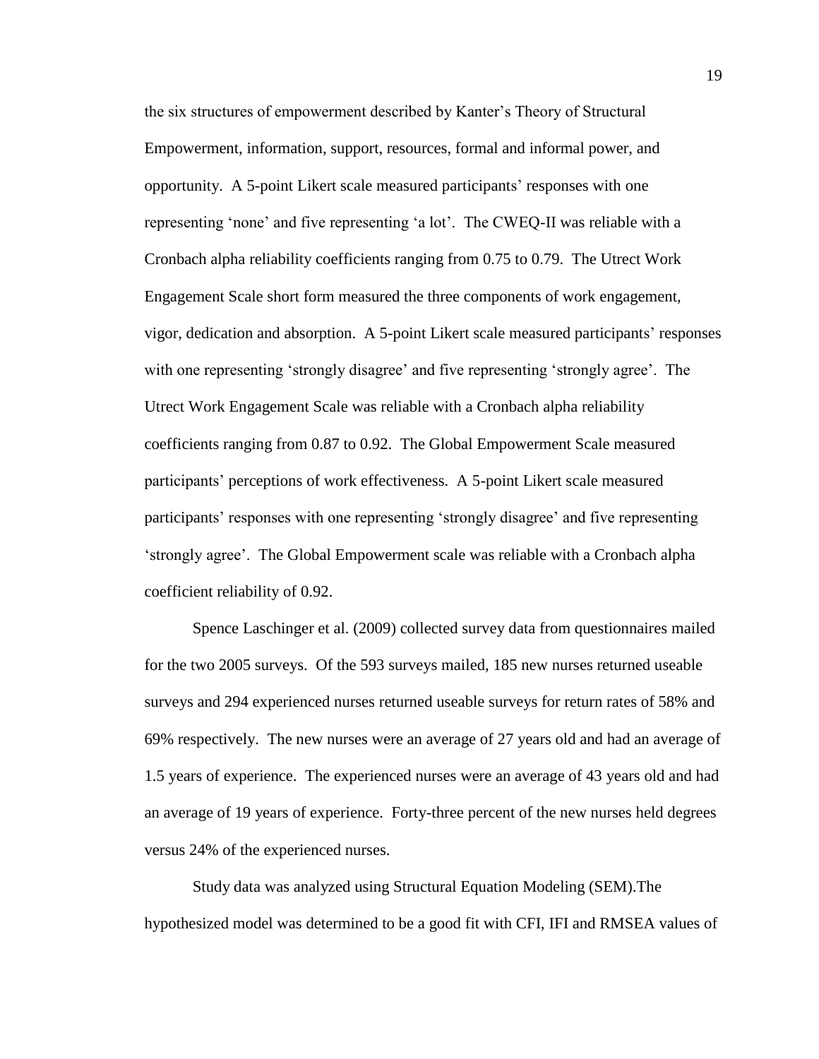the six structures of empowerment described by Kanter's Theory of Structural Empowerment, information, support, resources, formal and informal power, and opportunity. A 5-point Likert scale measured participants' responses with one representing 'none' and five representing 'a lot'. The CWEQ-II was reliable with a Cronbach alpha reliability coefficients ranging from 0.75 to 0.79. The Utrect Work Engagement Scale short form measured the three components of work engagement, vigor, dedication and absorption. A 5-point Likert scale measured participants' responses with one representing 'strongly disagree' and five representing 'strongly agree'. The Utrect Work Engagement Scale was reliable with a Cronbach alpha reliability coefficients ranging from 0.87 to 0.92. The Global Empowerment Scale measured participants' perceptions of work effectiveness. A 5-point Likert scale measured participants' responses with one representing 'strongly disagree' and five representing 'strongly agree'. The Global Empowerment scale was reliable with a Cronbach alpha coefficient reliability of 0.92.

Spence Laschinger et al. (2009) collected survey data from questionnaires mailed for the two 2005 surveys. Of the 593 surveys mailed, 185 new nurses returned useable surveys and 294 experienced nurses returned useable surveys for return rates of 58% and 69% respectively. The new nurses were an average of 27 years old and had an average of 1.5 years of experience. The experienced nurses were an average of 43 years old and had an average of 19 years of experience. Forty-three percent of the new nurses held degrees versus 24% of the experienced nurses.

Study data was analyzed using Structural Equation Modeling (SEM).The hypothesized model was determined to be a good fit with CFI, IFI and RMSEA values of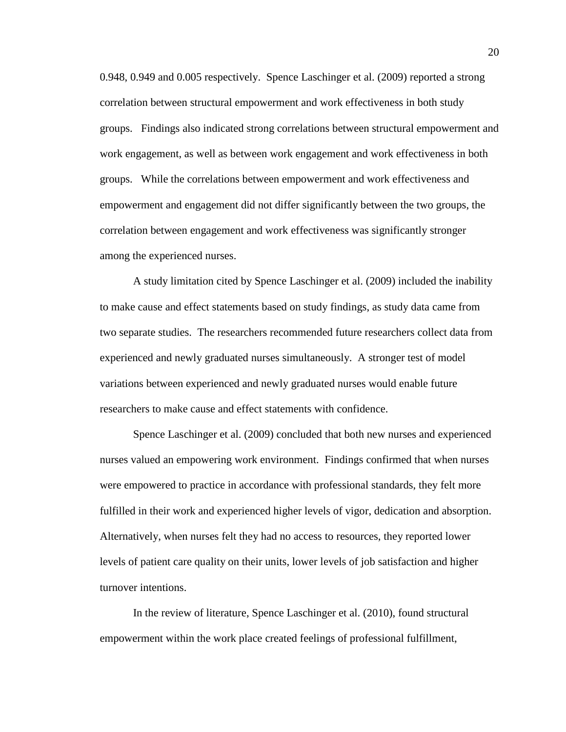0.948, 0.949 and 0.005 respectively. Spence Laschinger et al. (2009) reported a strong correlation between structural empowerment and work effectiveness in both study groups. Findings also indicated strong correlations between structural empowerment and work engagement, as well as between work engagement and work effectiveness in both groups. While the correlations between empowerment and work effectiveness and empowerment and engagement did not differ significantly between the two groups, the correlation between engagement and work effectiveness was significantly stronger among the experienced nurses.

A study limitation cited by Spence Laschinger et al. (2009) included the inability to make cause and effect statements based on study findings, as study data came from two separate studies. The researchers recommended future researchers collect data from experienced and newly graduated nurses simultaneously. A stronger test of model variations between experienced and newly graduated nurses would enable future researchers to make cause and effect statements with confidence.

Spence Laschinger et al. (2009) concluded that both new nurses and experienced nurses valued an empowering work environment. Findings confirmed that when nurses were empowered to practice in accordance with professional standards, they felt more fulfilled in their work and experienced higher levels of vigor, dedication and absorption. Alternatively, when nurses felt they had no access to resources, they reported lower levels of patient care quality on their units, lower levels of job satisfaction and higher turnover intentions.

In the review of literature, Spence Laschinger et al. (2010), found structural empowerment within the work place created feelings of professional fulfillment,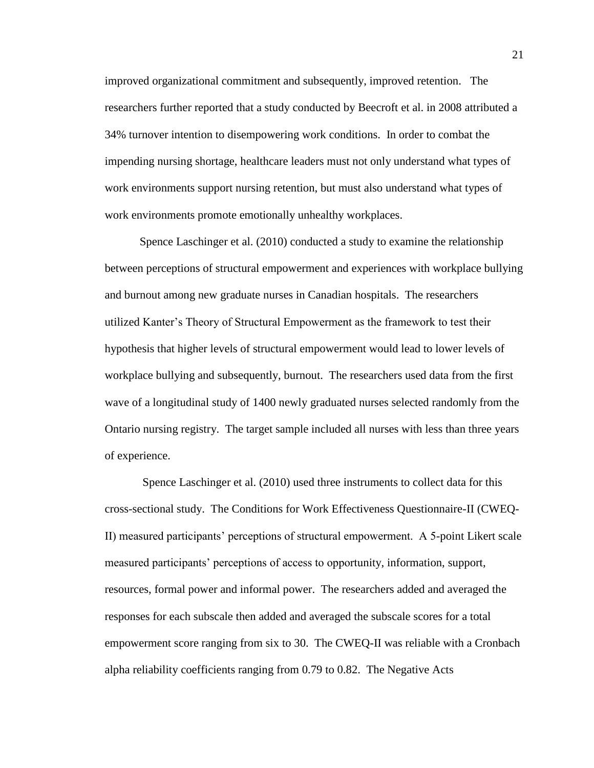improved organizational commitment and subsequently, improved retention. The researchers further reported that a study conducted by Beecroft et al. in 2008 attributed a 34% turnover intention to disempowering work conditions. In order to combat the impending nursing shortage, healthcare leaders must not only understand what types of work environments support nursing retention, but must also understand what types of work environments promote emotionally unhealthy workplaces.

Spence Laschinger et al. (2010) conducted a study to examine the relationship between perceptions of structural empowerment and experiences with workplace bullying and burnout among new graduate nurses in Canadian hospitals. The researchers utilized Kanter's Theory of Structural Empowerment as the framework to test their hypothesis that higher levels of structural empowerment would lead to lower levels of workplace bullying and subsequently, burnout. The researchers used data from the first wave of a longitudinal study of 1400 newly graduated nurses selected randomly from the Ontario nursing registry. The target sample included all nurses with less than three years of experience.

Spence Laschinger et al. (2010) used three instruments to collect data for this cross-sectional study. The Conditions for Work Effectiveness Questionnaire-II (CWEQ-II) measured participants' perceptions of structural empowerment. A 5-point Likert scale measured participants' perceptions of access to opportunity, information, support, resources, formal power and informal power. The researchers added and averaged the responses for each subscale then added and averaged the subscale scores for a total empowerment score ranging from six to 30. The CWEQ-II was reliable with a Cronbach alpha reliability coefficients ranging from 0.79 to 0.82. The Negative Acts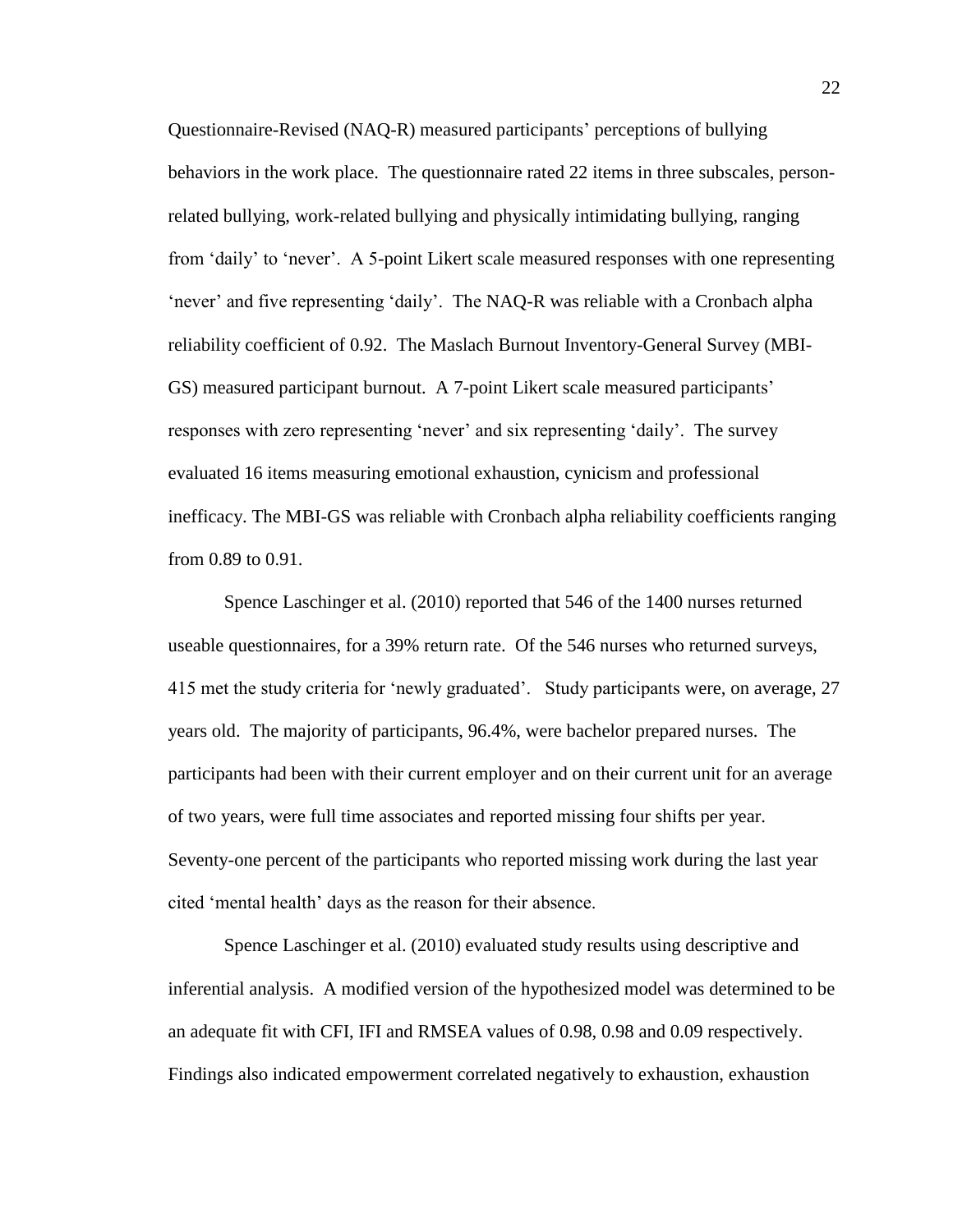Questionnaire-Revised (NAQ-R) measured participants' perceptions of bullying behaviors in the work place. The questionnaire rated 22 items in three subscales, person-related bullying, work-related bullying and physically intimidating bullying, ranging from 'daily' to 'never'. A 5-point Likert scale measured responses with one representing 'never' and five representing 'daily'. The NAQ-R was reliable with a Cronbach alpha reliability coefficient of 0.92. The Maslach Burnout Inventory-General Survey (MBI-GS) measured participant burnout. A 7-point Likert scale measured participants' responses with zero representing 'never' and six representing 'daily'. The survey evaluated 16 items measuring emotional exhaustion, cynicism and professional inefficacy. The MBI-GS was reliable with Cronbach alpha reliability coefficients ranging from 0.89 to 0.91.

Spence Laschinger et al. (2010) reported that 546 of the 1400 nurses returned useable questionnaires, for a 39% return rate. Of the 546 nurses who returned surveys, 415 met the study criteria for 'newly graduated'. Study participants were, on average, 27 years old. The majority of participants, 96.4%, were bachelor prepared nurses. The participants had been with their current employer and on their current unit for an average of two years, were full time associates and reported missing four shifts per year. Seventy-one percent of the participants who reported missing work during the last year cited 'mental health' days as the reason for their absence.

Spence Laschinger et al. (2010) evaluated study results using descriptive and inferential analysis. A modified version of the hypothesized model was determined to be an adequate fit with CFI, IFI and RMSEA values of 0.98, 0.98 and 0.09 respectively. Findings also indicated empowerment correlated negatively to exhaustion, exhaustion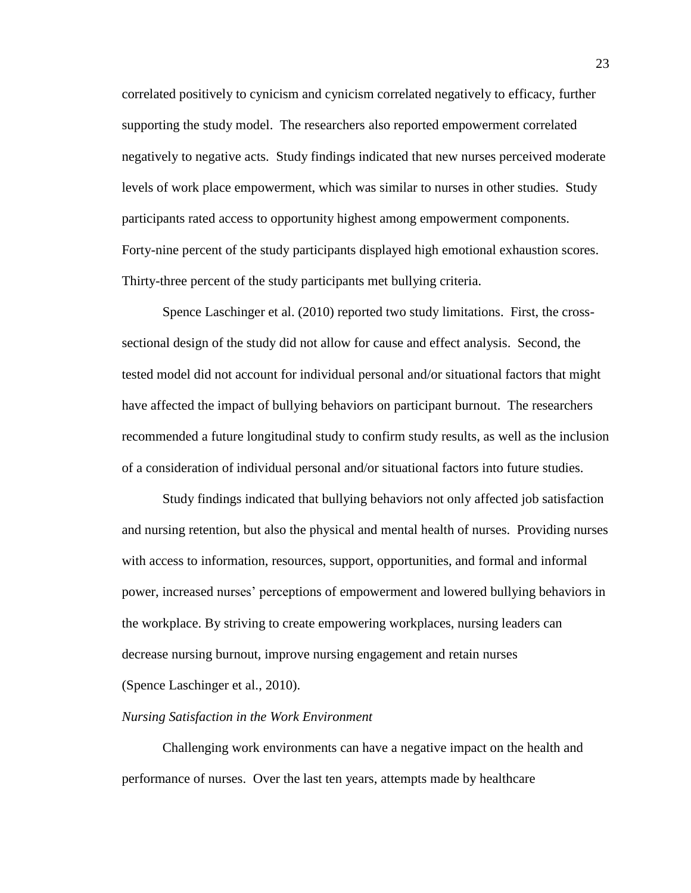correlated positively to cynicism and cynicism correlated negatively to efficacy, further supporting the study model. The researchers also reported empowerment correlated negatively to negative acts. Study findings indicated that new nurses perceived moderate levels of work place empowerment, which was similar to nurses in other studies. Study participants rated access to opportunity highest among empowerment components. Forty-nine percent of the study participants displayed high emotional exhaustion scores. Thirty-three percent of the study participants met bullying criteria.

Spence Laschinger et al. (2010) reported two study limitations. First, the cross-sectional design of the study did not allow for cause and effect analysis. Second, the tested model did not account for individual personal and/or situational factors that might have affected the impact of bullying behaviors on participant burnout. The researchers recommended a future longitudinal study to confirm study results, as well as the inclusion of a consideration of individual personal and/or situational factors into future studies.

Study findings indicated that bullying behaviors not only affected job satisfaction and nursing retention, but also the physical and mental health of nurses. Providing nurses with access to information, resources, support, opportunities, and formal and informal power, increased nurses' perceptions of empowerment and lowered bullying behaviors in the workplace. By striving to create empowering workplaces, nursing leaders can decrease nursing burnout, improve nursing engagement and retain nurses (Spence Laschinger et al., 2010).

*Nursing Satisfaction in the Work Environment*

Challenging work environments can have a negative impact on the health and performance of nurses. Over the last ten years, attempts made by healthcare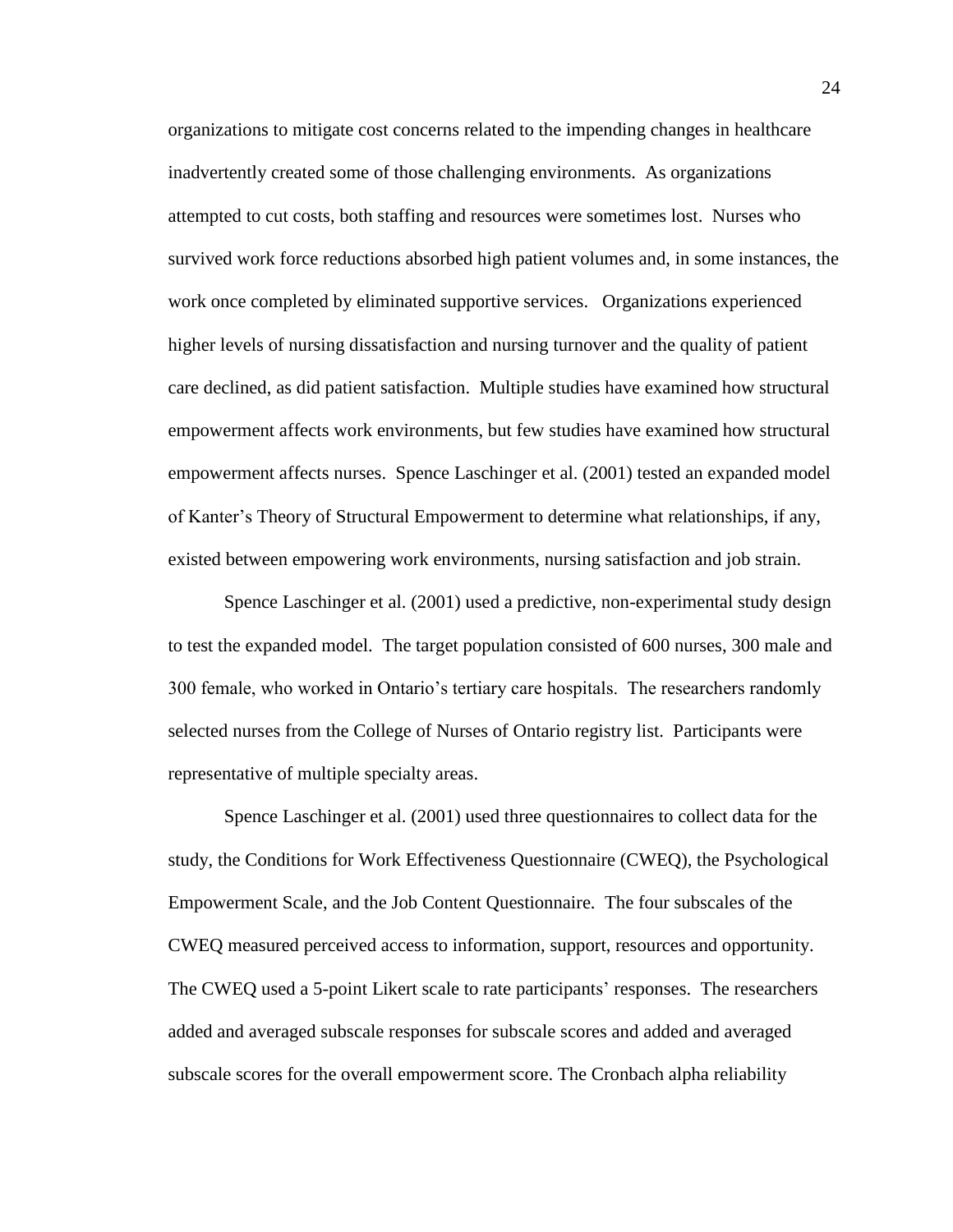organizations to mitigate cost concerns related to the impending changes in healthcare inadvertently created some of those challenging environments. As organizations attempted to cut costs, both staffing and resources were sometimes lost. Nurses who survived work force reductions absorbed high patient volumes and, in some instances, the work once completed by eliminated supportive services. Organizations experienced higher levels of nursing dissatisfaction and nursing turnover and the quality of patient care declined, as did patient satisfaction. Multiple studies have examined how structural empowerment affects work environments, but few studies have examined how structural empowerment affects nurses. Spence Laschinger et al. (2001) tested an expanded model of Kanter's Theory of Structural Empowerment to determine what relationships, if any, existed between empowering work environments, nursing satisfaction and job strain.

Spence Laschinger et al. (2001) used a predictive, non-experimental study design to test the expanded model. The target population consisted of 600 nurses, 300 male and 300 female, who worked in Ontario's tertiary care hospitals. The researchers randomly selected nurses from the College of Nurses of Ontario registry list. Participants were representative of multiple specialty areas.

Spence Laschinger et al. (2001) used three questionnaires to collect data for the study, the Conditions for Work Effectiveness Questionnaire (CWEQ), the Psychological Empowerment Scale, and the Job Content Questionnaire. The four subscales of the CWEQ measured perceived access to information, support, resources and opportunity. The CWEQ used a 5-point Likert scale to rate participants' responses. The researchers added and averaged subscale responses for subscale scores and added and averaged subscale scores for the overall empowerment score. The Cronbach alpha reliability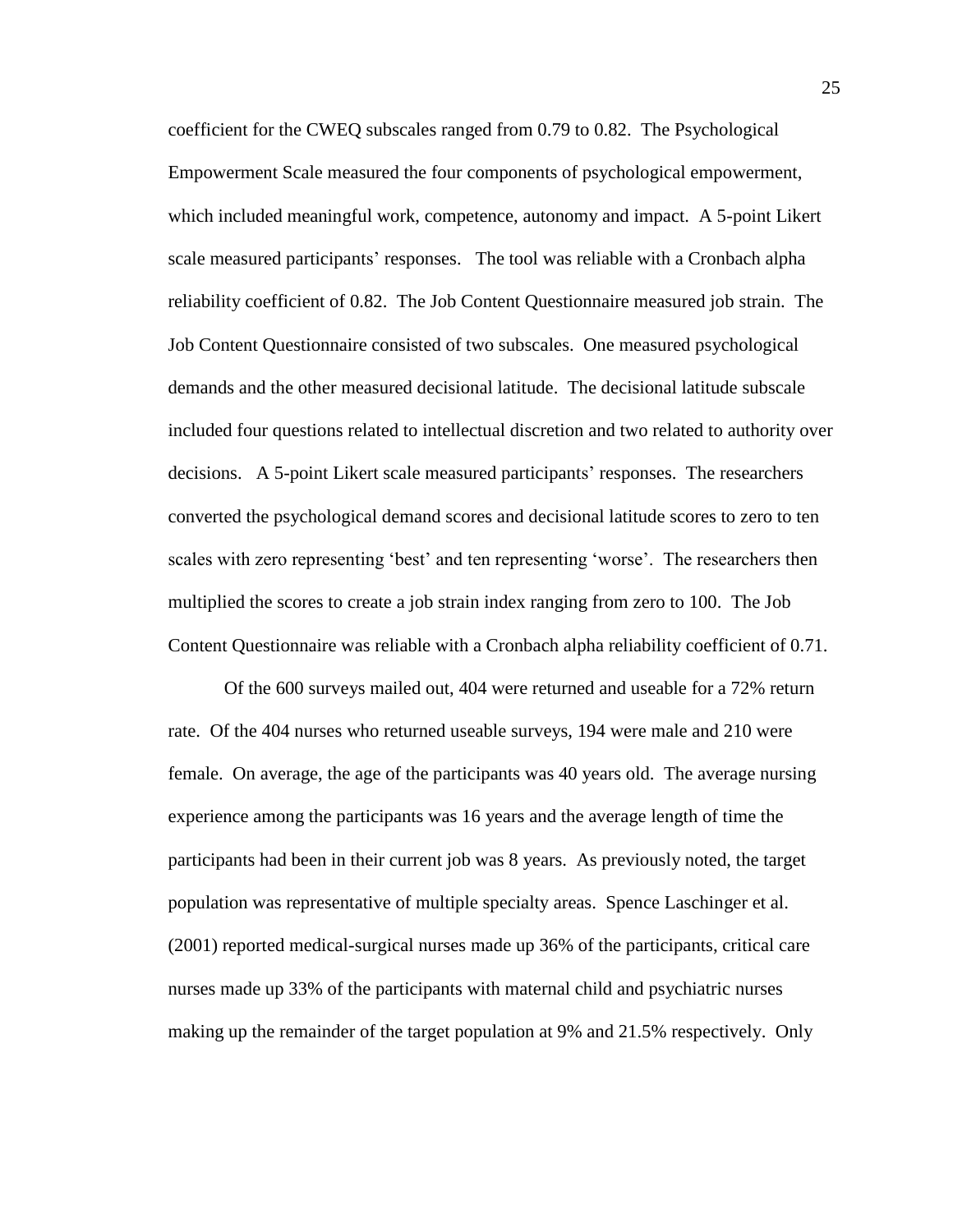coefficient for the CWEQ subscales ranged from 0.79 to 0.82. The Psychological Empowerment Scale measured the four components of psychological empowerment, which included meaningful work, competence, autonomy and impact. A 5-point Likert scale measured participants' responses. The tool was reliable with a Cronbach alpha reliability coefficient of 0.82. The Job Content Questionnaire measured job strain. The Job Content Questionnaire consisted of two subscales. One measured psychological demands and the other measured decisional latitude. The decisional latitude subscale included four questions related to intellectual discretion and two related to authority over decisions. A 5-point Likert scale measured participants' responses. The researchers converted the psychological demand scores and decisional latitude scores to zero to ten scales with zero representing 'best' and ten representing 'worse'. The researchers then multiplied the scores to create a job strain index ranging from zero to 100. The Job Content Questionnaire was reliable with a Cronbach alpha reliability coefficient of 0.71.

Of the 600 surveys mailed out, 404 were returned and useable for a 72% return rate. Of the 404 nurses who returned useable surveys, 194 were male and 210 were female. On average, the age of the participants was 40 years old. The average nursing experience among the participants was 16 years and the average length of time the participants had been in their current job was 8 years. As previously noted, the target population was representative of multiple specialty areas. Spence Laschinger et al. (2001) reported medical-surgical nurses made up 36% of the participants, critical care nurses made up 33% of the participants with maternal child and psychiatric nurses making up the remainder of the target population at 9% and 21.5% respectively. Only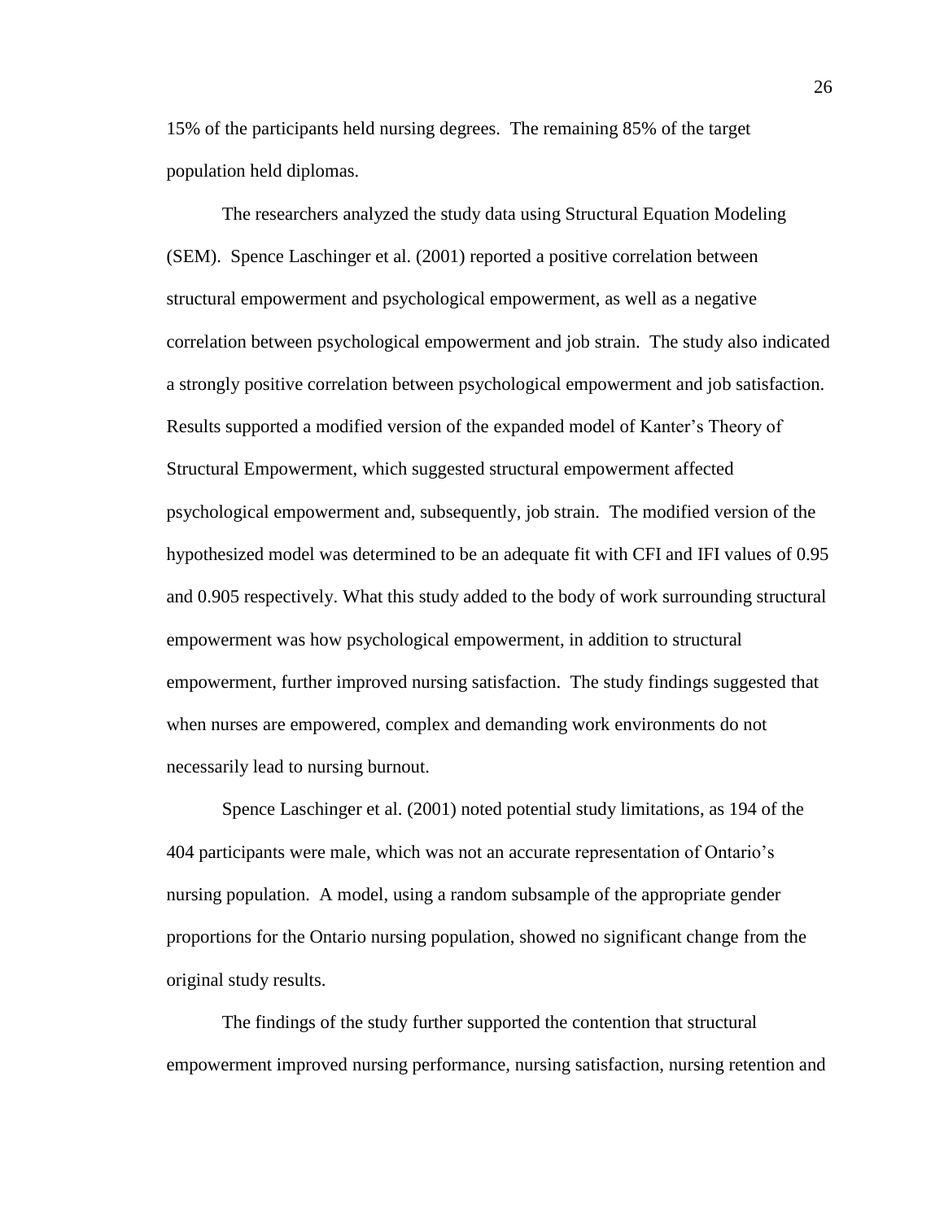15% of the participants held nursing degrees. The remaining 85% of the target population held diplomas.

The researchers analyzed the study data using Structural Equation Modeling (SEM). Spence Laschinger et al. (2001) reported a positive correlation between structural empowerment and psychological empowerment, as well as a negative correlation between psychological empowerment and job strain. The study also indicated a strongly positive correlation between psychological empowerment and job satisfaction. Results supported a modified version of the expanded model of Kanter's Theory of Structural Empowerment, which suggested structural empowerment affected psychological empowerment and, subsequently, job strain. The modified version of the hypothesized model was determined to be an adequate fit with CFI and IFI values of 0.95 and 0.905 respectively. What this study added to the body of work surrounding structural empowerment was how psychological empowerment, in addition to structural empowerment, further improved nursing satisfaction. The study findings suggested that when nurses are empowered, complex and demanding work environments do not necessarily lead to nursing burnout.

Spence Laschinger et al. (2001) noted potential study limitations, as 194 of the 404 participants were male, which was not an accurate representation of Ontario's nursing population. A model, using a random subsample of the appropriate gender proportions for the Ontario nursing population, showed no significant change from the original study results.

The findings of the study further supported the contention that structural empowerment improved nursing performance, nursing satisfaction, nursing retention and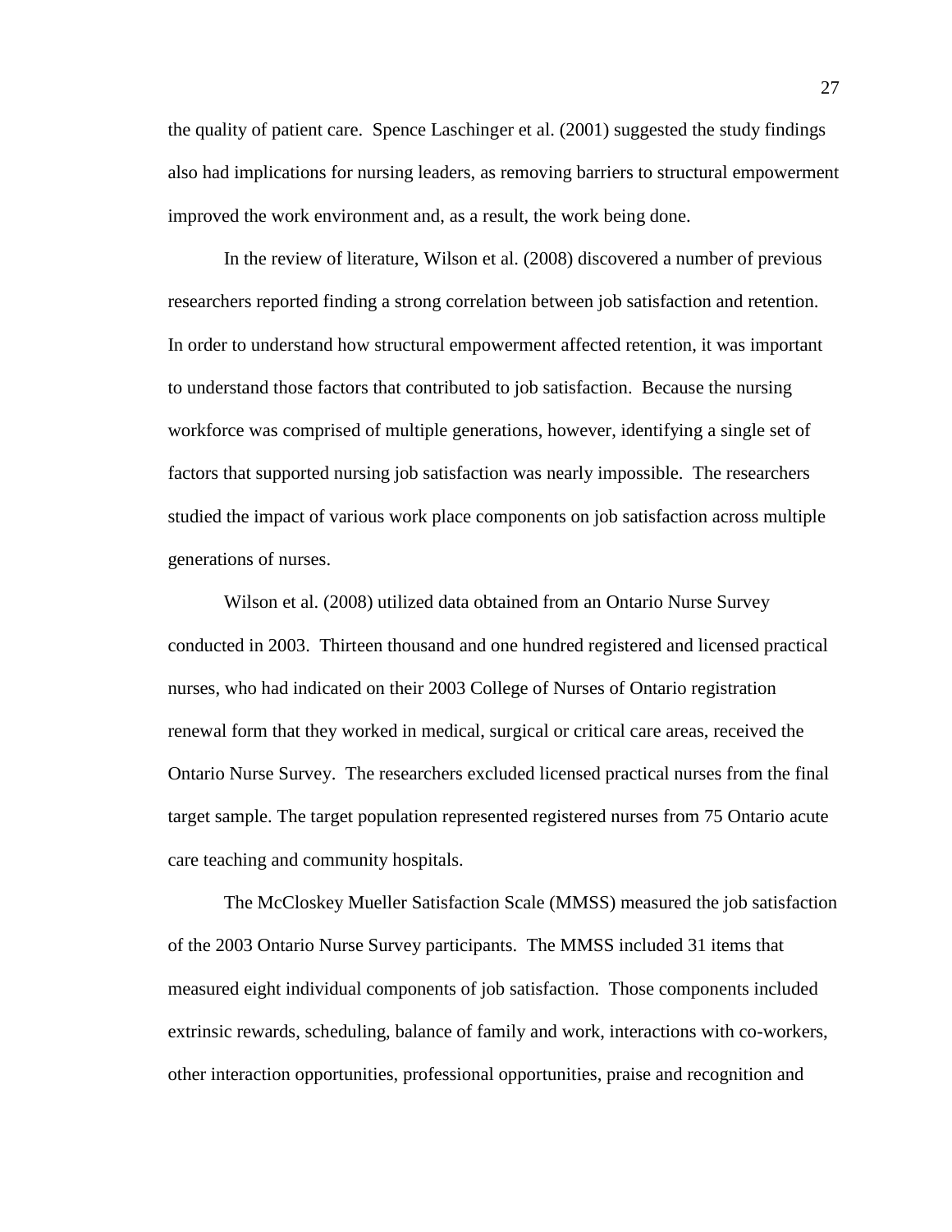the quality of patient care. Spence Laschinger et al. (2001) suggested the study findings also had implications for nursing leaders, as removing barriers to structural empowerment improved the work environment and, as a result, the work being done.

In the review of literature, Wilson et al. (2008) discovered a number of previous researchers reported finding a strong correlation between job satisfaction and retention. In order to understand how structural empowerment affected retention, it was important to understand those factors that contributed to job satisfaction. Because the nursing workforce was comprised of multiple generations, however, identifying a single set of factors that supported nursing job satisfaction was nearly impossible. The researchers studied the impact of various work place components on job satisfaction across multiple generations of nurses.

Wilson et al. (2008) utilized data obtained from an Ontario Nurse Survey conducted in 2003. Thirteen thousand and one hundred registered and licensed practical nurses, who had indicated on their 2003 College of Nurses of Ontario registration renewal form that they worked in medical, surgical or critical care areas, received the Ontario Nurse Survey. The researchers excluded licensed practical nurses from the final target sample. The target population represented registered nurses from 75 Ontario acute care teaching and community hospitals.

The McCloskey Mueller Satisfaction Scale (MMSS) measured the job satisfaction of the 2003 Ontario Nurse Survey participants. The MMSS included 31 items that measured eight individual components of job satisfaction. Those components included extrinsic rewards, scheduling, balance of family and work, interactions with co-workers, other interaction opportunities, professional opportunities, praise and recognition and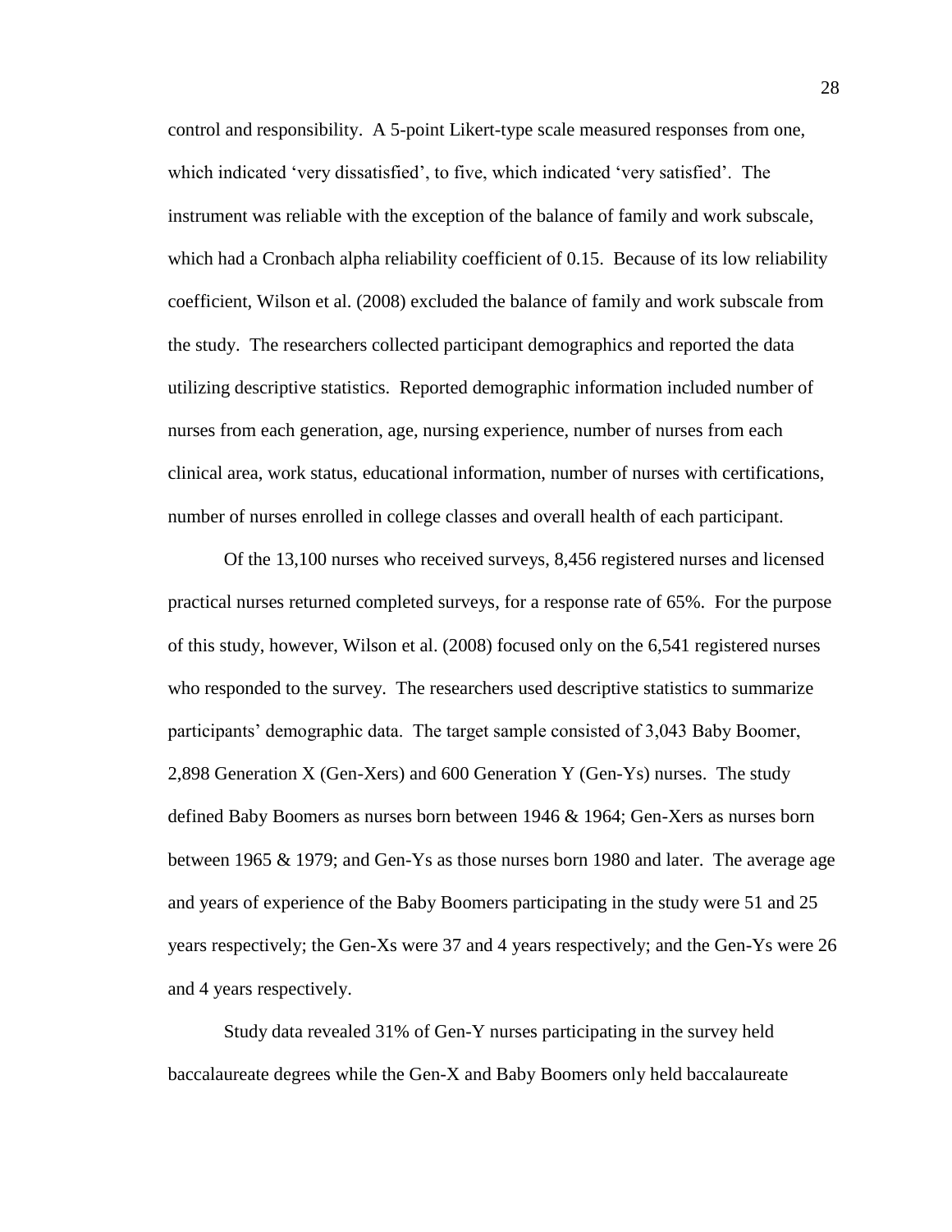control and responsibility. A 5-point Likert-type scale measured responses from one, which indicated 'very dissatisfied', to five, which indicated 'very satisfied'. The instrument was reliable with the exception of the balance of family and work subscale, which had a Cronbach alpha reliability coefficient of 0.15. Because of its low reliability coefficient, Wilson et al. (2008) excluded the balance of family and work subscale from the study. The researchers collected participant demographics and reported the data utilizing descriptive statistics. Reported demographic information included number of nurses from each generation, age, nursing experience, number of nurses from each clinical area, work status, educational information, number of nurses with certifications, number of nurses enrolled in college classes and overall health of each participant.

Of the 13,100 nurses who received surveys, 8,456 registered nurses and licensed practical nurses returned completed surveys, for a response rate of 65%. For the purpose of this study, however, Wilson et al. (2008) focused only on the 6,541 registered nurses who responded to the survey. The researchers used descriptive statistics to summarize participants' demographic data. The target sample consisted of 3,043 Baby Boomer, 2,898 Generation X (Gen-Xers) and 600 Generation Y (Gen-Ys) nurses. The study defined Baby Boomers as nurses born between 1946 & 1964; Gen-Xers as nurses born between 1965 & 1979; and Gen-Ys as those nurses born 1980 and later. The average age and years of experience of the Baby Boomers participating in the study were 51 and 25 years respectively; the Gen-Xs were 37 and 4 years respectively; and the Gen-Ys were 26 and 4 years respectively.

Study data revealed 31% of Gen-Y nurses participating in the survey held baccalaureate degrees while the Gen-X and Baby Boomers only held baccalaureate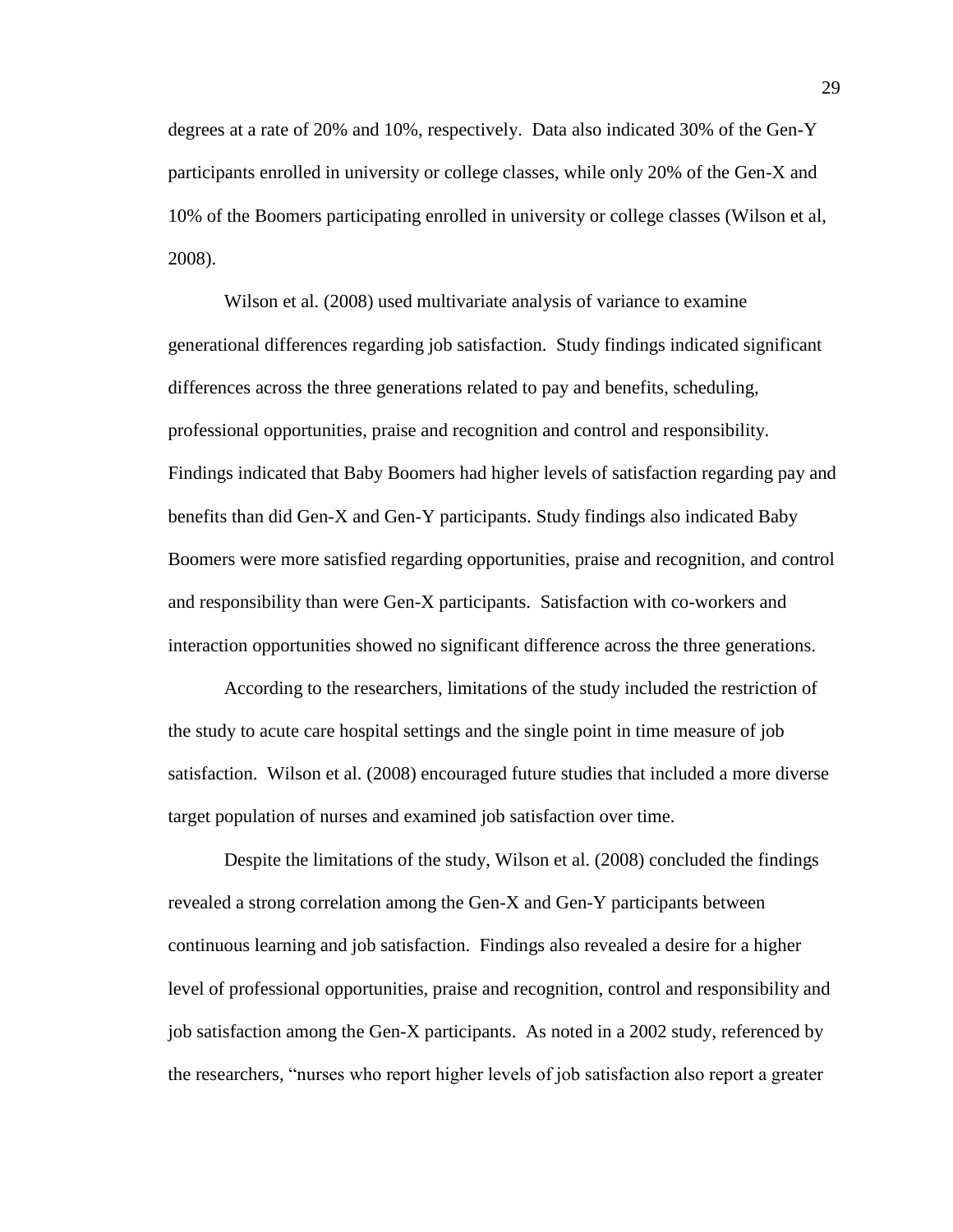degrees at a rate of 20% and 10%, respectively. Data also indicated 30% of the Gen-Y participants enrolled in university or college classes, while only 20% of the Gen-X and 10% of the Boomers participating enrolled in university or college classes (Wilson et al, 2008).

Wilson et al. (2008) used multivariate analysis of variance to examine generational differences regarding job satisfaction. Study findings indicated significant differences across the three generations related to pay and benefits, scheduling, professional opportunities, praise and recognition and control and responsibility. Findings indicated that Baby Boomers had higher levels of satisfaction regarding pay and benefits than did Gen-X and Gen-Y participants. Study findings also indicated Baby Boomers were more satisfied regarding opportunities, praise and recognition, and control and responsibility than were Gen-X participants. Satisfaction with co-workers and interaction opportunities showed no significant difference across the three generations.

According to the researchers, limitations of the study included the restriction of the study to acute care hospital settings and the single point in time measure of job satisfaction. Wilson et al. (2008) encouraged future studies that included a more diverse target population of nurses and examined job satisfaction over time.

Despite the limitations of the study, Wilson et al. (2008) concluded the findings revealed a strong correlation among the Gen-X and Gen-Y participants between continuous learning and job satisfaction. Findings also revealed a desire for a higher level of professional opportunities, praise and recognition, control and responsibility and job satisfaction among the Gen-X participants. As noted in a 2002 study, referenced by the researchers, "nurses who report higher levels of job satisfaction also report a greater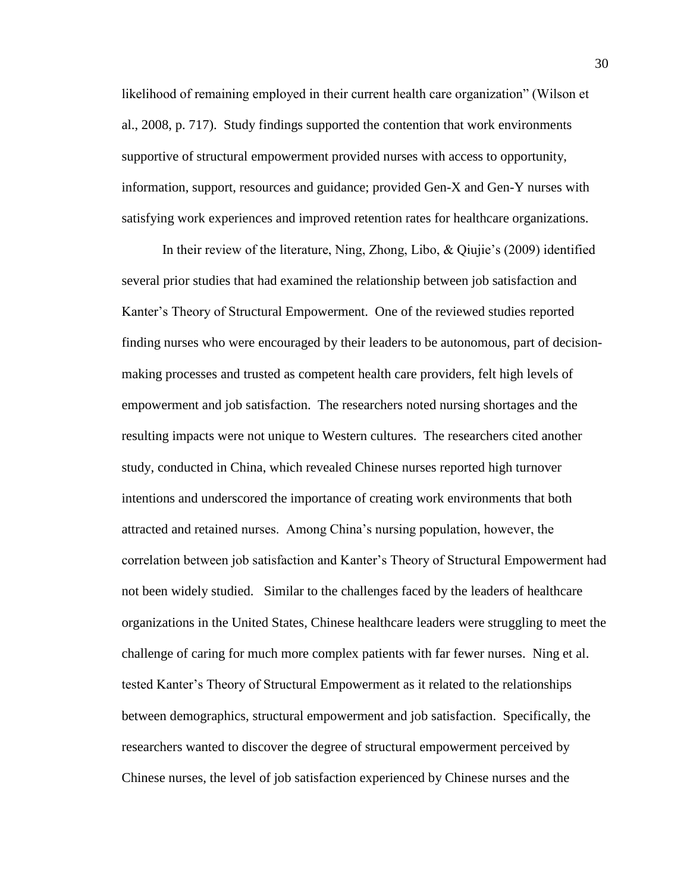likelihood of remaining employed in their current health care organization" (Wilson et al., 2008, p. 717). Study findings supported the contention that work environments supportive of structural empowerment provided nurses with access to opportunity, information, support, resources and guidance; provided Gen-X and Gen-Y nurses with satisfying work experiences and improved retention rates for healthcare organizations.

In their review of the literature, Ning, Zhong, Libo, & Qiujie's (2009) identified several prior studies that had examined the relationship between job satisfaction and Kanter's Theory of Structural Empowerment. One of the reviewed studies reported finding nurses who were encouraged by their leaders to be autonomous, part of decision-making processes and trusted as competent health care providers, felt high levels of empowerment and job satisfaction. The researchers noted nursing shortages and the resulting impacts were not unique to Western cultures. The researchers cited another study, conducted in China, which revealed Chinese nurses reported high turnover intentions and underscored the importance of creating work environments that both attracted and retained nurses. Among China's nursing population, however, the correlation between job satisfaction and Kanter's Theory of Structural Empowerment had not been widely studied. Similar to the challenges faced by the leaders of healthcare organizations in the United States, Chinese healthcare leaders were struggling to meet the challenge of caring for much more complex patients with far fewer nurses. Ning et al. tested Kanter's Theory of Structural Empowerment as it related to the relationships between demographics, structural empowerment and job satisfaction. Specifically, the researchers wanted to discover the degree of structural empowerment perceived by Chinese nurses, the level of job satisfaction experienced by Chinese nurses and the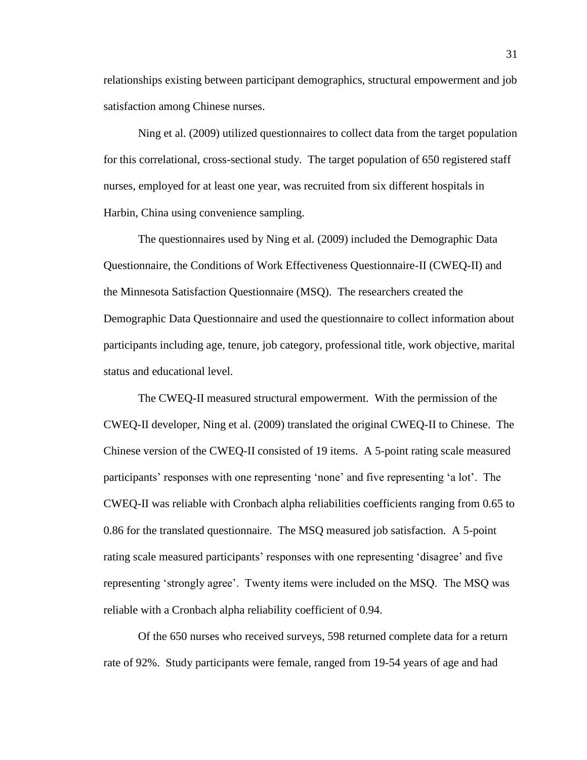relationships existing between participant demographics, structural empowerment and job satisfaction among Chinese nurses.

Ning et al. (2009) utilized questionnaires to collect data from the target population for this correlational, cross-sectional study. The target population of 650 registered staff nurses, employed for at least one year, was recruited from six different hospitals in Harbin, China using convenience sampling.

The questionnaires used by Ning et al. (2009) included the Demographic Data Questionnaire, the Conditions of Work Effectiveness Questionnaire-II (CWEQ-II) and the Minnesota Satisfaction Questionnaire (MSQ). The researchers created the Demographic Data Questionnaire and used the questionnaire to collect information about participants including age, tenure, job category, professional title, work objective, marital status and educational level.

The CWEQ-II measured structural empowerment. With the permission of the CWEQ-II developer, Ning et al. (2009) translated the original CWEQ-II to Chinese. The Chinese version of the CWEQ-II consisted of 19 items. A 5-point rating scale measured participants' responses with one representing 'none' and five representing 'a lot'. The CWEQ-II was reliable with Cronbach alpha reliabilities coefficients ranging from 0.65 to 0.86 for the translated questionnaire. The MSQ measured job satisfaction. A 5-point rating scale measured participants' responses with one representing 'disagree' and five representing 'strongly agree'. Twenty items were included on the MSQ. The MSQ was reliable with a Cronbach alpha reliability coefficient of 0.94.

Of the 650 nurses who received surveys, 598 returned complete data for a return rate of 92%. Study participants were female, ranged from 19-54 years of age and had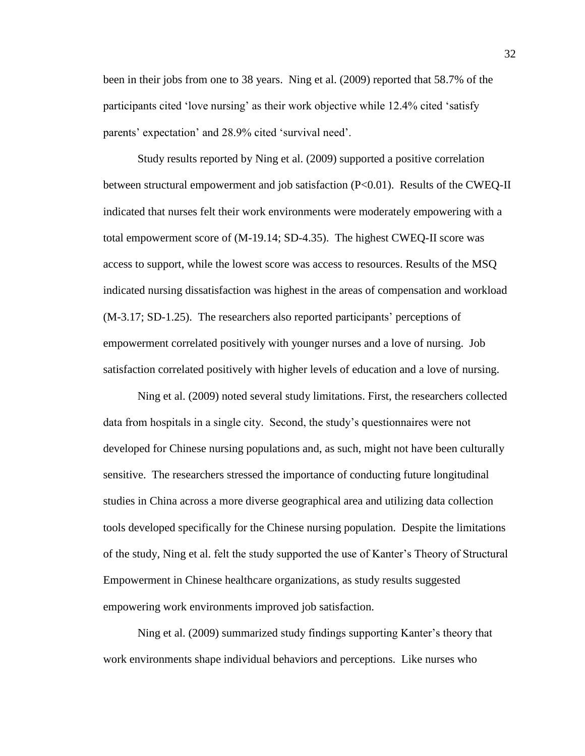been in their jobs from one to 38 years. Ning et al. (2009) reported that 58.7% of the participants cited 'love nursing' as their work objective while 12.4% cited 'satisfy parents' expectation' and 28.9% cited 'survival need'.

Study results reported by Ning et al. (2009) supported a positive correlation between structural empowerment and job satisfaction ($P<0.01$). Results of the CWEQ-II indicated that nurses felt their work environments were moderately empowering with a total empowerment score of (M-19.14; SD-4.35). The highest CWEQ-II score was access to support, while the lowest score was access to resources. Results of the MSQ indicated nursing dissatisfaction was highest in the areas of compensation and workload (M-3.17; SD-1.25). The researchers also reported participants' perceptions of empowerment correlated positively with younger nurses and a love of nursing. Job satisfaction correlated positively with higher levels of education and a love of nursing.

Ning et al. (2009) noted several study limitations. First, the researchers collected data from hospitals in a single city. Second, the study's questionnaires were not developed for Chinese nursing populations and, as such, might not have been culturally sensitive. The researchers stressed the importance of conducting future longitudinal studies in China across a more diverse geographical area and utilizing data collection tools developed specifically for the Chinese nursing population. Despite the limitations of the study, Ning et al. felt the study supported the use of Kanter's Theory of Structural Empowerment in Chinese healthcare organizations, as study results suggested empowering work environments improved job satisfaction.

Ning et al. (2009) summarized study findings supporting Kanter's theory that work environments shape individual behaviors and perceptions. Like nurses who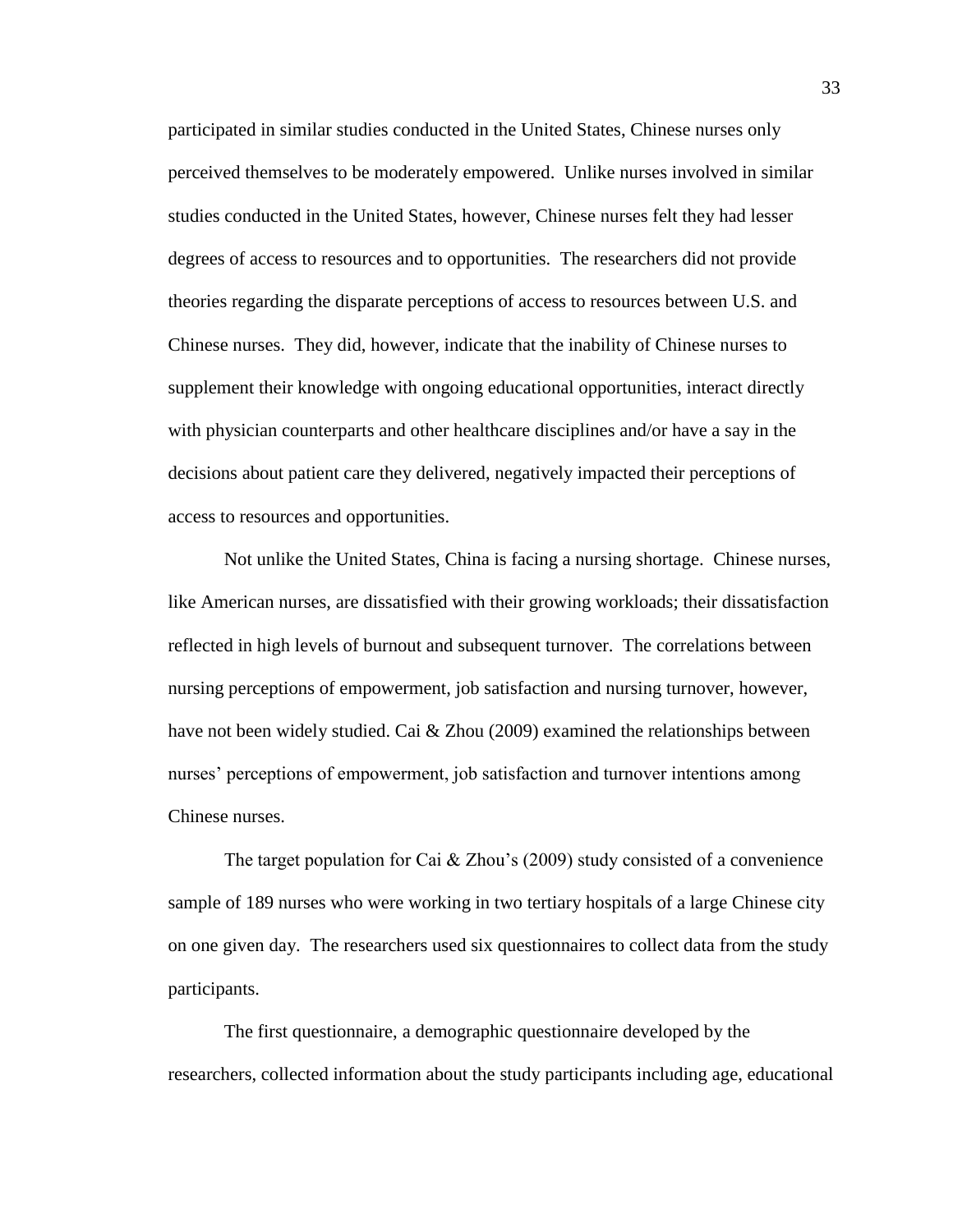participated in similar studies conducted in the United States, Chinese nurses only perceived themselves to be moderately empowered. Unlike nurses involved in similar studies conducted in the United States, however, Chinese nurses felt they had lesser degrees of access to resources and to opportunities. The researchers did not provide theories regarding the disparate perceptions of access to resources between U.S. and Chinese nurses. They did, however, indicate that the inability of Chinese nurses to supplement their knowledge with ongoing educational opportunities, interact directly with physician counterparts and other healthcare disciplines and/or have a say in the decisions about patient care they delivered, negatively impacted their perceptions of access to resources and opportunities.

Not unlike the United States, China is facing a nursing shortage. Chinese nurses, like American nurses, are dissatisfied with their growing workloads; their dissatisfaction reflected in high levels of burnout and subsequent turnover. The correlations between nursing perceptions of empowerment, job satisfaction and nursing turnover, however, have not been widely studied. Cai & Zhou (2009) examined the relationships between nurses' perceptions of empowerment, job satisfaction and turnover intentions among Chinese nurses.

The target population for Cai & Zhou's (2009) study consisted of a convenience sample of 189 nurses who were working in two tertiary hospitals of a large Chinese city on one given day. The researchers used six questionnaires to collect data from the study participants.

The first questionnaire, a demographic questionnaire developed by the researchers, collected information about the study participants including age, educational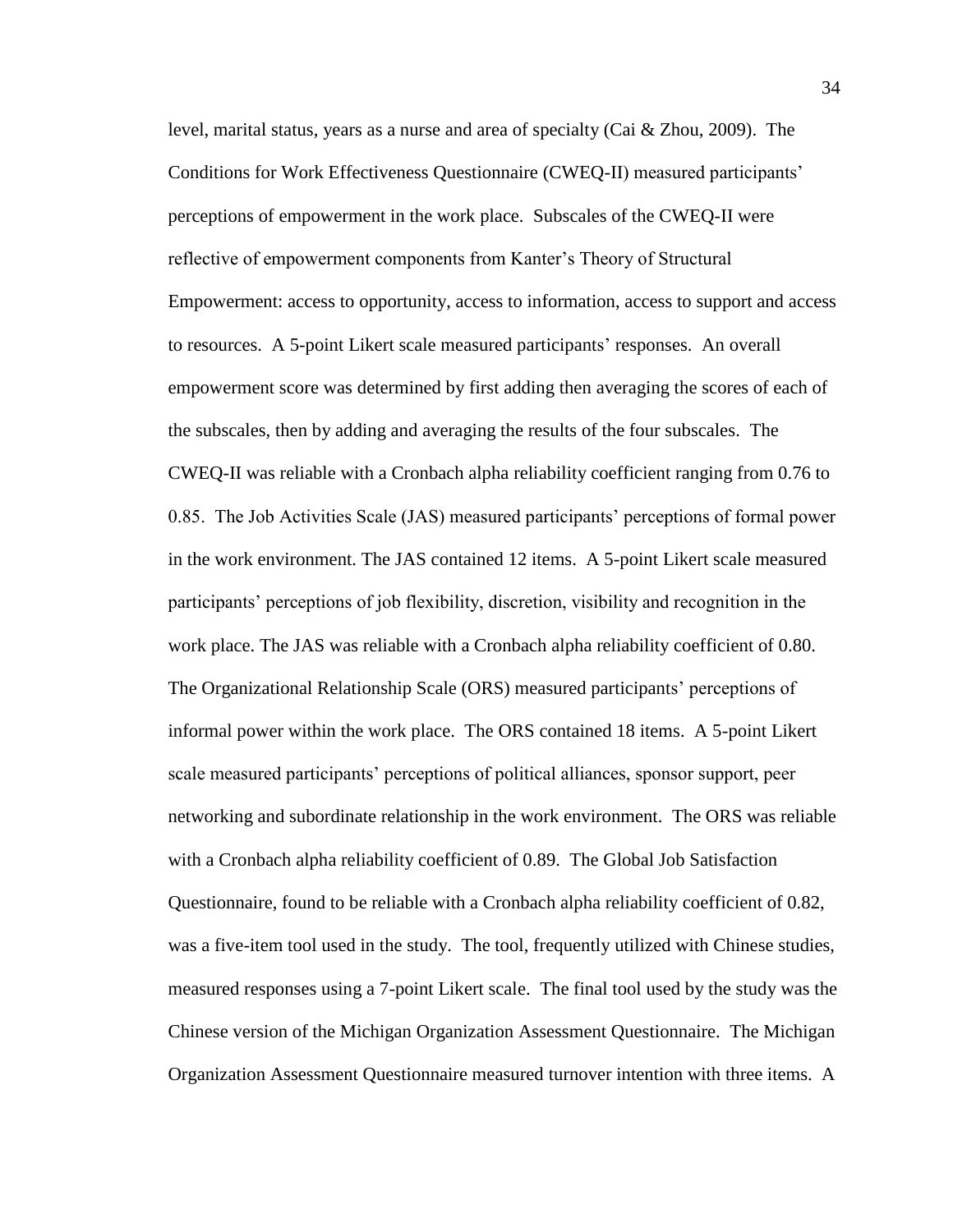level, marital status, years as a nurse and area of specialty (Cai & Zhou, 2009). The Conditions for Work Effectiveness Questionnaire (CWEQ-II) measured participants' perceptions of empowerment in the work place. Subscales of the CWEQ-II were reflective of empowerment components from Kanter's Theory of Structural Empowerment: access to opportunity, access to information, access to support and access to resources. A 5-point Likert scale measured participants' responses. An overall empowerment score was determined by first adding then averaging the scores of each of the subscales, then by adding and averaging the results of the four subscales. The CWEQ-II was reliable with a Cronbach alpha reliability coefficient ranging from 0.76 to 0.85. The Job Activities Scale (JAS) measured participants' perceptions of formal power in the work environment. The JAS contained 12 items. A 5-point Likert scale measured participants' perceptions of job flexibility, discretion, visibility and recognition in the work place. The JAS was reliable with a Cronbach alpha reliability coefficient of 0.80. The Organizational Relationship Scale (ORS) measured participants' perceptions of informal power within the work place. The ORS contained 18 items. A 5-point Likert scale measured participants' perceptions of political alliances, sponsor support, peer networking and subordinate relationship in the work environment. The ORS was reliable with a Cronbach alpha reliability coefficient of 0.89. The Global Job Satisfaction Questionnaire, found to be reliable with a Cronbach alpha reliability coefficient of 0.82, was a five-item tool used in the study. The tool, frequently utilized with Chinese studies, measured responses using a 7-point Likert scale. The final tool used by the study was the Chinese version of the Michigan Organization Assessment Questionnaire. The Michigan Organization Assessment Questionnaire measured turnover intention with three items. A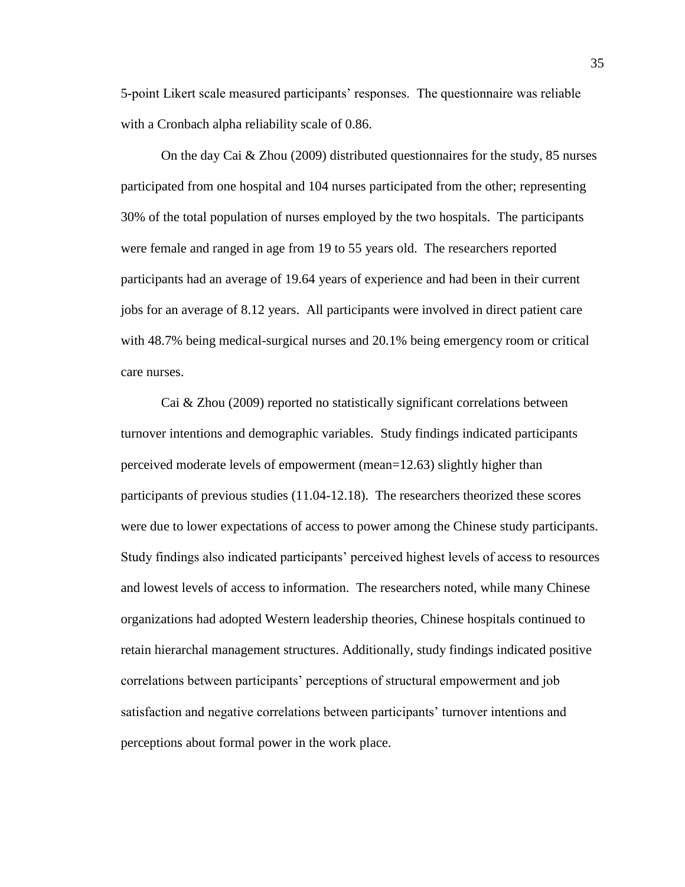5-point Likert scale measured participants' responses. The questionnaire was reliable with a Cronbach alpha reliability scale of 0.86.

On the day Cai & Zhou (2009) distributed questionnaires for the study, 85 nurses participated from one hospital and 104 nurses participated from the other; representing 30% of the total population of nurses employed by the two hospitals. The participants were female and ranged in age from 19 to 55 years old. The researchers reported participants had an average of 19.64 years of experience and had been in their current jobs for an average of 8.12 years. All participants were involved in direct patient care with 48.7% being medical-surgical nurses and 20.1% being emergency room or critical care nurses.

Cai & Zhou (2009) reported no statistically significant correlations between turnover intentions and demographic variables. Study findings indicated participants perceived moderate levels of empowerment (mean=12.63) slightly higher than participants of previous studies (11.04-12.18). The researchers theorized these scores were due to lower expectations of access to power among the Chinese study participants. Study findings also indicated participants' perceived highest levels of access to resources and lowest levels of access to information. The researchers noted, while many Chinese organizations had adopted Western leadership theories, Chinese hospitals continued to retain hierarchal management structures. Additionally, study findings indicated positive correlations between participants' perceptions of structural empowerment and job satisfaction and negative correlations between participants' turnover intentions and perceptions about formal power in the work place.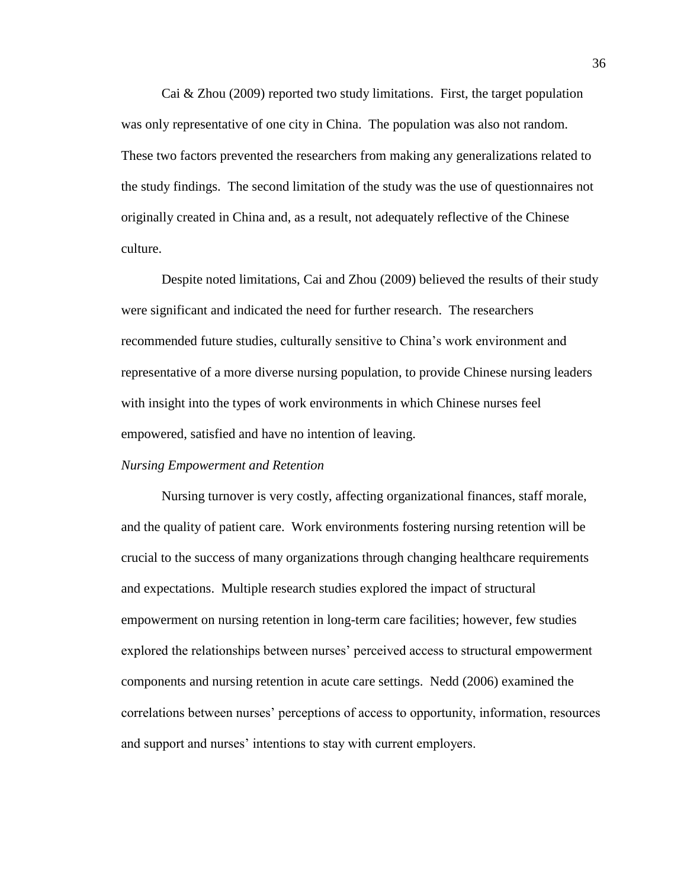Cai & Zhou (2009) reported two study limitations. First, the target population was only representative of one city in China. The population was also not random. These two factors prevented the researchers from making any generalizations related to the study findings. The second limitation of the study was the use of questionnaires not originally created in China and, as a result, not adequately reflective of the Chinese culture.

Despite noted limitations, Cai and Zhou (2009) believed the results of their study were significant and indicated the need for further research. The researchers recommended future studies, culturally sensitive to China's work environment and representative of a more diverse nursing population, to provide Chinese nursing leaders with insight into the types of work environments in which Chinese nurses feel empowered, satisfied and have no intention of leaving.

*Nursing Empowerment and Retention*

Nursing turnover is very costly, affecting organizational finances, staff morale, and the quality of patient care. Work environments fostering nursing retention will be crucial to the success of many organizations through changing healthcare requirements and expectations. Multiple research studies explored the impact of structural empowerment on nursing retention in long-term care facilities; however, few studies explored the relationships between nurses' perceived access to structural empowerment components and nursing retention in acute care settings. Nedd (2006) examined the correlations between nurses' perceptions of access to opportunity, information, resources and support and nurses' intentions to stay with current employers.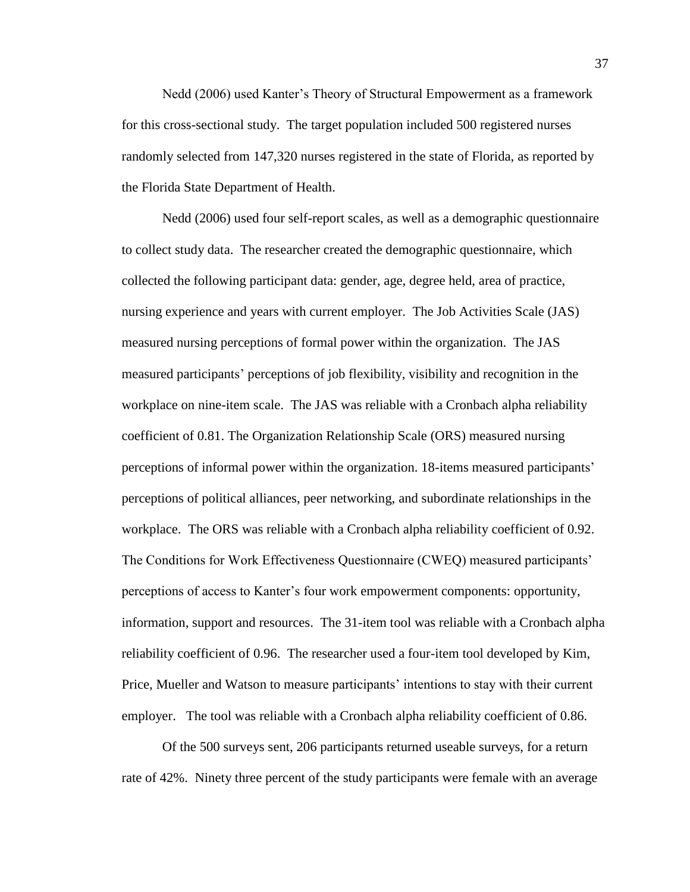Nedd (2006) used Kanter's Theory of Structural Empowerment as a framework for this cross-sectional study. The target population included 500 registered nurses randomly selected from 147,320 nurses registered in the state of Florida, as reported by the Florida State Department of Health.

Nedd (2006) used four self-report scales, as well as a demographic questionnaire to collect study data. The researcher created the demographic questionnaire, which collected the following participant data: gender, age, degree held, area of practice, nursing experience and years with current employer. The Job Activities Scale (JAS) measured nursing perceptions of formal power within the organization. The JAS measured participants' perceptions of job flexibility, visibility and recognition in the workplace on nine-item scale. The JAS was reliable with a Cronbach alpha reliability coefficient of 0.81. The Organization Relationship Scale (ORS) measured nursing perceptions of informal power within the organization. 18-items measured participants' perceptions of political alliances, peer networking, and subordinate relationships in the workplace. The ORS was reliable with a Cronbach alpha reliability coefficient of 0.92. The Conditions for Work Effectiveness Questionnaire (CWEQ) measured participants' perceptions of access to Kanter's four work empowerment components: opportunity, information, support and resources. The 31-item tool was reliable with a Cronbach alpha reliability coefficient of 0.96. The researcher used a four-item tool developed by Kim, Price, Mueller and Watson to measure participants' intentions to stay with their current employer. The tool was reliable with a Cronbach alpha reliability coefficient of 0.86.

Of the 500 surveys sent, 206 participants returned useable surveys, for a return rate of 42%. Ninety three percent of the study participants were female with an average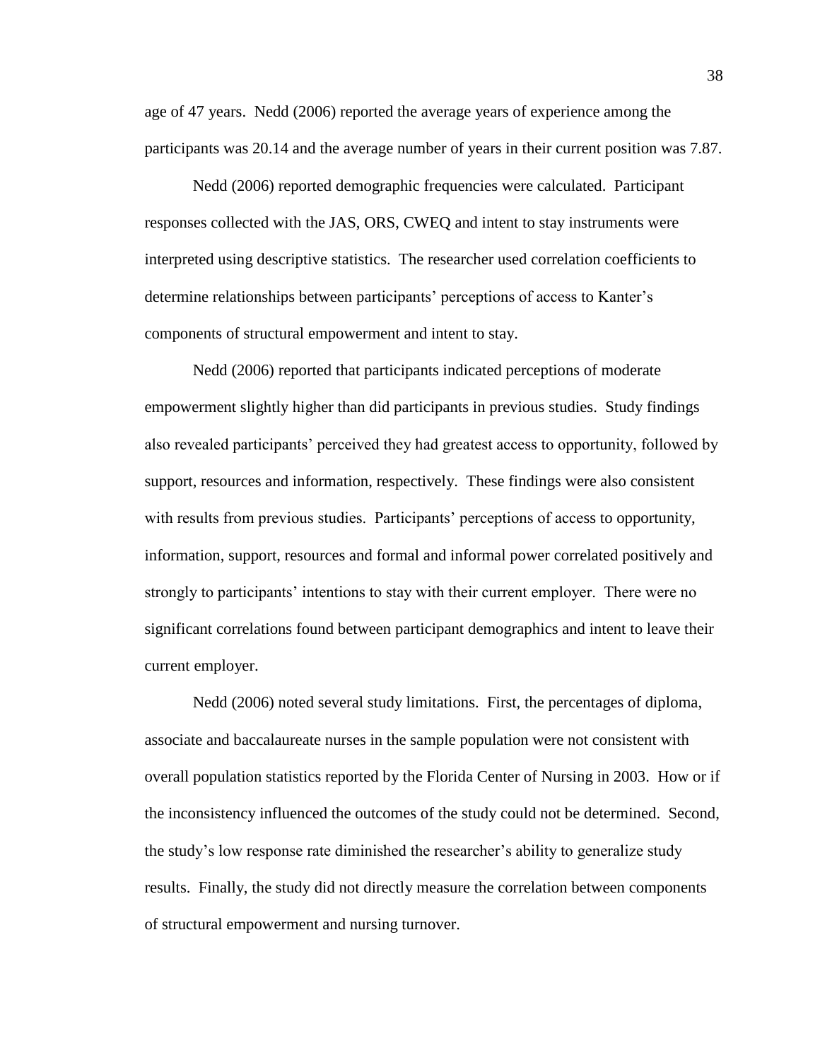age of 47 years. Nedd (2006) reported the average years of experience among the participants was 20.14 and the average number of years in their current position was 7.87.

Nedd (2006) reported demographic frequencies were calculated. Participant responses collected with the JAS, ORS, CWEQ and intent to stay instruments were interpreted using descriptive statistics. The researcher used correlation coefficients to determine relationships between participants' perceptions of access to Kanter's components of structural empowerment and intent to stay.

Nedd (2006) reported that participants indicated perceptions of moderate empowerment slightly higher than did participants in previous studies. Study findings also revealed participants' perceived they had greatest access to opportunity, followed by support, resources and information, respectively. These findings were also consistent with results from previous studies. Participants' perceptions of access to opportunity, information, support, resources and formal and informal power correlated positively and strongly to participants' intentions to stay with their current employer. There were no significant correlations found between participant demographics and intent to leave their current employer.

Nedd (2006) noted several study limitations. First, the percentages of diploma, associate and baccalaureate nurses in the sample population were not consistent with overall population statistics reported by the Florida Center of Nursing in 2003. How or if the inconsistency influenced the outcomes of the study could not be determined. Second, the study's low response rate diminished the researcher's ability to generalize study results. Finally, the study did not directly measure the correlation between components of structural empowerment and nursing turnover.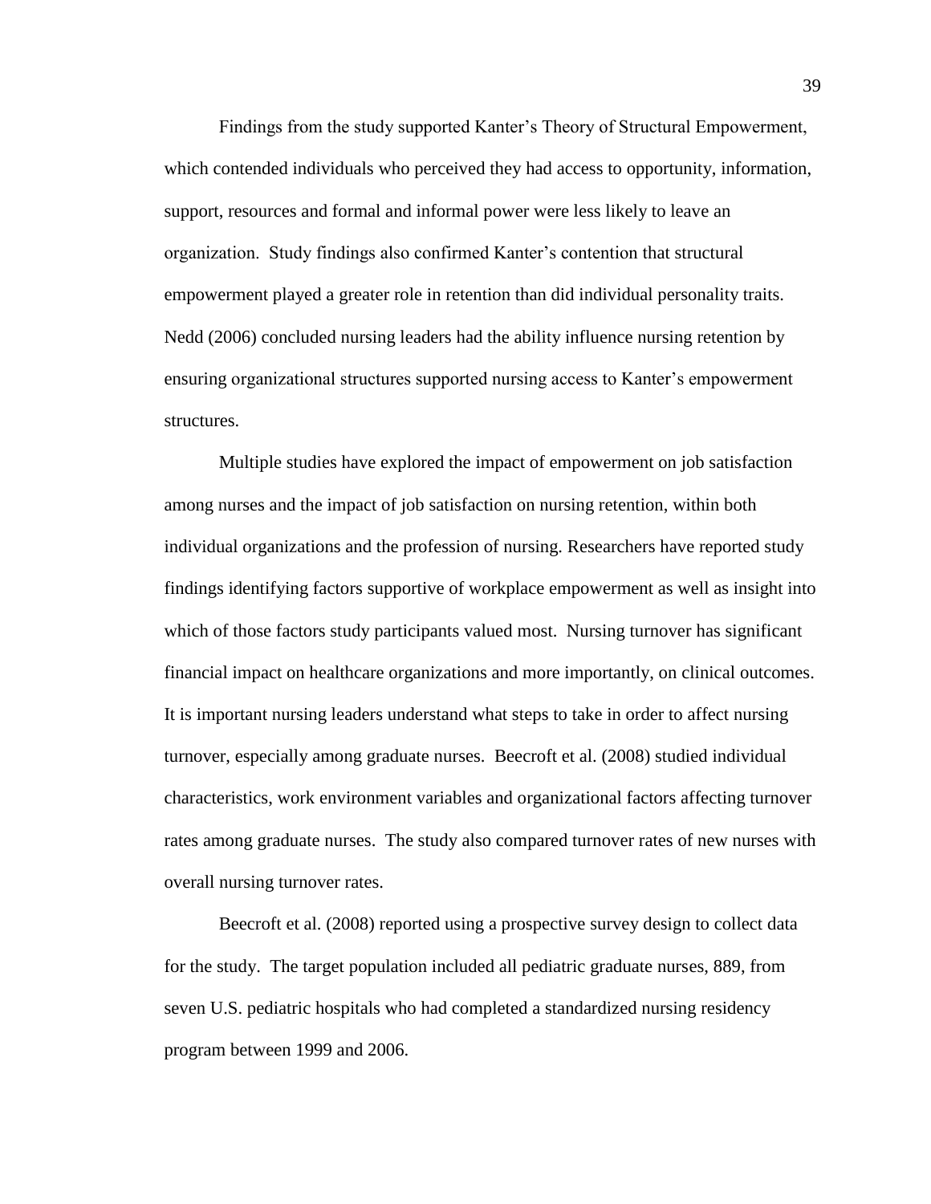Findings from the study supported Kanter's Theory of Structural Empowerment, which contended individuals who perceived they had access to opportunity, information, support, resources and formal and informal power were less likely to leave an organization. Study findings also confirmed Kanter's contention that structural empowerment played a greater role in retention than did individual personality traits. Nedd (2006) concluded nursing leaders had the ability influence nursing retention by ensuring organizational structures supported nursing access to Kanter's empowerment structures.

Multiple studies have explored the impact of empowerment on job satisfaction among nurses and the impact of job satisfaction on nursing retention, within both individual organizations and the profession of nursing. Researchers have reported study findings identifying factors supportive of workplace empowerment as well as insight into which of those factors study participants valued most. Nursing turnover has significant financial impact on healthcare organizations and more importantly, on clinical outcomes. It is important nursing leaders understand what steps to take in order to affect nursing turnover, especially among graduate nurses. Beecroft et al. (2008) studied individual characteristics, work environment variables and organizational factors affecting turnover rates among graduate nurses. The study also compared turnover rates of new nurses with overall nursing turnover rates.

Beecroft et al. (2008) reported using a prospective survey design to collect data for the study. The target population included all pediatric graduate nurses, 889, from seven U.S. pediatric hospitals who had completed a standardized nursing residency program between 1999 and 2006.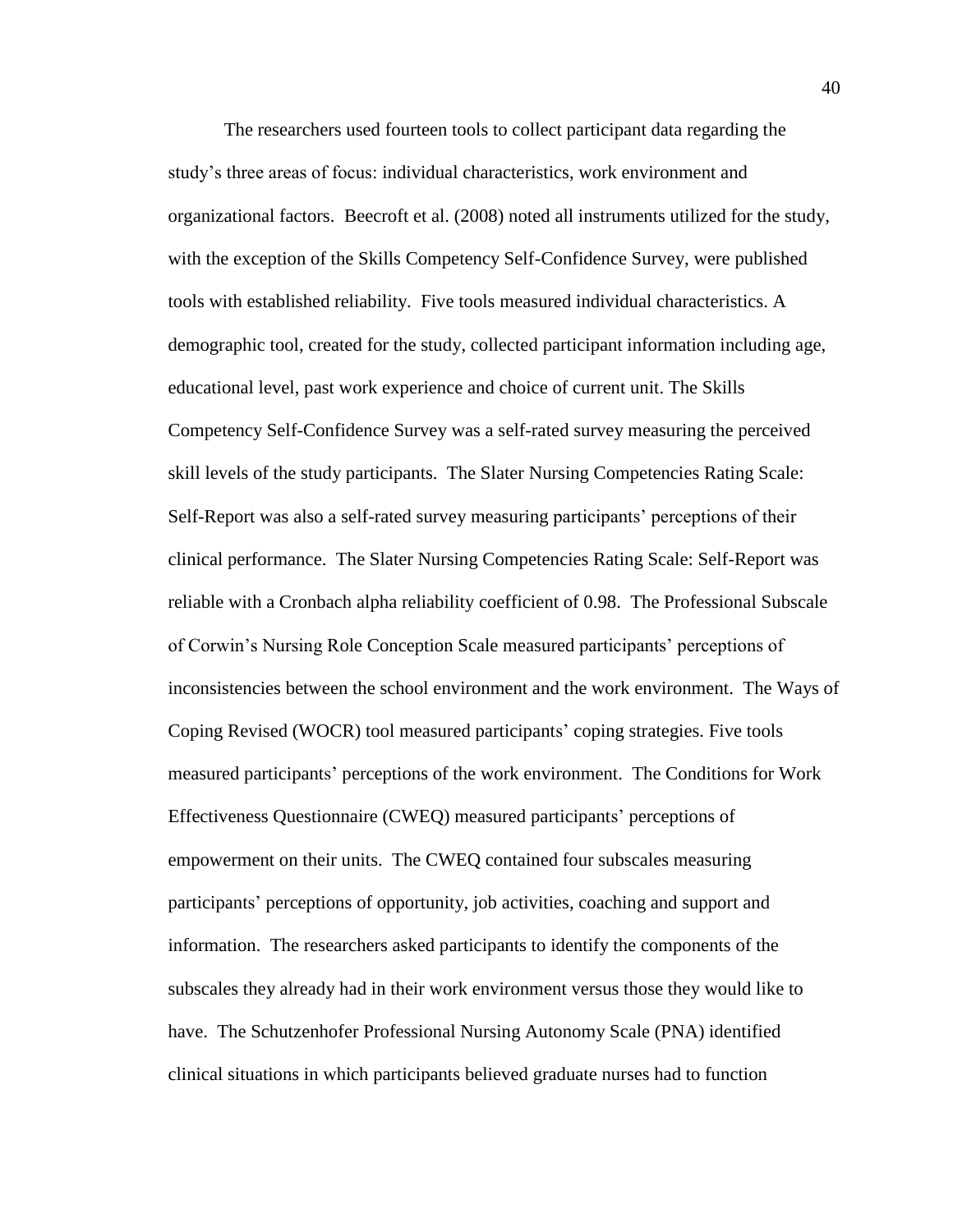The researchers used fourteen tools to collect participant data regarding the study's three areas of focus: individual characteristics, work environment and organizational factors. Beecroft et al. (2008) noted all instruments utilized for the study, with the exception of the Skills Competency Self-Confidence Survey, were published tools with established reliability. Five tools measured individual characteristics. A demographic tool, created for the study, collected participant information including age, educational level, past work experience and choice of current unit. The Skills Competency Self-Confidence Survey was a self-rated survey measuring the perceived skill levels of the study participants. The Slater Nursing Competencies Rating Scale: Self-Report was also a self-rated survey measuring participants' perceptions of their clinical performance. The Slater Nursing Competencies Rating Scale: Self-Report was reliable with a Cronbach alpha reliability coefficient of 0.98. The Professional Subscale of Corwin's Nursing Role Conception Scale measured participants' perceptions of inconsistencies between the school environment and the work environment. The Ways of Coping Revised (WOCR) tool measured participants' coping strategies. Five tools measured participants' perceptions of the work environment. The Conditions for Work Effectiveness Questionnaire (CWEQ) measured participants' perceptions of empowerment on their units. The CWEQ contained four subscales measuring participants' perceptions of opportunity, job activities, coaching and support and information. The researchers asked participants to identify the components of the subscales they already had in their work environment versus those they would like to have. The Schutzenhofer Professional Nursing Autonomy Scale (PNA) identified clinical situations in which participants believed graduate nurses had to function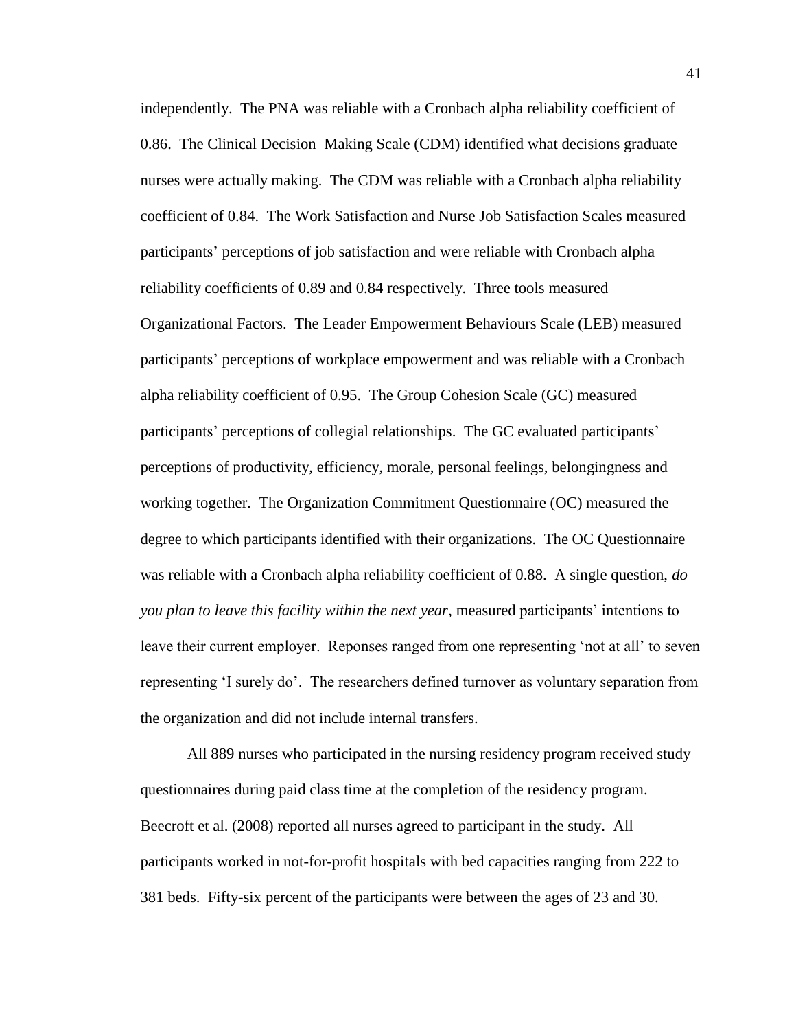independently. The PNA was reliable with a Cronbach alpha reliability coefficient of 0.86. The Clinical Decision–Making Scale (CDM) identified what decisions graduate nurses were actually making. The CDM was reliable with a Cronbach alpha reliability coefficient of 0.84. The Work Satisfaction and Nurse Job Satisfaction Scales measured participants' perceptions of job satisfaction and were reliable with Cronbach alpha reliability coefficients of 0.89 and 0.84 respectively. Three tools measured Organizational Factors. The Leader Empowerment Behaviours Scale (LEB) measured participants' perceptions of workplace empowerment and was reliable with a Cronbach alpha reliability coefficient of 0.95. The Group Cohesion Scale (GC) measured participants' perceptions of collegial relationships. The GC evaluated participants' perceptions of productivity, efficiency, morale, personal feelings, belongingness and working together. The Organization Commitment Questionnaire (OC) measured the degree to which participants identified with their organizations. The OC Questionnaire was reliable with a Cronbach alpha reliability coefficient of 0.88. A single question, *do you plan to leave this facility within the next year*, measured participants' intentions to leave their current employer. Reponses ranged from one representing 'not at all' to seven representing 'I surely do'. The researchers defined turnover as voluntary separation from the organization and did not include internal transfers.

All 889 nurses who participated in the nursing residency program received study questionnaires during paid class time at the completion of the residency program. Beecroft et al. (2008) reported all nurses agreed to participant in the study. All participants worked in not-for-profit hospitals with bed capacities ranging from 222 to 381 beds. Fifty-six percent of the participants were between the ages of 23 and 30.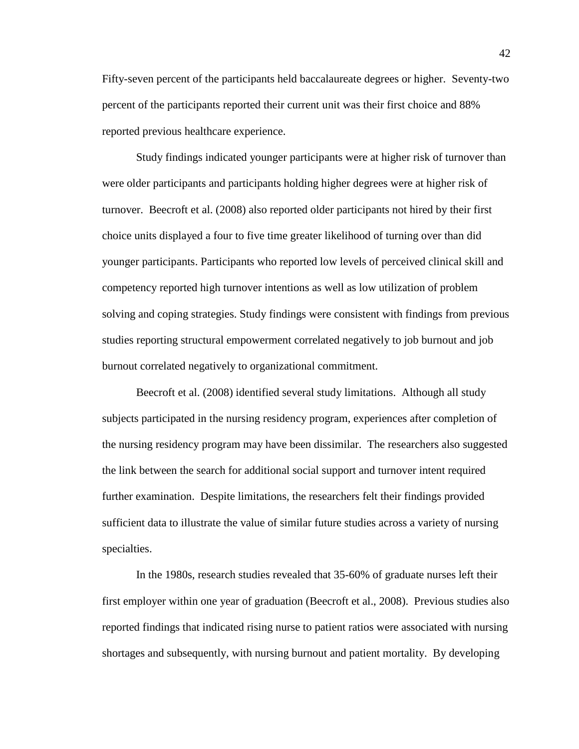Fifty-seven percent of the participants held baccalaureate degrees or higher. Seventy-two percent of the participants reported their current unit was their first choice and 88% reported previous healthcare experience.

Study findings indicated younger participants were at higher risk of turnover than were older participants and participants holding higher degrees were at higher risk of turnover. Beecroft et al. (2008) also reported older participants not hired by their first choice units displayed a four to five time greater likelihood of turning over than did younger participants. Participants who reported low levels of perceived clinical skill and competency reported high turnover intentions as well as low utilization of problem solving and coping strategies. Study findings were consistent with findings from previous studies reporting structural empowerment correlated negatively to job burnout and job burnout correlated negatively to organizational commitment.

Beecroft et al. (2008) identified several study limitations. Although all study subjects participated in the nursing residency program, experiences after completion of the nursing residency program may have been dissimilar. The researchers also suggested the link between the search for additional social support and turnover intent required further examination. Despite limitations, the researchers felt their findings provided sufficient data to illustrate the value of similar future studies across a variety of nursing specialties.

In the 1980s, research studies revealed that 35-60% of graduate nurses left their first employer within one year of graduation (Beecroft et al., 2008). Previous studies also reported findings that indicated rising nurse to patient ratios were associated with nursing shortages and subsequently, with nursing burnout and patient mortality. By developing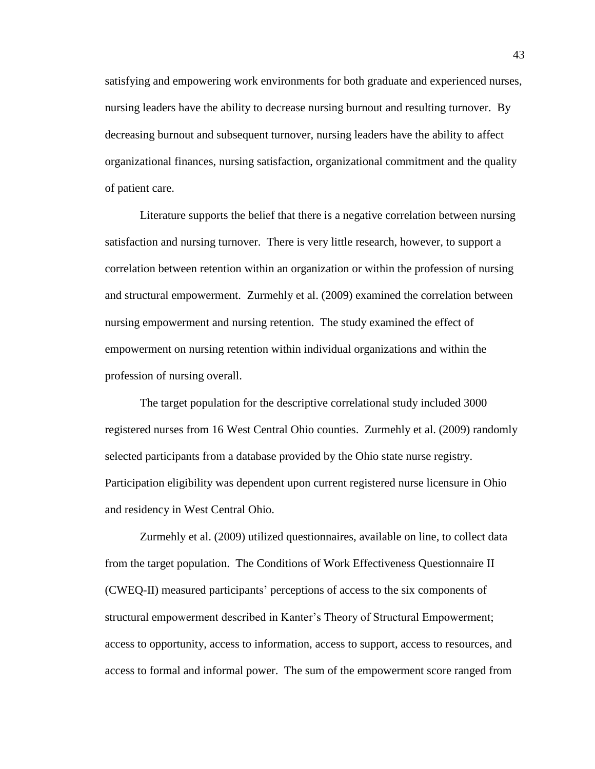satisfying and empowering work environments for both graduate and experienced nurses, nursing leaders have the ability to decrease nursing burnout and resulting turnover. By decreasing burnout and subsequent turnover, nursing leaders have the ability to affect organizational finances, nursing satisfaction, organizational commitment and the quality of patient care.

Literature supports the belief that there is a negative correlation between nursing satisfaction and nursing turnover. There is very little research, however, to support a correlation between retention within an organization or within the profession of nursing and structural empowerment. Zurmehly et al. (2009) examined the correlation between nursing empowerment and nursing retention. The study examined the effect of empowerment on nursing retention within individual organizations and within the profession of nursing overall.

The target population for the descriptive correlational study included 3000 registered nurses from 16 West Central Ohio counties. Zurmehly et al. (2009) randomly selected participants from a database provided by the Ohio state nurse registry. Participation eligibility was dependent upon current registered nurse licensure in Ohio and residency in West Central Ohio.

Zurmehly et al. (2009) utilized questionnaires, available on line, to collect data from the target population. The Conditions of Work Effectiveness Questionnaire II (CWEQ-II) measured participants' perceptions of access to the six components of structural empowerment described in Kanter's Theory of Structural Empowerment; access to opportunity, access to information, access to support, access to resources, and access to formal and informal power. The sum of the empowerment score ranged from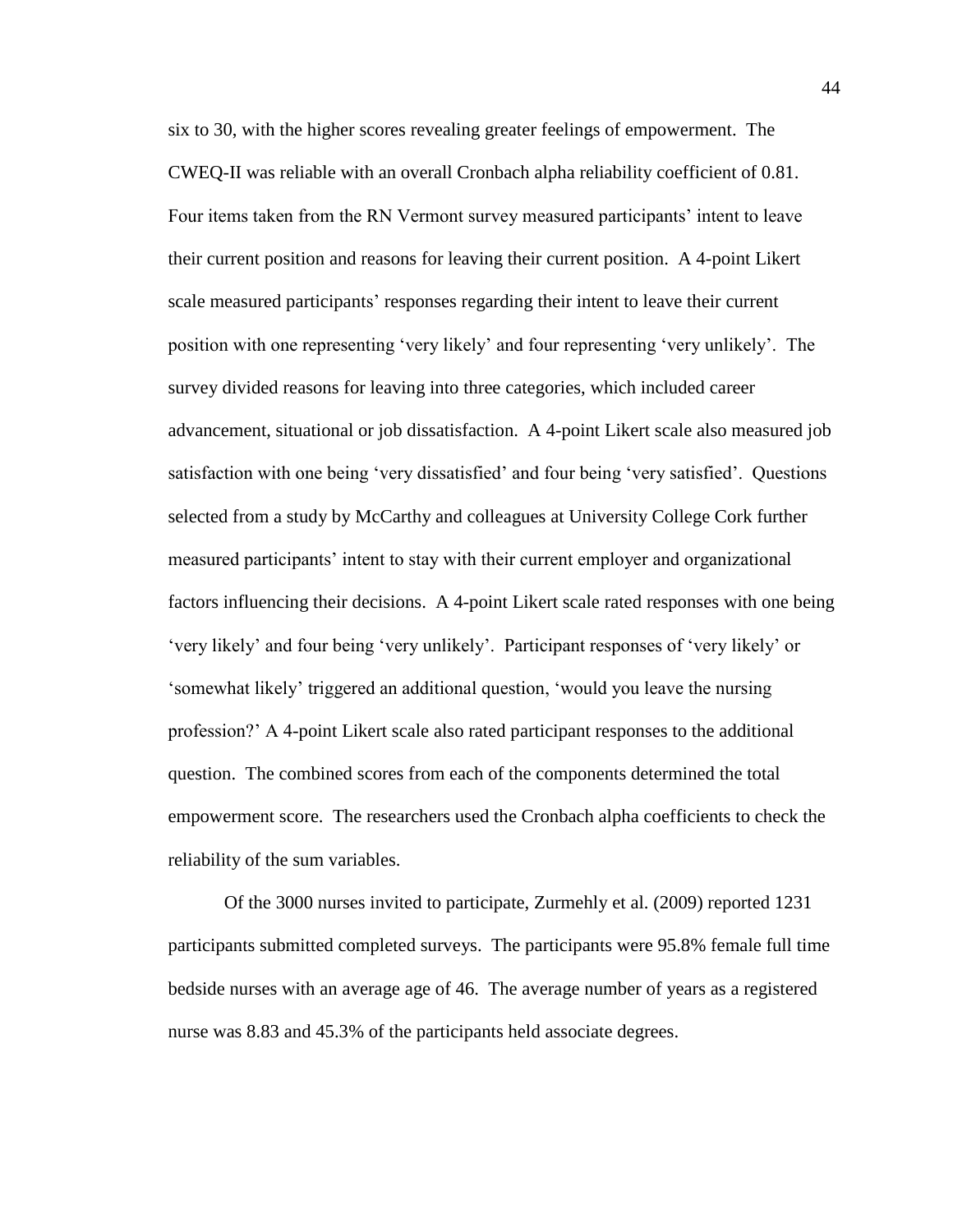six to 30, with the higher scores revealing greater feelings of empowerment. The CWEQ-II was reliable with an overall Cronbach alpha reliability coefficient of 0.81. Four items taken from the RN Vermont survey measured participants' intent to leave their current position and reasons for leaving their current position. A 4-point Likert scale measured participants' responses regarding their intent to leave their current position with one representing 'very likely' and four representing 'very unlikely'. The survey divided reasons for leaving into three categories, which included career advancement, situational or job dissatisfaction. A 4-point Likert scale also measured job satisfaction with one being 'very dissatisfied' and four being 'very satisfied'. Questions selected from a study by McCarthy and colleagues at University College Cork further measured participants' intent to stay with their current employer and organizational factors influencing their decisions. A 4-point Likert scale rated responses with one being 'very likely' and four being 'very unlikely'. Participant responses of 'very likely' or 'somewhat likely' triggered an additional question, 'would you leave the nursing profession?' A 4-point Likert scale also rated participant responses to the additional question. The combined scores from each of the components determined the total empowerment score. The researchers used the Cronbach alpha coefficients to check the reliability of the sum variables.

Of the 3000 nurses invited to participate, Zurmehly et al. (2009) reported 1231 participants submitted completed surveys. The participants were 95.8% female full time bedside nurses with an average age of 46. The average number of years as a registered nurse was 8.83 and 45.3% of the participants held associate degrees.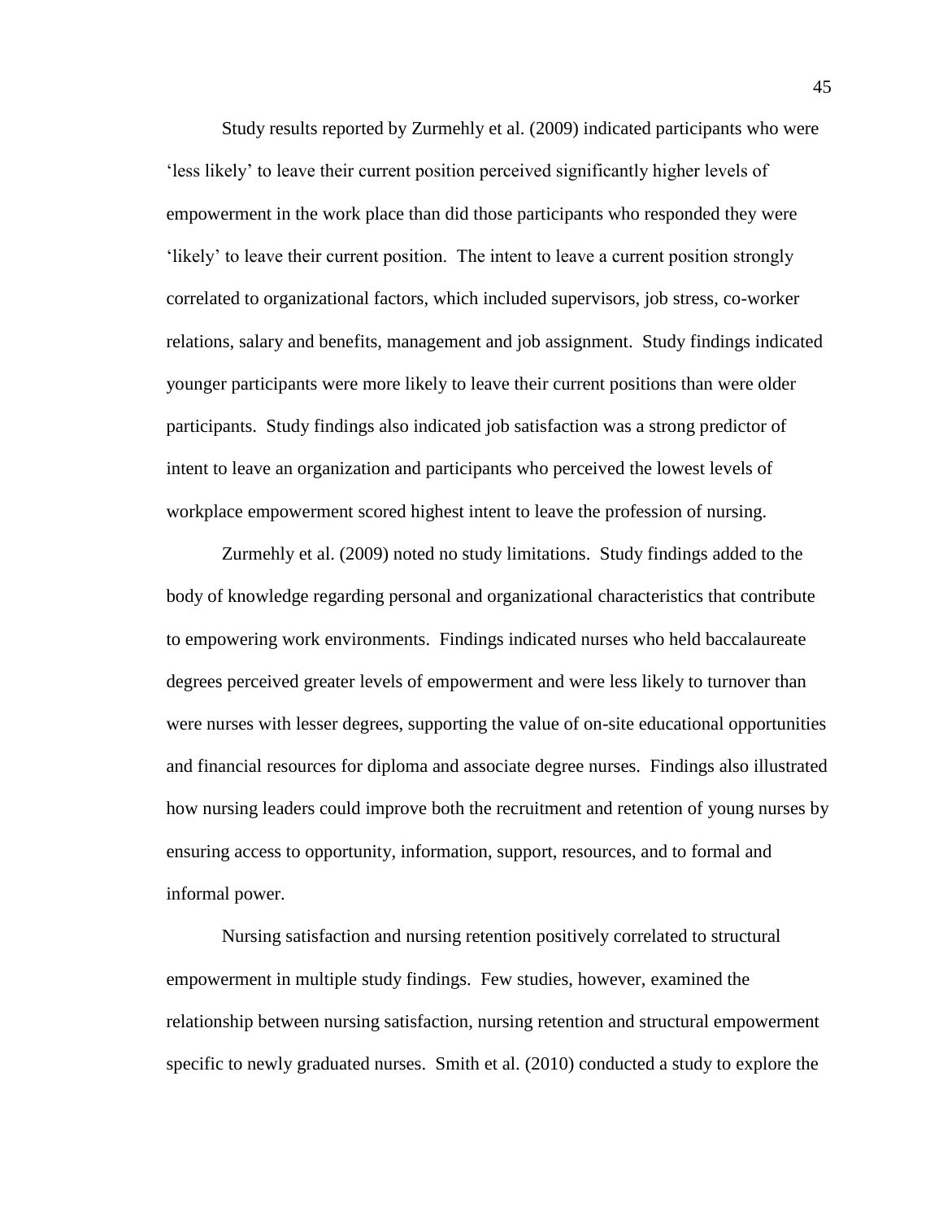Study results reported by Zurmehly et al. (2009) indicated participants who were 'less likely' to leave their current position perceived significantly higher levels of empowerment in the work place than did those participants who responded they were 'likely' to leave their current position. The intent to leave a current position strongly correlated to organizational factors, which included supervisors, job stress, co-worker relations, salary and benefits, management and job assignment. Study findings indicated younger participants were more likely to leave their current positions than were older participants. Study findings also indicated job satisfaction was a strong predictor of intent to leave an organization and participants who perceived the lowest levels of workplace empowerment scored highest intent to leave the profession of nursing.

Zurmehly et al. (2009) noted no study limitations. Study findings added to the body of knowledge regarding personal and organizational characteristics that contribute to empowering work environments. Findings indicated nurses who held baccalaureate degrees perceived greater levels of empowerment and were less likely to turnover than were nurses with lesser degrees, supporting the value of on-site educational opportunities and financial resources for diploma and associate degree nurses. Findings also illustrated how nursing leaders could improve both the recruitment and retention of young nurses by ensuring access to opportunity, information, support, resources, and to formal and informal power.

Nursing satisfaction and nursing retention positively correlated to structural empowerment in multiple study findings. Few studies, however, examined the relationship between nursing satisfaction, nursing retention and structural empowerment specific to newly graduated nurses. Smith et al. (2010) conducted a study to explore the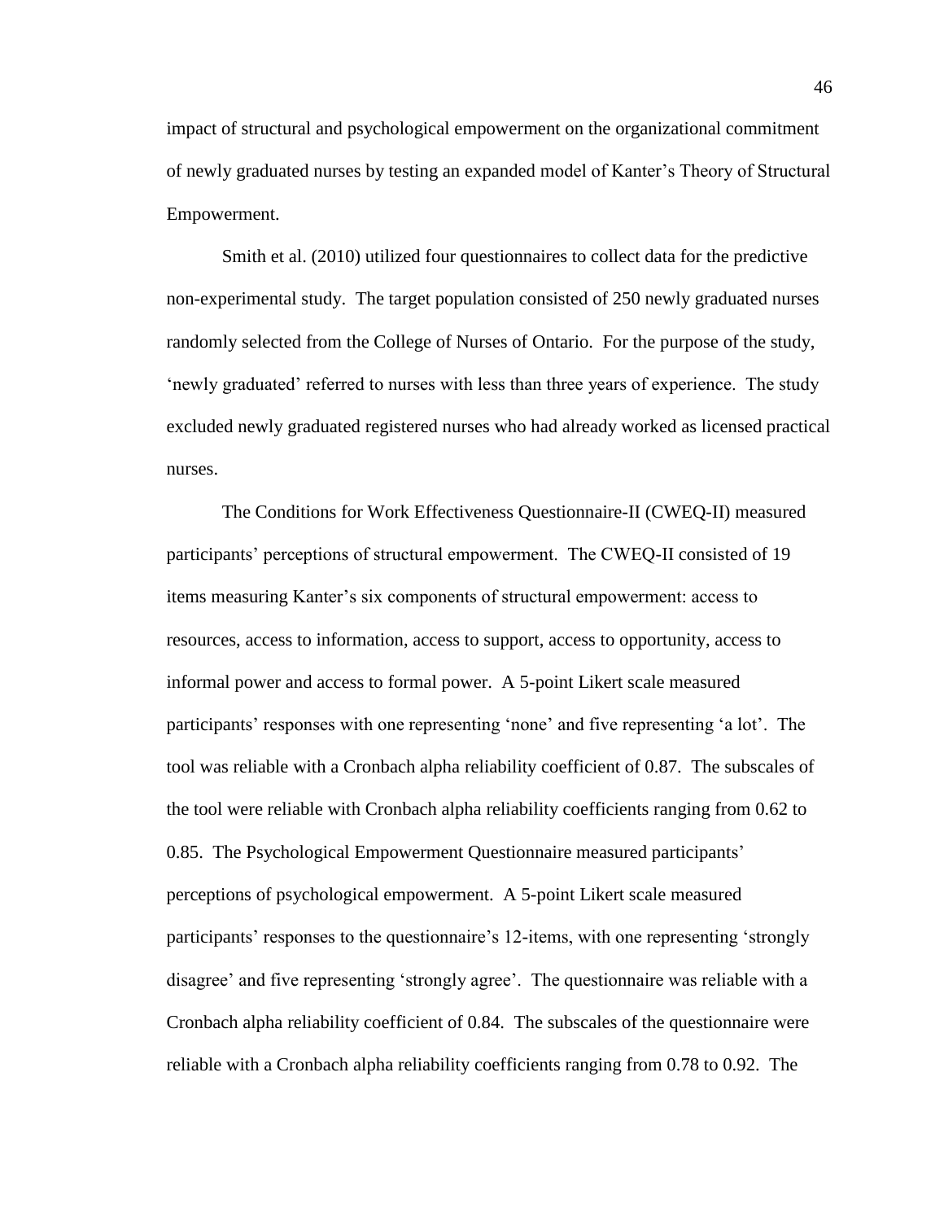impact of structural and psychological empowerment on the organizational commitment of newly graduated nurses by testing an expanded model of Kanter's Theory of Structural Empowerment.

Smith et al. (2010) utilized four questionnaires to collect data for the predictive non-experimental study. The target population consisted of 250 newly graduated nurses randomly selected from the College of Nurses of Ontario. For the purpose of the study, 'newly graduated' referred to nurses with less than three years of experience. The study excluded newly graduated registered nurses who had already worked as licensed practical nurses.

The Conditions for Work Effectiveness Questionnaire-II (CWEQ-II) measured participants' perceptions of structural empowerment. The CWEQ-II consisted of 19 items measuring Kanter's six components of structural empowerment: access to resources, access to information, access to support, access to opportunity, access to informal power and access to formal power. A 5-point Likert scale measured participants' responses with one representing 'none' and five representing 'a lot'. The tool was reliable with a Cronbach alpha reliability coefficient of 0.87. The subscales of the tool were reliable with Cronbach alpha reliability coefficients ranging from 0.62 to 0.85. The Psychological Empowerment Questionnaire measured participants' perceptions of psychological empowerment. A 5-point Likert scale measured participants' responses to the questionnaire's 12-items, with one representing 'strongly disagree' and five representing 'strongly agree'. The questionnaire was reliable with a Cronbach alpha reliability coefficient of 0.84. The subscales of the questionnaire were reliable with a Cronbach alpha reliability coefficients ranging from 0.78 to 0.92. The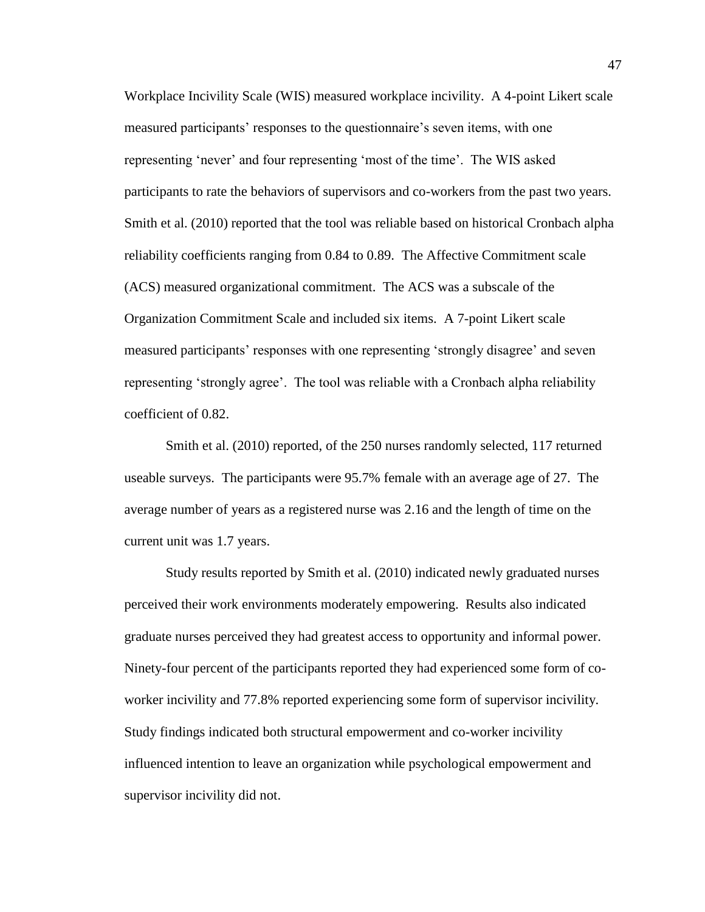Workplace Incivility Scale (WIS) measured workplace incivility. A 4-point Likert scale measured participants' responses to the questionnaire's seven items, with one representing 'never' and four representing 'most of the time'. The WIS asked participants to rate the behaviors of supervisors and co-workers from the past two years. Smith et al. (2010) reported that the tool was reliable based on historical Cronbach alpha reliability coefficients ranging from 0.84 to 0.89. The Affective Commitment scale (ACS) measured organizational commitment. The ACS was a subscale of the Organization Commitment Scale and included six items. A 7-point Likert scale measured participants' responses with one representing 'strongly disagree' and seven representing 'strongly agree'. The tool was reliable with a Cronbach alpha reliability coefficient of 0.82.

Smith et al. (2010) reported, of the 250 nurses randomly selected, 117 returned useable surveys. The participants were 95.7% female with an average age of 27. The average number of years as a registered nurse was 2.16 and the length of time on the current unit was 1.7 years.

Study results reported by Smith et al. (2010) indicated newly graduated nurses perceived their work environments moderately empowering. Results also indicated graduate nurses perceived they had greatest access to opportunity and informal power. Ninety-four percent of the participants reported they had experienced some form of co-worker incivility and 77.8% reported experiencing some form of supervisor incivility. Study findings indicated both structural empowerment and co-worker incivility influenced intention to leave an organization while psychological empowerment and supervisor incivility did not.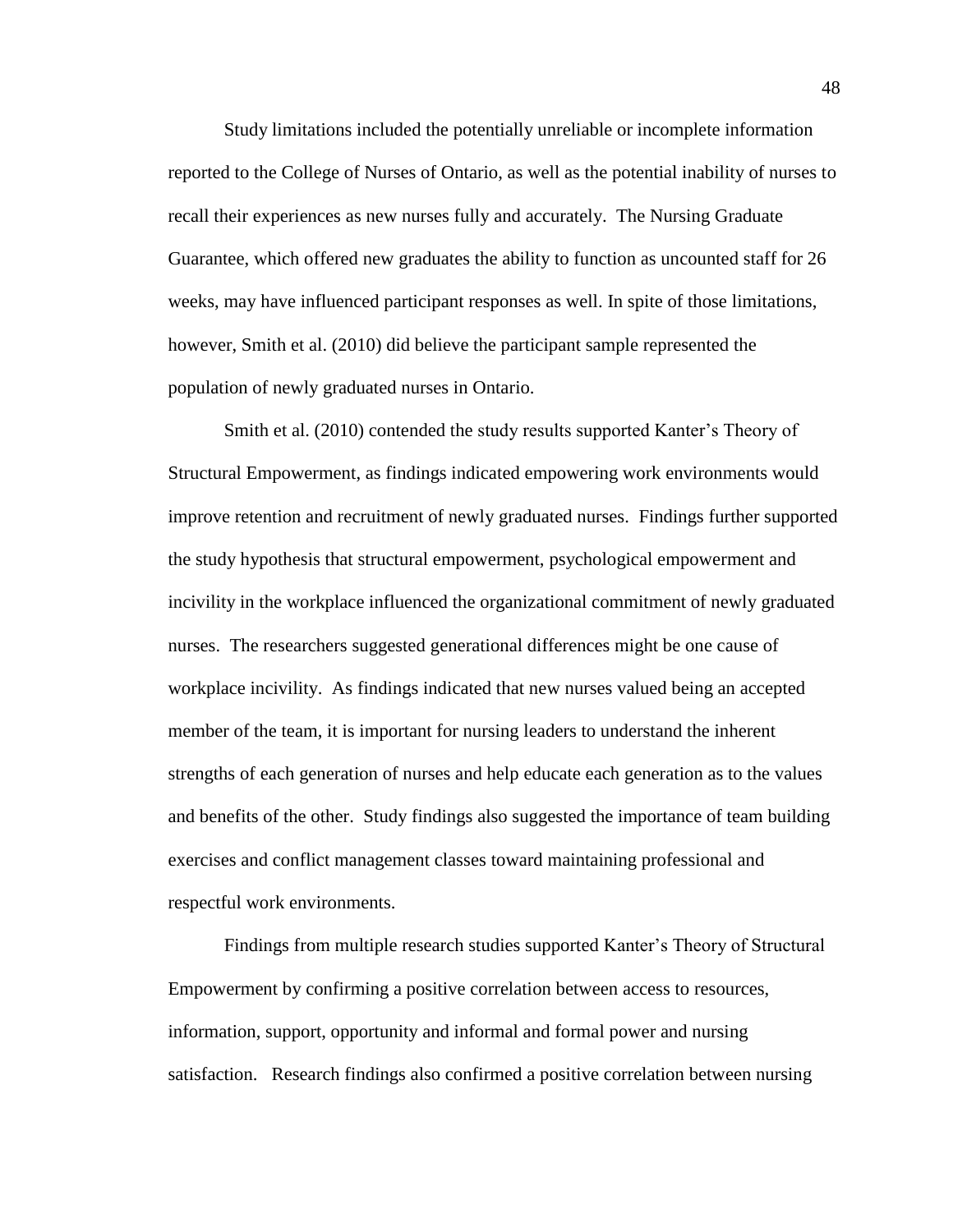Study limitations included the potentially unreliable or incomplete information reported to the College of Nurses of Ontario, as well as the potential inability of nurses to recall their experiences as new nurses fully and accurately. The Nursing Graduate Guarantee, which offered new graduates the ability to function as uncounted staff for 26 weeks, may have influenced participant responses as well. In spite of those limitations, however, Smith et al. (2010) did believe the participant sample represented the population of newly graduated nurses in Ontario.

Smith et al. (2010) contended the study results supported Kanter's Theory of Structural Empowerment, as findings indicated empowering work environments would improve retention and recruitment of newly graduated nurses. Findings further supported the study hypothesis that structural empowerment, psychological empowerment and incivility in the workplace influenced the organizational commitment of newly graduated nurses. The researchers suggested generational differences might be one cause of workplace incivility. As findings indicated that new nurses valued being an accepted member of the team, it is important for nursing leaders to understand the inherent strengths of each generation of nurses and help educate each generation as to the values and benefits of the other. Study findings also suggested the importance of team building exercises and conflict management classes toward maintaining professional and respectful work environments.

Findings from multiple research studies supported Kanter's Theory of Structural Empowerment by confirming a positive correlation between access to resources, information, support, opportunity and informal and formal power and nursing satisfaction. Research findings also confirmed a positive correlation between nursing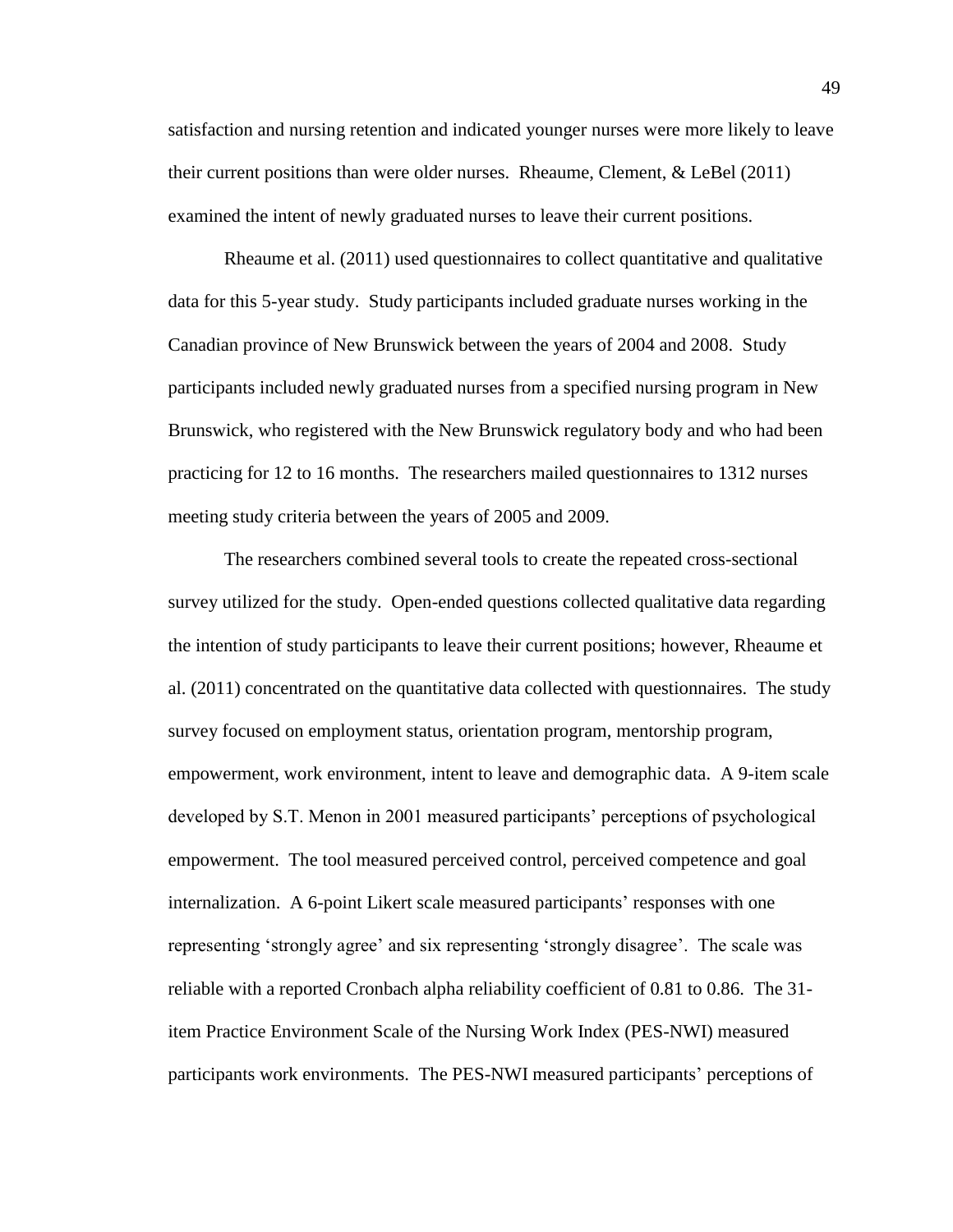satisfaction and nursing retention and indicated younger nurses were more likely to leave their current positions than were older nurses. Rheaume, Clement, & LeBel (2011) examined the intent of newly graduated nurses to leave their current positions.

Rheaume et al. (2011) used questionnaires to collect quantitative and qualitative data for this 5-year study. Study participants included graduate nurses working in the Canadian province of New Brunswick between the years of 2004 and 2008. Study participants included newly graduated nurses from a specified nursing program in New Brunswick, who registered with the New Brunswick regulatory body and who had been practicing for 12 to 16 months. The researchers mailed questionnaires to 1312 nurses meeting study criteria between the years of 2005 and 2009.

The researchers combined several tools to create the repeated cross-sectional survey utilized for the study. Open-ended questions collected qualitative data regarding the intention of study participants to leave their current positions; however, Rheaume et al. (2011) concentrated on the quantitative data collected with questionnaires. The study survey focused on employment status, orientation program, mentorship program, empowerment, work environment, intent to leave and demographic data. A 9-item scale developed by S.T. Menon in 2001 measured participants' perceptions of psychological empowerment. The tool measured perceived control, perceived competence and goal internalization. A 6-point Likert scale measured participants' responses with one representing 'strongly agree' and six representing 'strongly disagree'. The scale was reliable with a reported Cronbach alpha reliability coefficient of 0.81 to 0.86. The 31-item Practice Environment Scale of the Nursing Work Index (PES-NWI) measured participants work environments. The PES-NWI measured participants' perceptions of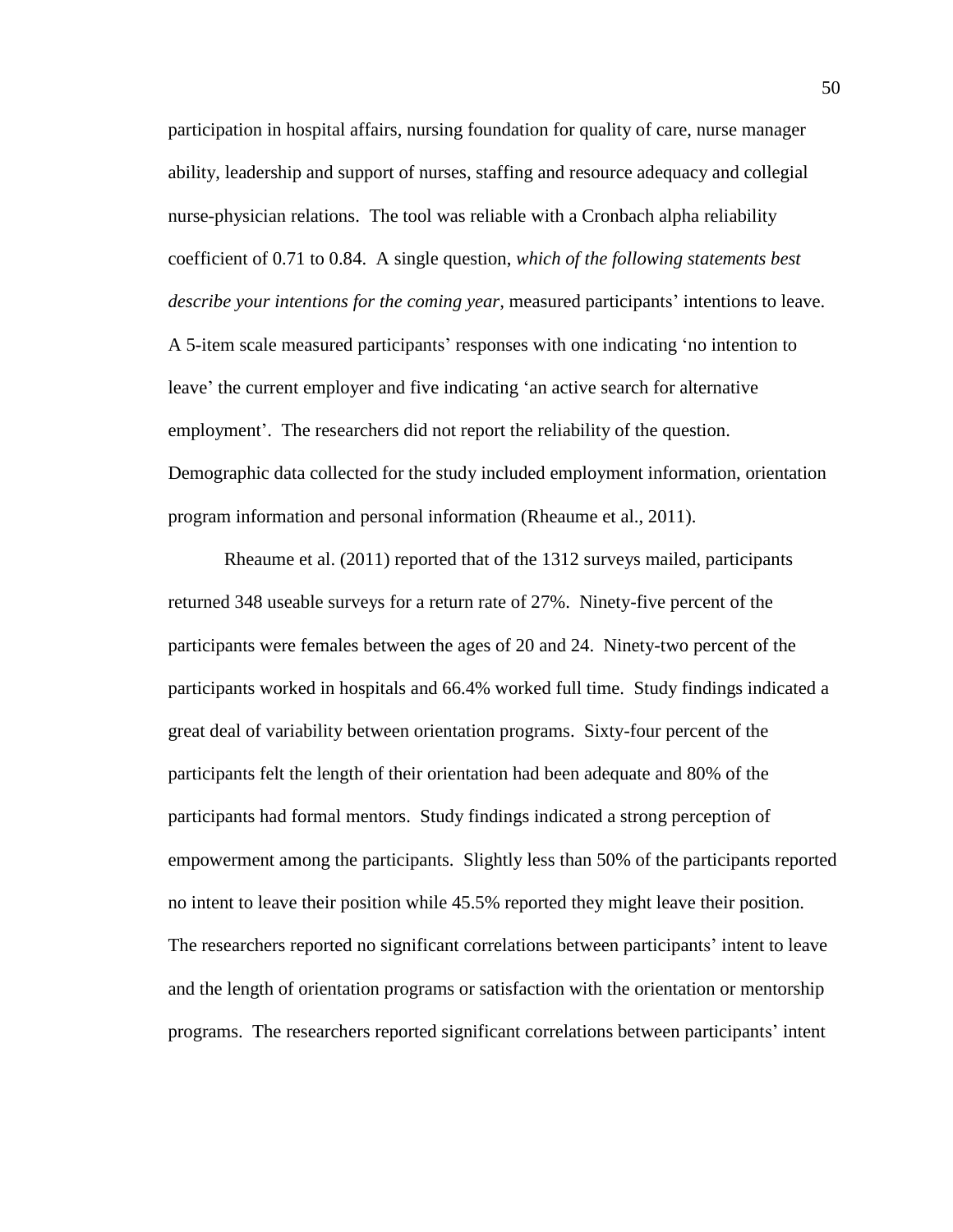participation in hospital affairs, nursing foundation for quality of care, nurse manager ability, leadership and support of nurses, staffing and resource adequacy and collegial nurse-physician relations. The tool was reliable with a Cronbach alpha reliability coefficient of 0.71 to 0.84. A single question, *which of the following statements best describe your intentions for the coming year*, measured participants' intentions to leave. A 5-item scale measured participants' responses with one indicating 'no intention to leave' the current employer and five indicating 'an active search for alternative employment'. The researchers did not report the reliability of the question. Demographic data collected for the study included employment information, orientation program information and personal information (Rheaume et al., 2011).

Rheaume et al. (2011) reported that of the 1312 surveys mailed, participants returned 348 useable surveys for a return rate of 27%. Ninety-five percent of the participants were females between the ages of 20 and 24. Ninety-two percent of the participants worked in hospitals and 66.4% worked full time. Study findings indicated a great deal of variability between orientation programs. Sixty-four percent of the participants felt the length of their orientation had been adequate and 80% of the participants had formal mentors. Study findings indicated a strong perception of empowerment among the participants. Slightly less than 50% of the participants reported no intent to leave their position while 45.5% reported they might leave their position. The researchers reported no significant correlations between participants' intent to leave and the length of orientation programs or satisfaction with the orientation or mentorship programs. The researchers reported significant correlations between participants' intent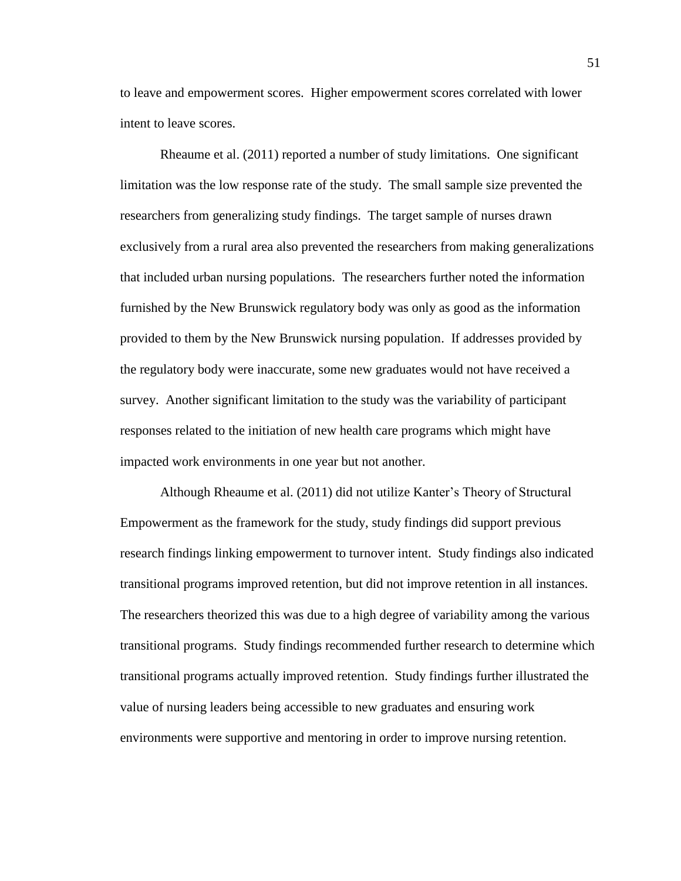to leave and empowerment scores. Higher empowerment scores correlated with lower intent to leave scores.

Rheaume et al. (2011) reported a number of study limitations. One significant limitation was the low response rate of the study. The small sample size prevented the researchers from generalizing study findings. The target sample of nurses drawn exclusively from a rural area also prevented the researchers from making generalizations that included urban nursing populations. The researchers further noted the information furnished by the New Brunswick regulatory body was only as good as the information provided to them by the New Brunswick nursing population. If addresses provided by the regulatory body were inaccurate, some new graduates would not have received a survey. Another significant limitation to the study was the variability of participant responses related to the initiation of new health care programs which might have impacted work environments in one year but not another.

Although Rheaume et al. (2011) did not utilize Kanter's Theory of Structural Empowerment as the framework for the study, study findings did support previous research findings linking empowerment to turnover intent. Study findings also indicated transitional programs improved retention, but did not improve retention in all instances. The researchers theorized this was due to a high degree of variability among the various transitional programs. Study findings recommended further research to determine which transitional programs actually improved retention. Study findings further illustrated the value of nursing leaders being accessible to new graduates and ensuring work environments were supportive and mentoring in order to improve nursing retention.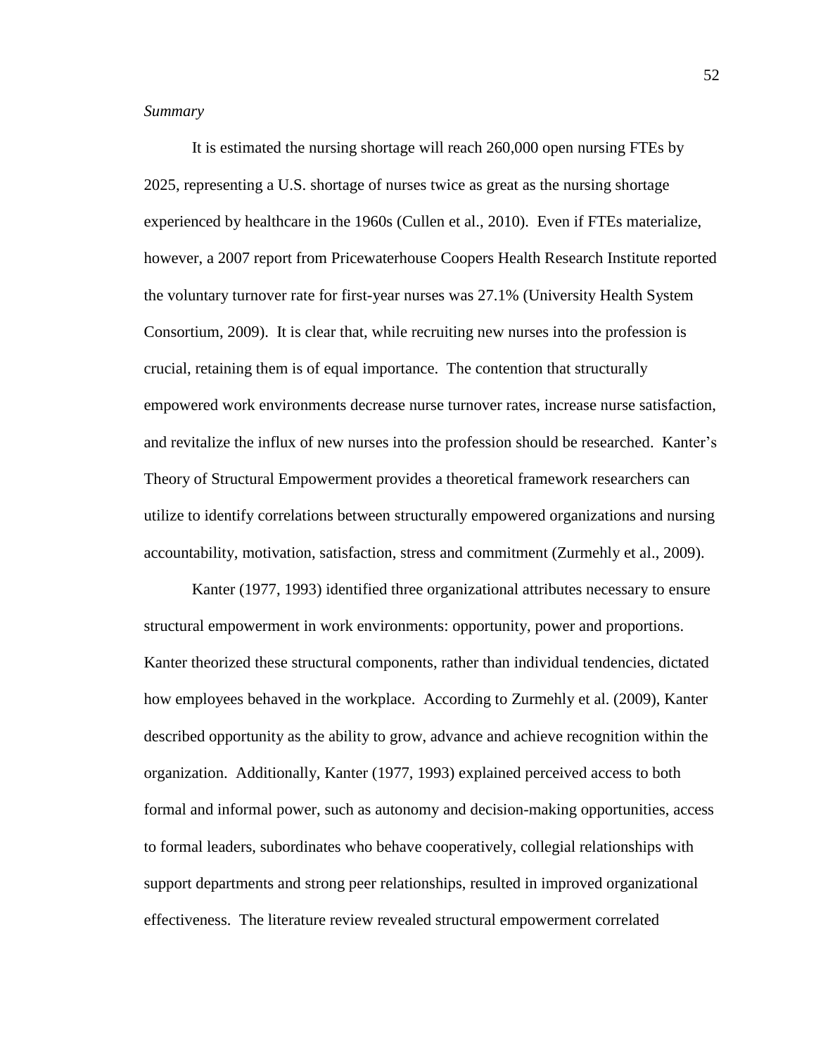*Summary*

It is estimated the nursing shortage will reach 260,000 open nursing FTEs by 2025, representing a U.S. shortage of nurses twice as great as the nursing shortage experienced by healthcare in the 1960s (Cullen et al., 2010). Even if FTEs materialize, however, a 2007 report from Pricewaterhouse Coopers Health Research Institute reported the voluntary turnover rate for first-year nurses was 27.1% (University Health System Consortium, 2009). It is clear that, while recruiting new nurses into the profession is crucial, retaining them is of equal importance. The contention that structurally empowered work environments decrease nurse turnover rates, increase nurse satisfaction, and revitalize the influx of new nurses into the profession should be researched. Kanter's Theory of Structural Empowerment provides a theoretical framework researchers can utilize to identify correlations between structurally empowered organizations and nursing accountability, motivation, satisfaction, stress and commitment (Zurmehly et al., 2009).

Kanter (1977, 1993) identified three organizational attributes necessary to ensure structural empowerment in work environments: opportunity, power and proportions. Kanter theorized these structural components, rather than individual tendencies, dictated how employees behaved in the workplace. According to Zurmehly et al. (2009), Kanter described opportunity as the ability to grow, advance and achieve recognition within the organization. Additionally, Kanter (1977, 1993) explained perceived access to both formal and informal power, such as autonomy and decision-making opportunities, access to formal leaders, subordinates who behave cooperatively, collegial relationships with support departments and strong peer relationships, resulted in improved organizational effectiveness. The literature review revealed structural empowerment correlated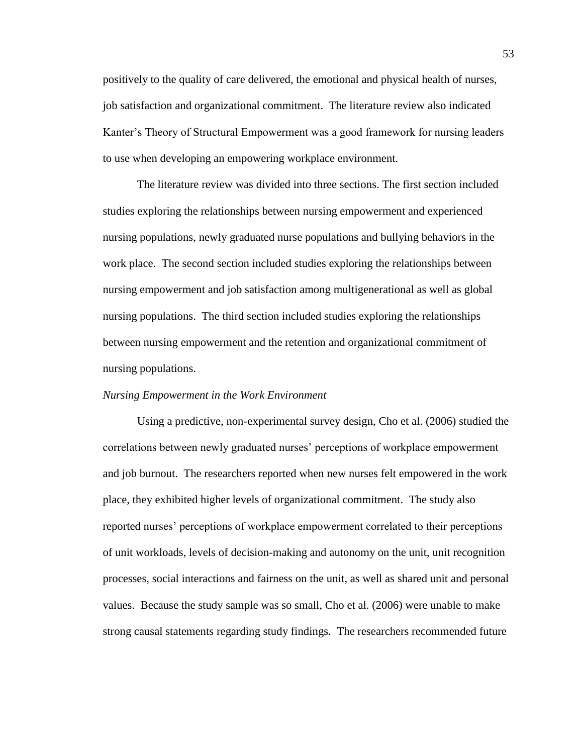positively to the quality of care delivered, the emotional and physical health of nurses, job satisfaction and organizational commitment. The literature review also indicated Kanter's Theory of Structural Empowerment was a good framework for nursing leaders to use when developing an empowering workplace environment.

The literature review was divided into three sections. The first section included studies exploring the relationships between nursing empowerment and experienced nursing populations, newly graduated nurse populations and bullying behaviors in the work place. The second section included studies exploring the relationships between nursing empowerment and job satisfaction among multigenerational as well as global nursing populations. The third section included studies exploring the relationships between nursing empowerment and the retention and organizational commitment of nursing populations.

### *Nursing Empowerment in the Work Environment*

Using a predictive, non-experimental survey design, Cho et al. (2006) studied the correlations between newly graduated nurses' perceptions of workplace empowerment and job burnout. The researchers reported when new nurses felt empowered in the work place, they exhibited higher levels of organizational commitment. The study also reported nurses' perceptions of workplace empowerment correlated to their perceptions of unit workloads, levels of decision-making and autonomy on the unit, unit recognition processes, social interactions and fairness on the unit, as well as shared unit and personal values. Because the study sample was so small, Cho et al. (2006) were unable to make strong causal statements regarding study findings. The researchers recommended future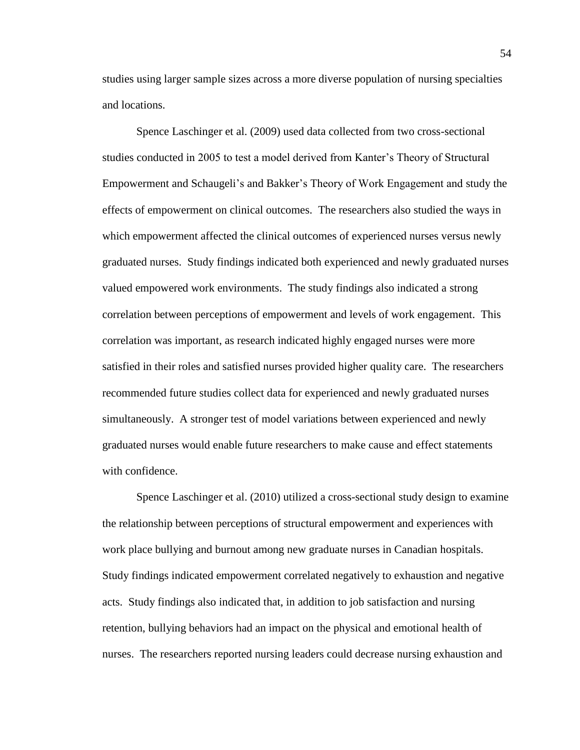studies using larger sample sizes across a more diverse population of nursing specialties and locations.

Spence Laschinger et al. (2009) used data collected from two cross-sectional studies conducted in 2005 to test a model derived from Kanter's Theory of Structural Empowerment and Schaugeli's and Bakker's Theory of Work Engagement and study the effects of empowerment on clinical outcomes. The researchers also studied the ways in which empowerment affected the clinical outcomes of experienced nurses versus newly graduated nurses. Study findings indicated both experienced and newly graduated nurses valued empowered work environments. The study findings also indicated a strong correlation between perceptions of empowerment and levels of work engagement. This correlation was important, as research indicated highly engaged nurses were more satisfied in their roles and satisfied nurses provided higher quality care. The researchers recommended future studies collect data for experienced and newly graduated nurses simultaneously. A stronger test of model variations between experienced and newly graduated nurses would enable future researchers to make cause and effect statements with confidence.

Spence Laschinger et al. (2010) utilized a cross-sectional study design to examine the relationship between perceptions of structural empowerment and experiences with work place bullying and burnout among new graduate nurses in Canadian hospitals. Study findings indicated empowerment correlated negatively to exhaustion and negative acts. Study findings also indicated that, in addition to job satisfaction and nursing retention, bullying behaviors had an impact on the physical and emotional health of nurses. The researchers reported nursing leaders could decrease nursing exhaustion and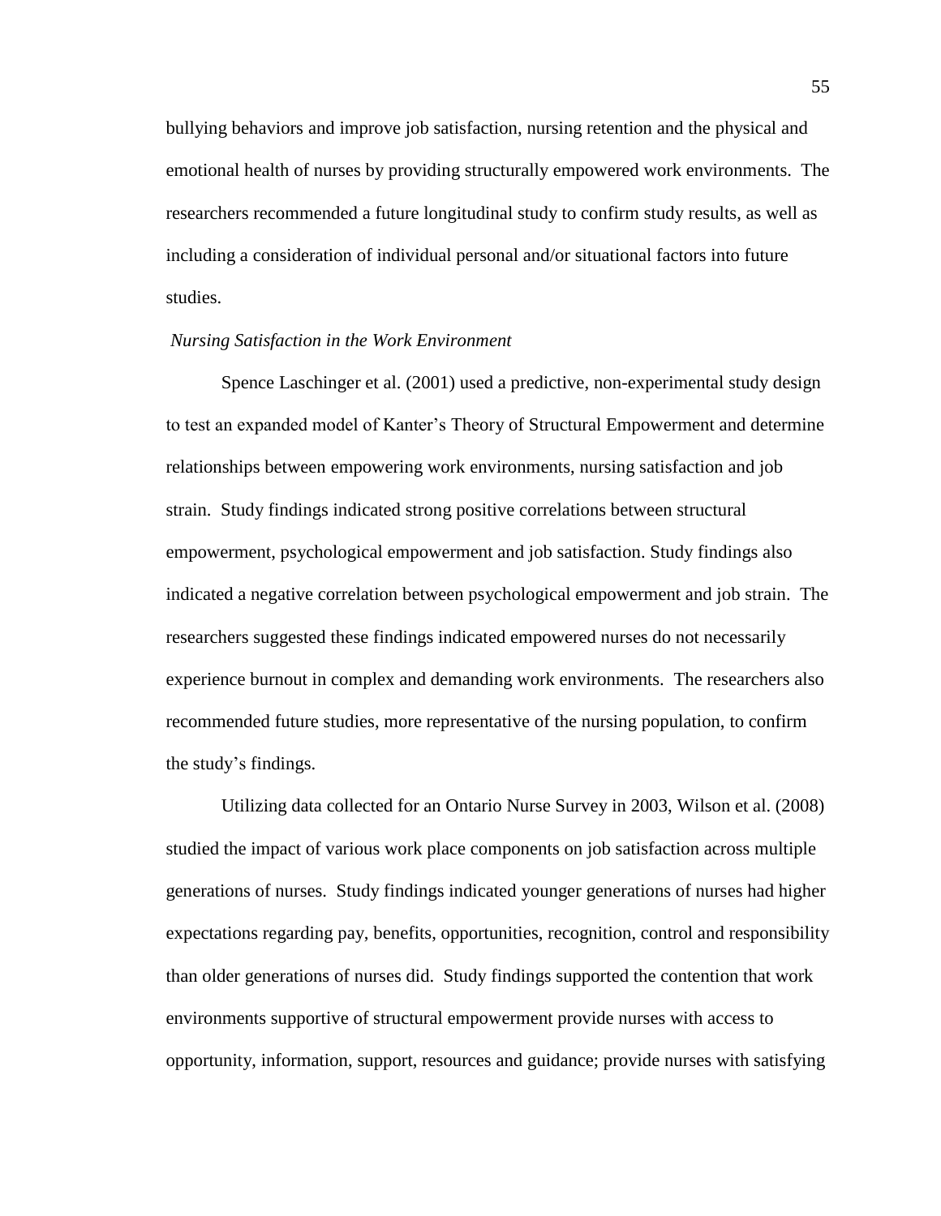bullying behaviors and improve job satisfaction, nursing retention and the physical and emotional health of nurses by providing structurally empowered work environments. The researchers recommended a future longitudinal study to confirm study results, as well as including a consideration of individual personal and/or situational factors into future studies.

*Nursing Satisfaction in the Work Environment*

Spence Laschinger et al. (2001) used a predictive, non-experimental study design to test an expanded model of Kanter's Theory of Structural Empowerment and determine relationships between empowering work environments, nursing satisfaction and job strain. Study findings indicated strong positive correlations between structural empowerment, psychological empowerment and job satisfaction. Study findings also indicated a negative correlation between psychological empowerment and job strain. The researchers suggested these findings indicated empowered nurses do not necessarily experience burnout in complex and demanding work environments. The researchers also recommended future studies, more representative of the nursing population, to confirm the study's findings.

Utilizing data collected for an Ontario Nurse Survey in 2003, Wilson et al. (2008) studied the impact of various work place components on job satisfaction across multiple generations of nurses. Study findings indicated younger generations of nurses had higher expectations regarding pay, benefits, opportunities, recognition, control and responsibility than older generations of nurses did. Study findings supported the contention that work environments supportive of structural empowerment provide nurses with access to opportunity, information, support, resources and guidance; provide nurses with satisfying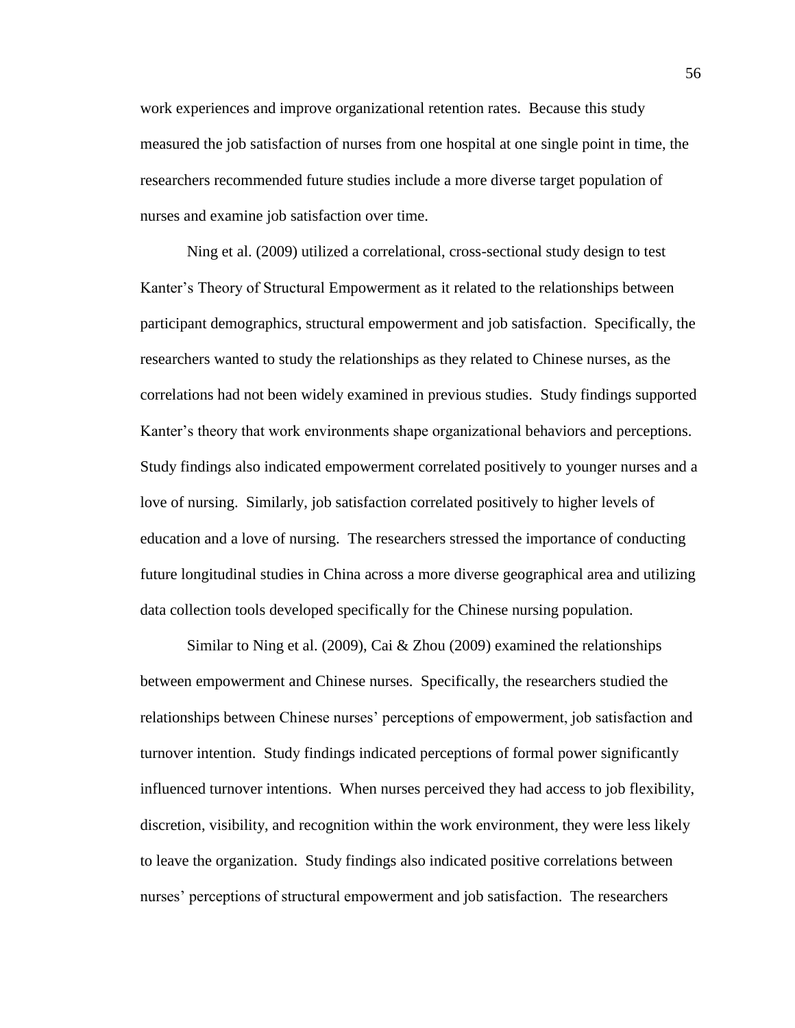work experiences and improve organizational retention rates. Because this study measured the job satisfaction of nurses from one hospital at one single point in time, the researchers recommended future studies include a more diverse target population of nurses and examine job satisfaction over time.

Ning et al. (2009) utilized a correlational, cross-sectional study design to test Kanter's Theory of Structural Empowerment as it related to the relationships between participant demographics, structural empowerment and job satisfaction. Specifically, the researchers wanted to study the relationships as they related to Chinese nurses, as the correlations had not been widely examined in previous studies. Study findings supported Kanter's theory that work environments shape organizational behaviors and perceptions. Study findings also indicated empowerment correlated positively to younger nurses and a love of nursing. Similarly, job satisfaction correlated positively to higher levels of education and a love of nursing. The researchers stressed the importance of conducting future longitudinal studies in China across a more diverse geographical area and utilizing data collection tools developed specifically for the Chinese nursing population.

Similar to Ning et al. (2009), Cai & Zhou (2009) examined the relationships between empowerment and Chinese nurses. Specifically, the researchers studied the relationships between Chinese nurses' perceptions of empowerment, job satisfaction and turnover intention. Study findings indicated perceptions of formal power significantly influenced turnover intentions. When nurses perceived they had access to job flexibility, discretion, visibility, and recognition within the work environment, they were less likely to leave the organization. Study findings also indicated positive correlations between nurses' perceptions of structural empowerment and job satisfaction. The researchers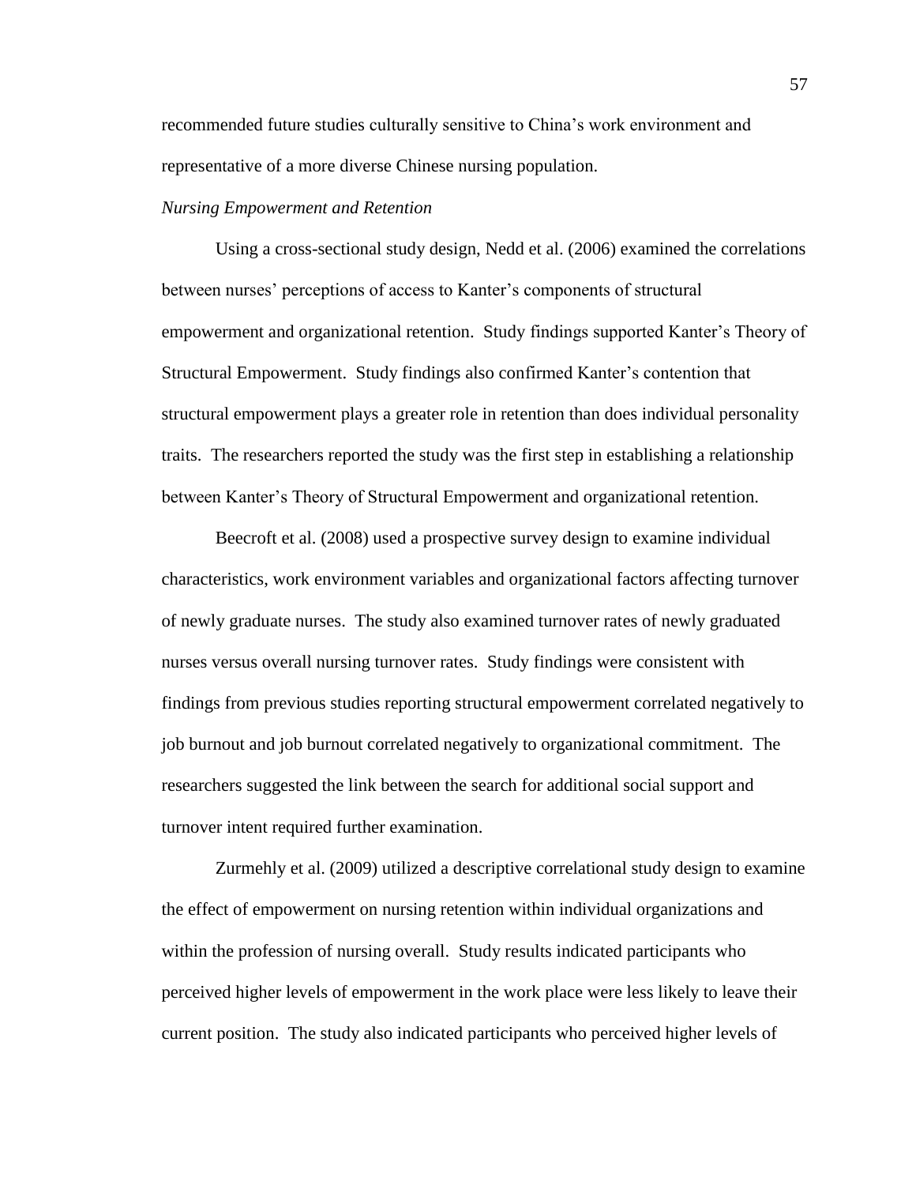recommended future studies culturally sensitive to China's work environment and representative of a more diverse Chinese nursing population.

*Nursing Empowerment and Retention*

Using a cross-sectional study design, Nedd et al. (2006) examined the correlations between nurses' perceptions of access to Kanter's components of structural empowerment and organizational retention. Study findings supported Kanter's Theory of Structural Empowerment. Study findings also confirmed Kanter's contention that structural empowerment plays a greater role in retention than does individual personality traits. The researchers reported the study was the first step in establishing a relationship between Kanter's Theory of Structural Empowerment and organizational retention.

Beecroft et al. (2008) used a prospective survey design to examine individual characteristics, work environment variables and organizational factors affecting turnover of newly graduate nurses. The study also examined turnover rates of newly graduated nurses versus overall nursing turnover rates. Study findings were consistent with findings from previous studies reporting structural empowerment correlated negatively to job burnout and job burnout correlated negatively to organizational commitment. The researchers suggested the link between the search for additional social support and turnover intent required further examination.

Zurmehly et al. (2009) utilized a descriptive correlational study design to examine the effect of empowerment on nursing retention within individual organizations and within the profession of nursing overall. Study results indicated participants who perceived higher levels of empowerment in the work place were less likely to leave their current position. The study also indicated participants who perceived higher levels of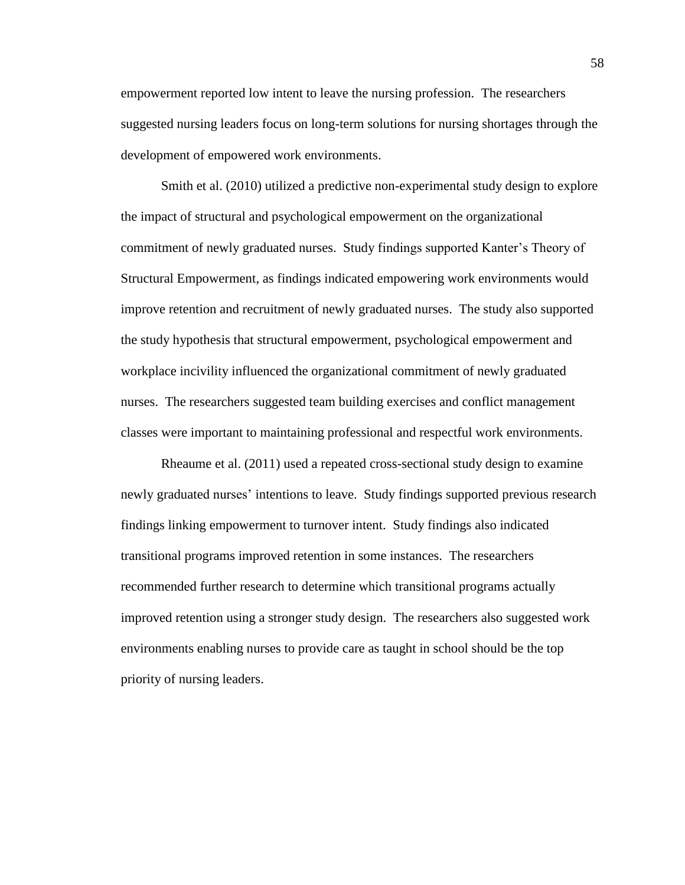empowerment reported low intent to leave the nursing profession. The researchers suggested nursing leaders focus on long-term solutions for nursing shortages through the development of empowered work environments.

Smith et al. (2010) utilized a predictive non-experimental study design to explore the impact of structural and psychological empowerment on the organizational commitment of newly graduated nurses. Study findings supported Kanter's Theory of Structural Empowerment, as findings indicated empowering work environments would improve retention and recruitment of newly graduated nurses. The study also supported the study hypothesis that structural empowerment, psychological empowerment and workplace incivility influenced the organizational commitment of newly graduated nurses. The researchers suggested team building exercises and conflict management classes were important to maintaining professional and respectful work environments.

Rheaume et al. (2011) used a repeated cross-sectional study design to examine newly graduated nurses' intentions to leave. Study findings supported previous research findings linking empowerment to turnover intent. Study findings also indicated transitional programs improved retention in some instances. The researchers recommended further research to determine which transitional programs actually improved retention using a stronger study design. The researchers also suggested work environments enabling nurses to provide care as taught in school should be the top priority of nursing leaders.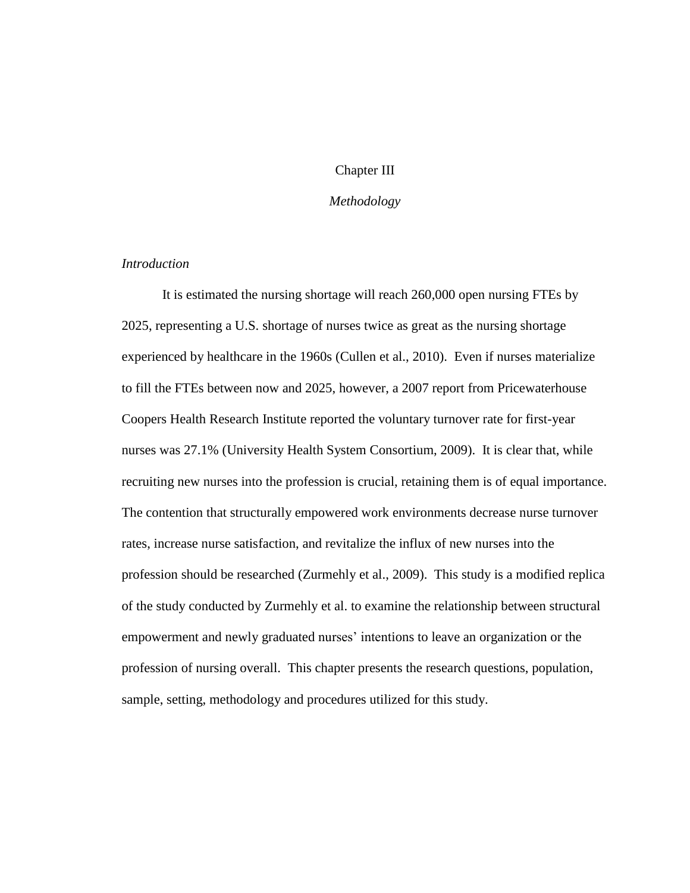# Chapter III

## *Methodology*

### *Introduction*

It is estimated the nursing shortage will reach 260,000 open nursing FTEs by 2025, representing a U.S. shortage of nurses twice as great as the nursing shortage experienced by healthcare in the 1960s (Cullen et al., 2010). Even if nurses materialize to fill the FTEs between now and 2025, however, a 2007 report from Pricewaterhouse Coopers Health Research Institute reported the voluntary turnover rate for first-year nurses was 27.1% (University Health System Consortium, 2009). It is clear that, while recruiting new nurses into the profession is crucial, retaining them is of equal importance. The contention that structurally empowered work environments decrease nurse turnover rates, increase nurse satisfaction, and revitalize the influx of new nurses into the profession should be researched (Zurmehly et al., 2009). This study is a modified replica of the study conducted by Zurmehly et al. to examine the relationship between structural empowerment and newly graduated nurses' intentions to leave an organization or the profession of nursing overall. This chapter presents the research questions, population, sample, setting, methodology and procedures utilized for this study.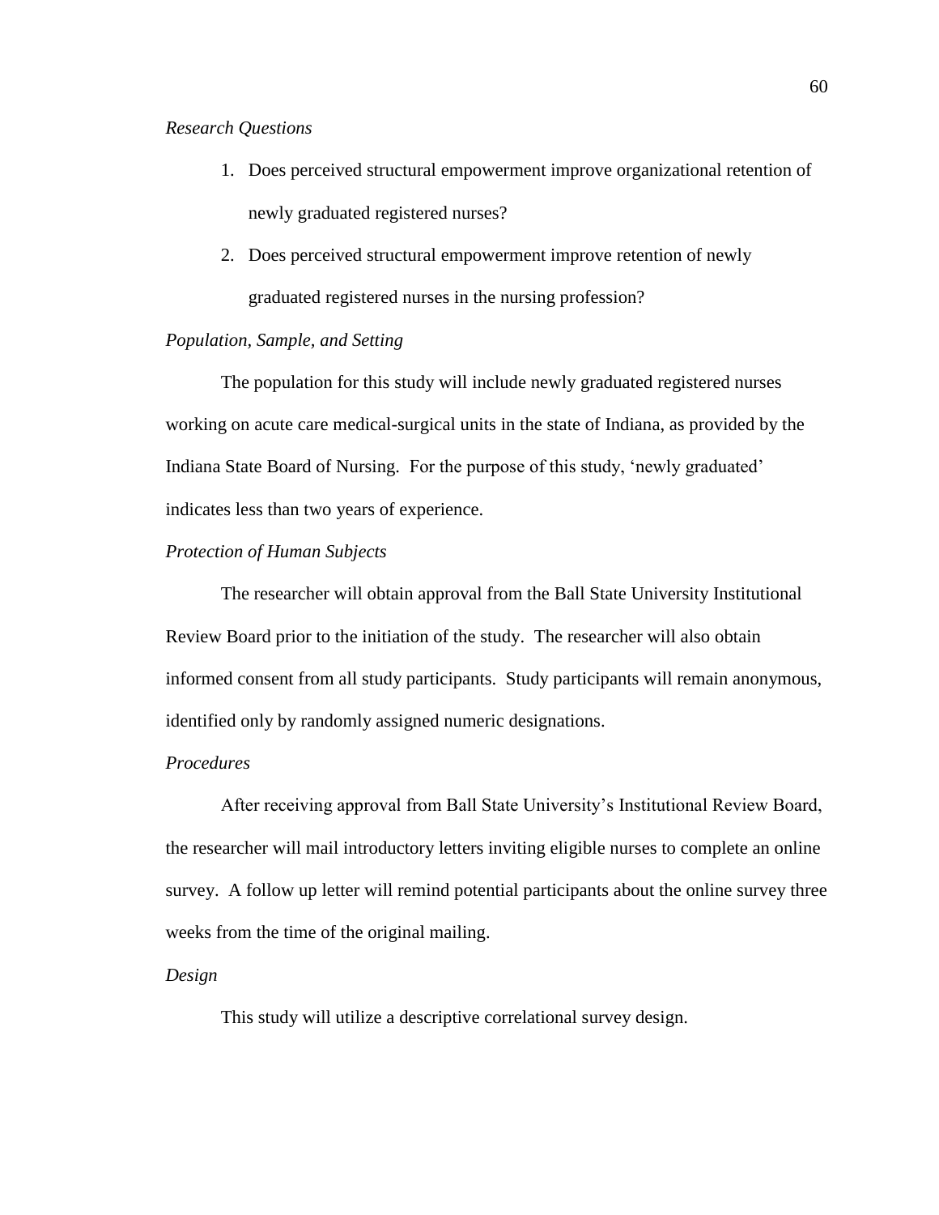*Research Questions*

1. Does perceived structural empowerment improve organizational retention of newly graduated registered nurses?
2. Does perceived structural empowerment improve retention of newly graduated registered nurses in the nursing profession?

*Population, Sample, and Setting*

The population for this study will include newly graduated registered nurses working on acute care medical-surgical units in the state of Indiana, as provided by the Indiana State Board of Nursing. For the purpose of this study, 'newly graduated' indicates less than two years of experience.

*Protection of Human Subjects*

The researcher will obtain approval from the Ball State University Institutional Review Board prior to the initiation of the study. The researcher will also obtain informed consent from all study participants. Study participants will remain anonymous, identified only by randomly assigned numeric designations.

*Procedures*

After receiving approval from Ball State University's Institutional Review Board, the researcher will mail introductory letters inviting eligible nurses to complete an online survey. A follow up letter will remind potential participants about the online survey three weeks from the time of the original mailing.

*Design*

This study will utilize a descriptive correlational survey design.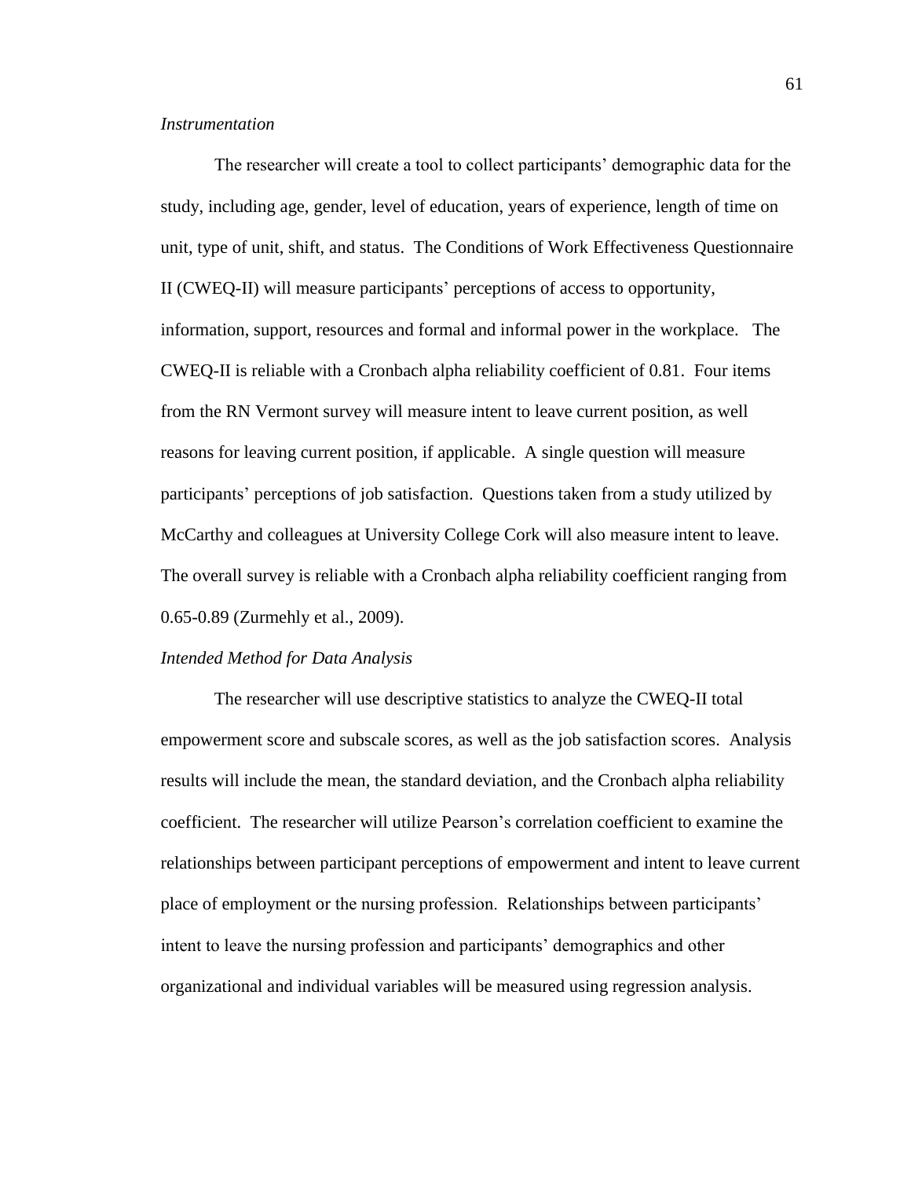*Instrumentation*

The researcher will create a tool to collect participants' demographic data for the study, including age, gender, level of education, years of experience, length of time on unit, type of unit, shift, and status. The Conditions of Work Effectiveness Questionnaire II (CWEQ-II) will measure participants' perceptions of access to opportunity, information, support, resources and formal and informal power in the workplace. The CWEQ-II is reliable with a Cronbach alpha reliability coefficient of 0.81. Four items from the RN Vermont survey will measure intent to leave current position, as well reasons for leaving current position, if applicable. A single question will measure participants' perceptions of job satisfaction. Questions taken from a study utilized by McCarthy and colleagues at University College Cork will also measure intent to leave. The overall survey is reliable with a Cronbach alpha reliability coefficient ranging from 0.65-0.89 (Zurmehly et al., 2009).

*Intended Method for Data Analysis*

The researcher will use descriptive statistics to analyze the CWEQ-II total empowerment score and subscale scores, as well as the job satisfaction scores. Analysis results will include the mean, the standard deviation, and the Cronbach alpha reliability coefficient. The researcher will utilize Pearson's correlation coefficient to examine the relationships between participant perceptions of empowerment and intent to leave current place of employment or the nursing profession. Relationships between participants' intent to leave the nursing profession and participants' demographics and other organizational and individual variables will be measured using regression analysis.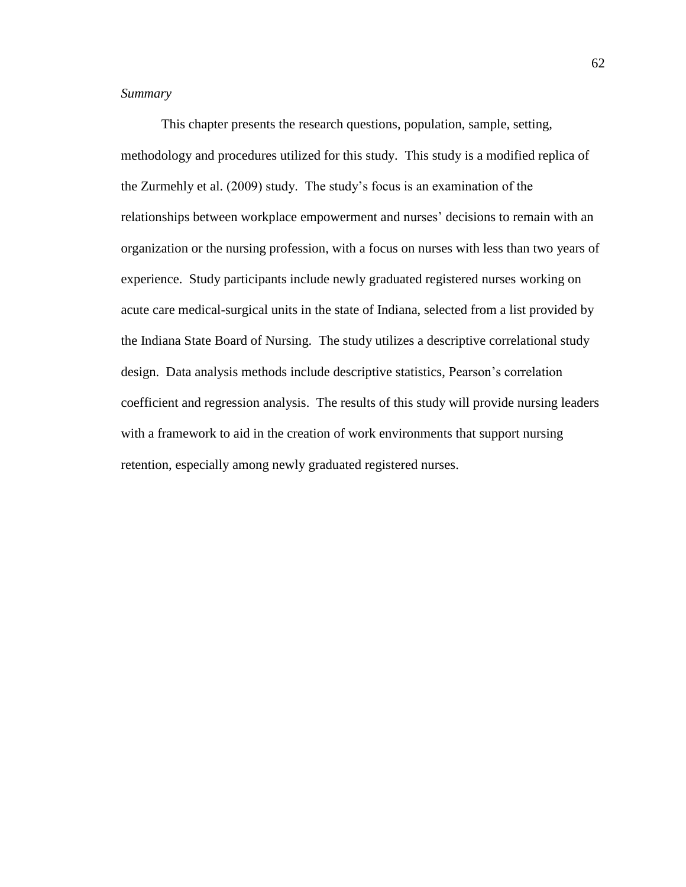### *Summary*

This chapter presents the research questions, population, sample, setting, methodology and procedures utilized for this study. This study is a modified replica of the Zurmehly et al. (2009) study. The study's focus is an examination of the relationships between workplace empowerment and nurses' decisions to remain with an organization or the nursing profession, with a focus on nurses with less than two years of experience. Study participants include newly graduated registered nurses working on acute care medical-surgical units in the state of Indiana, selected from a list provided by the Indiana State Board of Nursing. The study utilizes a descriptive correlational study design. Data analysis methods include descriptive statistics, Pearson's correlation coefficient and regression analysis. The results of this study will provide nursing leaders with a framework to aid in the creation of work environments that support nursing retention, especially among newly graduated registered nurses.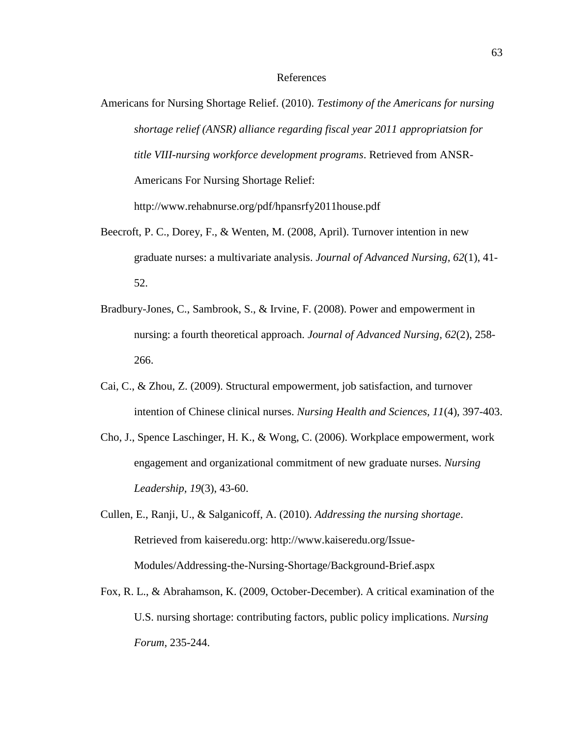# References

Americans for Nursing Shortage Relief. (2010). *Testimony of the Americans for nursing shortage relief (ANSR) alliance regarding fiscal year 2011 appropriatsion for title VIII-nursing workforce development programs*. Retrieved from ANSR-Americans For Nursing Shortage Relief: http://www.rehabnurse.org/pdf/hpansrfy2011house.pdf

Beecroft, P. C., Dorey, F., & Wenten, M. (2008, April). Turnover intention in new graduate nurses: a multivariate analysis. *Journal of Advanced Nursing*, *62*(1), 41-52.

Bradbury-Jones, C., Sambrook, S., & Irvine, F. (2008). Power and empowerment in nursing: a fourth theoretical approach. *Journal of Advanced Nursing, 62*(2), 258-266.

Cai, C., & Zhou, Z. (2009). Structural empowerment, job satisfaction, and turnover intention of Chinese clinical nurses. *Nursing Health and Sciences, 11*(4), 397-403.

Cho, J., Spence Laschinger, H. K., & Wong, C. (2006). Workplace empowerment, work engagement and organizational commitment of new graduate nurses. *Nursing Leadership*, *19*(3), 43-60.

Cullen, E., Ranji, U., & Salganicoff, A. (2010). *Addressing the nursing shortage*. Retrieved from kaiseredu.org: http://www.kaiseredu.org/Issue-Modules/Addressing-the-Nursing-Shortage/Background-Brief.aspx

Fox, R. L., & Abrahamson, K. (2009, October-December). A critical examination of the U.S. nursing shortage: contributing factors, public policy implications. *Nursing Forum*, 235-244.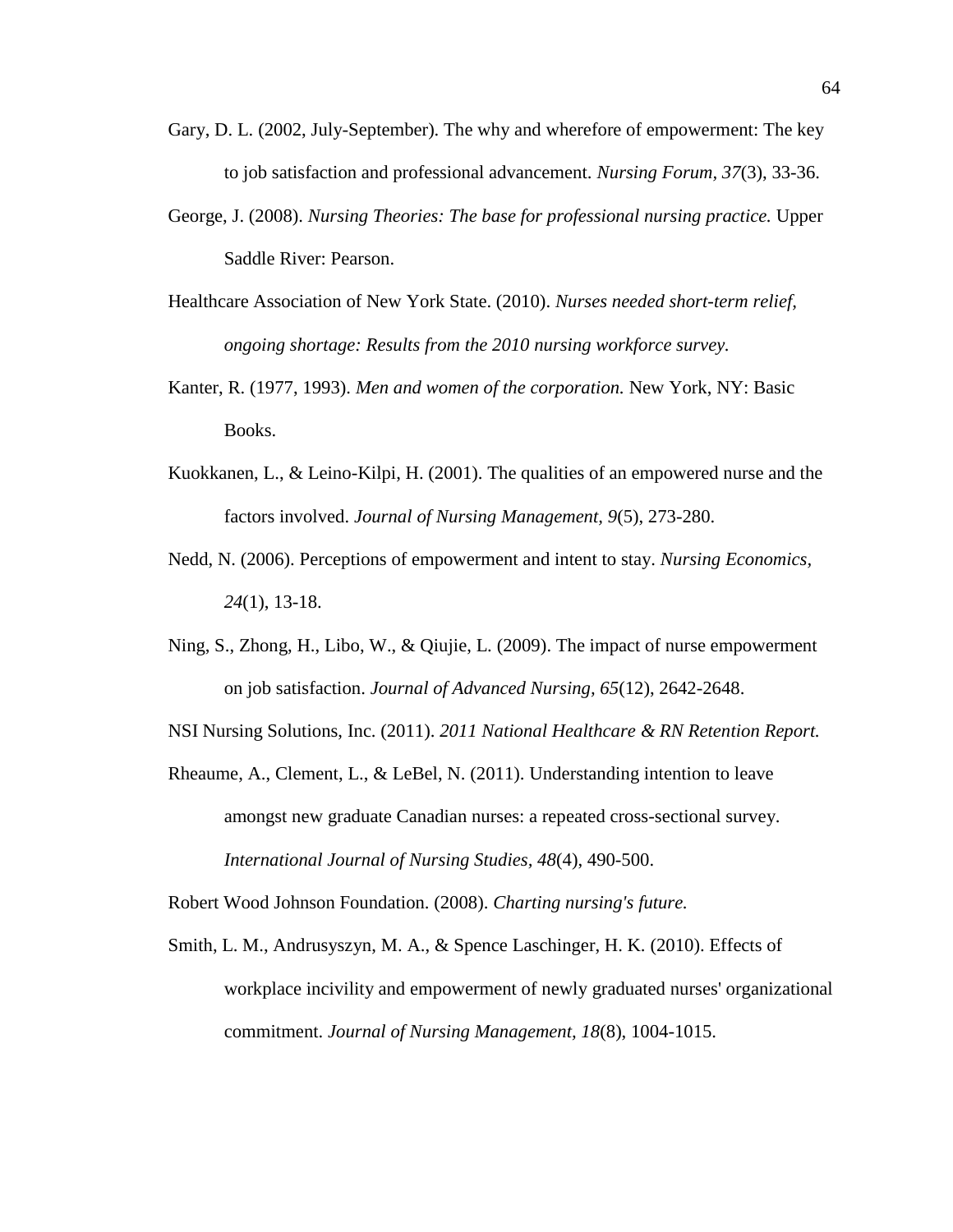Gary, D. L. (2002, July-September). The why and wherefore of empowerment: The key to job satisfaction and professional advancement. *Nursing Forum, 37*(3), 33-36.

George, J. (2008). *Nursing Theories: The base for professional nursing practice.* Upper Saddle River: Pearson.

Healthcare Association of New York State. (2010). *Nurses needed short-term relief, ongoing shortage: Results from the 2010 nursing workforce survey.*

Kanter, R. (1977, 1993). *Men and women of the corporation.* New York, NY: Basic Books.

Kuokkanen, L., & Leino-Kilpi, H. (2001). The qualities of an empowered nurse and the factors involved. *Journal of Nursing Management, 9*(5), 273-280.

Nedd, N. (2006). Perceptions of empowerment and intent to stay. *Nursing Economics, 24*(1), 13-18.

Ning, S., Zhong, H., Libo, W., & Qiujie, L. (2009). The impact of nurse empowerment on job satisfaction. *Journal of Advanced Nursing, 65*(12), 2642-2648.

NSI Nursing Solutions, Inc. (2011). *2011 National Healthcare & RN Retention Report.*

Rheaume, A., Clement, L., & LeBel, N. (2011). Understanding intention to leave amongst new graduate Canadian nurses: a repeated cross-sectional survey. *International Journal of Nursing Studies, 48*(4), 490-500.

Robert Wood Johnson Foundation. (2008). *Charting nursing's future.*

Smith, L. M., Andrusyszyn, M. A., & Spence Laschinger, H. K. (2010). Effects of workplace incivility and empowerment of newly graduated nurses' organizational commitment. *Journal of Nursing Management, 18*(8), 1004-1015.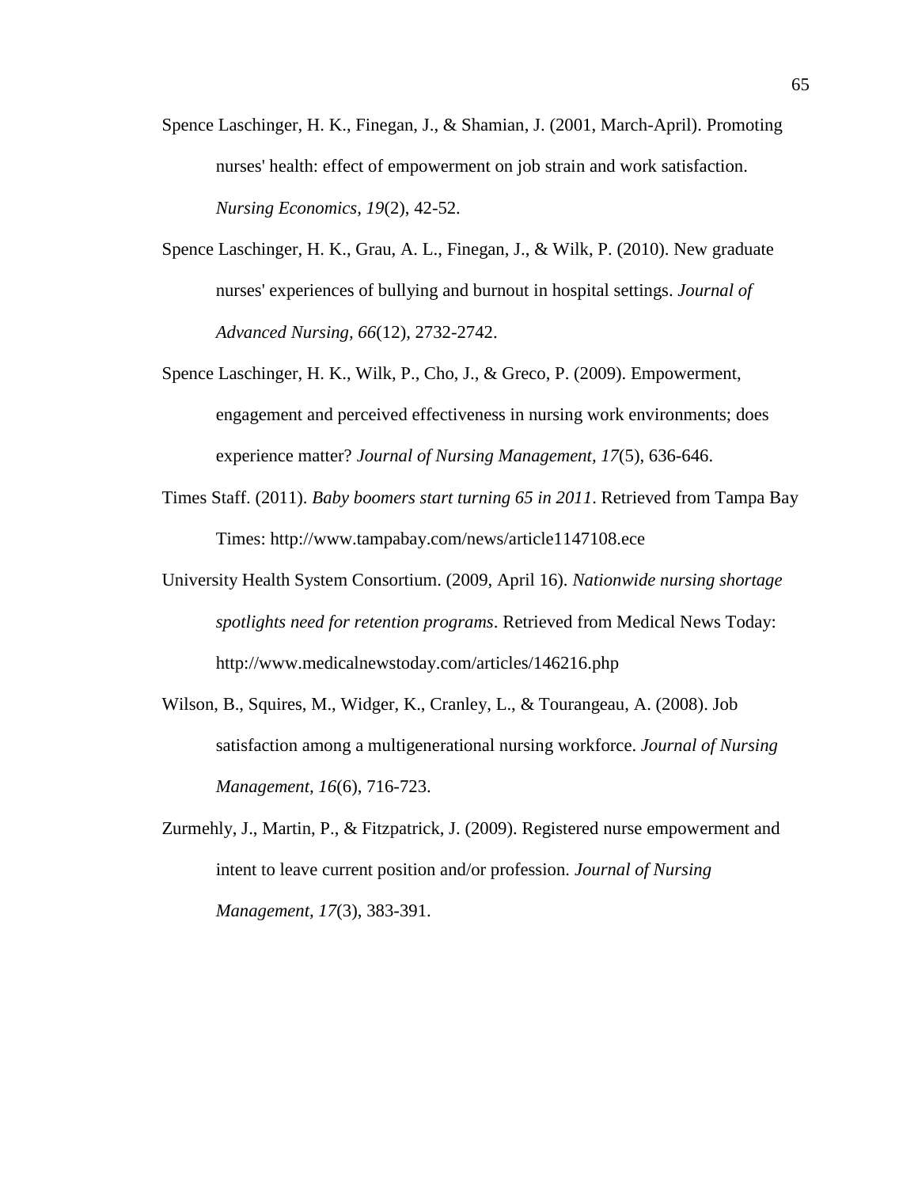Spence Laschinger, H. K., Finegan, J., & Shamian, J. (2001, March-April). Promoting nurses' health: effect of empowerment on job strain and work satisfaction. *Nursing Economics, 19*(2), 42-52.

Spence Laschinger, H. K., Grau, A. L., Finegan, J., & Wilk, P. (2010). New graduate nurses' experiences of bullying and burnout in hospital settings. *Journal of Advanced Nursing, 66*(12), 2732-2742.

Spence Laschinger, H. K., Wilk, P., Cho, J., & Greco, P. (2009). Empowerment, engagement and perceived effectiveness in nursing work environments; does experience matter? *Journal of Nursing Management, 17*(5), 636-646.

Times Staff. (2011). *Baby boomers start turning 65 in 2011*. Retrieved from Tampa Bay Times: http://www.tampabay.com/news/article1147108.ece

University Health System Consortium. (2009, April 16). *Nationwide nursing shortage spotlights need for retention programs*. Retrieved from Medical News Today: http://www.medicalnewstoday.com/articles/146216.php

Wilson, B., Squires, M., Widger, K., Cranley, L., & Tourangeau, A. (2008). Job satisfaction among a multigenerational nursing workforce. *Journal of Nursing Management, 16*(6), 716-723.

Zurmehly, J., Martin, P., & Fitzpatrick, J. (2009). Registered nurse empowerment and intent to leave current position and/or profession. *Journal of Nursing Management, 17*(3), 383-391.